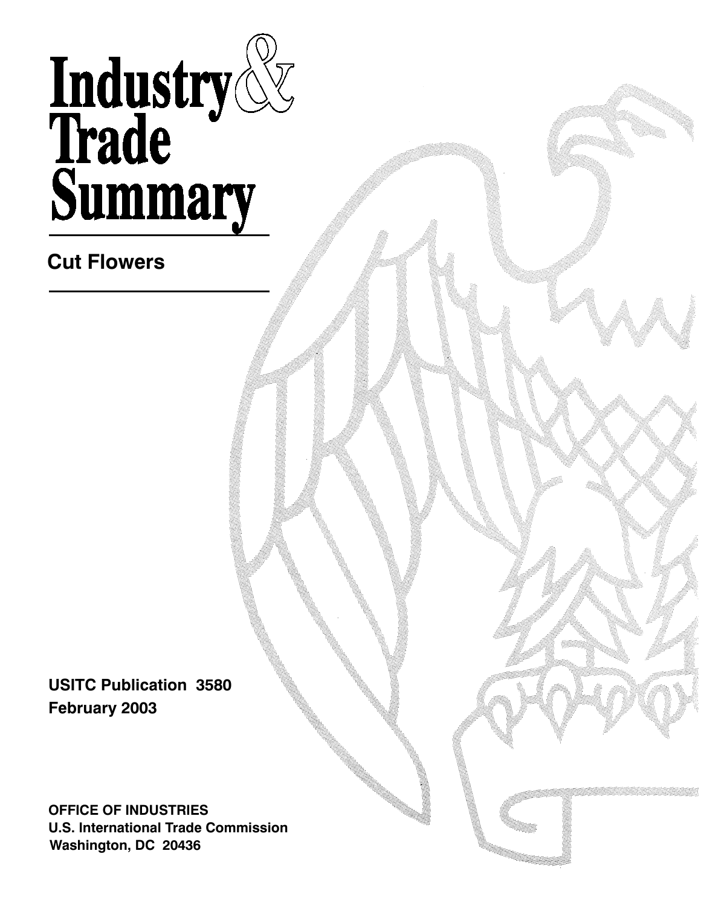# Industry & Trade Summary

## Cut Flowers

**USITC Publication 3580**
**February 2003**

**OFFICE OF INDUSTRIES**
**U.S. International Trade Commission**
**Washington, DC 20436**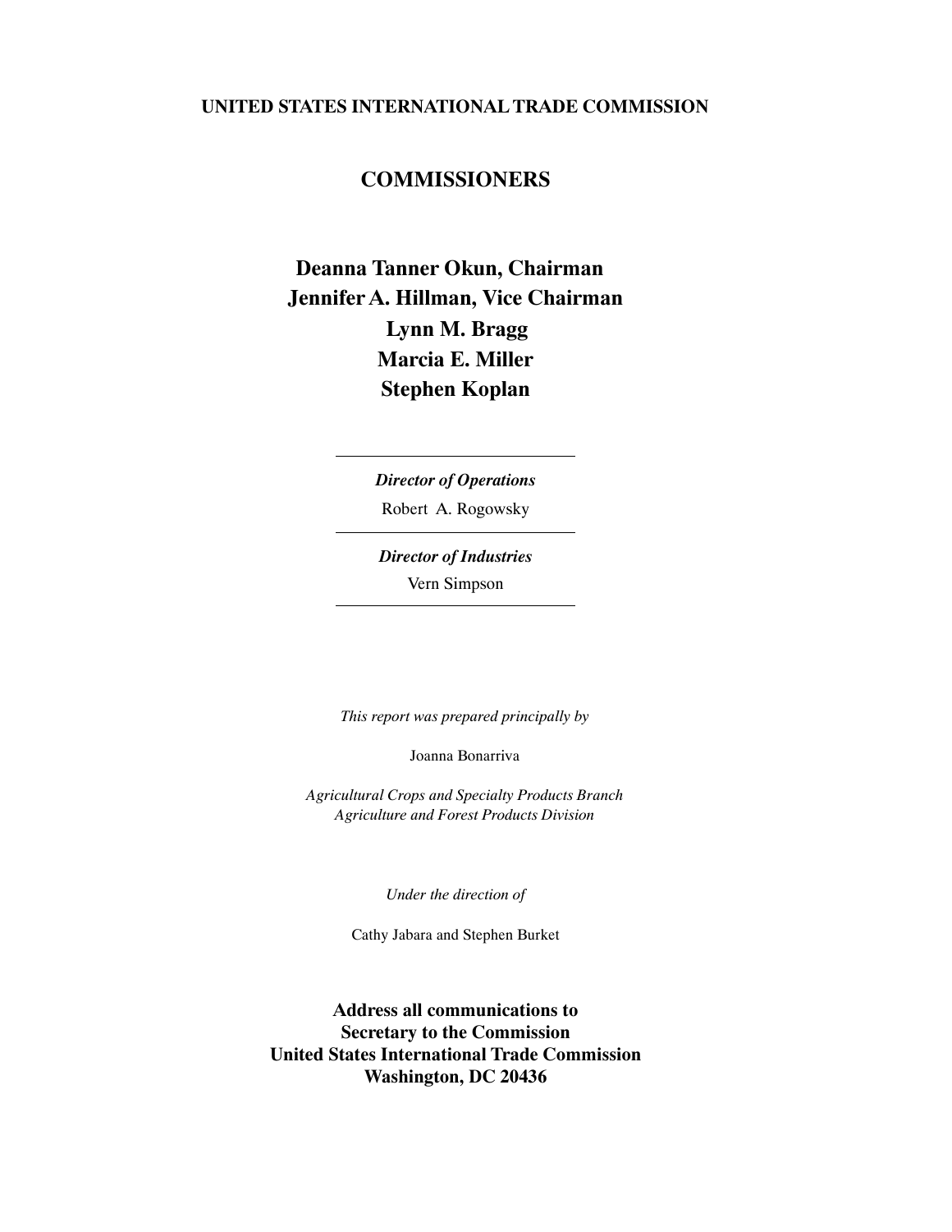**UNITED STATES INTERNATIONAL TRADE COMMISSION**

## COMMISSIONERS

**Deanna Tanner Okun, Chairman**
**Jennifer A. Hillman, Vice Chairman**
**Lynn M. Bragg**
**Marcia E. Miller**
**Stephen Koplan**

---

***Director of Operations***

Robert A. Rogowsky

---

***Director of Industries***

Vern Simpson

---

*This report was prepared principally by*

Joanna Bonarriva

*Agricultural Crops and Specialty Products Branch*
*Agriculture and Forest Products Division*

*Under the direction of*

Cathy Jabara and Stephen Burket

**Address all communications to**
**Secretary to the Commission**
**United States International Trade Commission**
**Washington, DC 20436**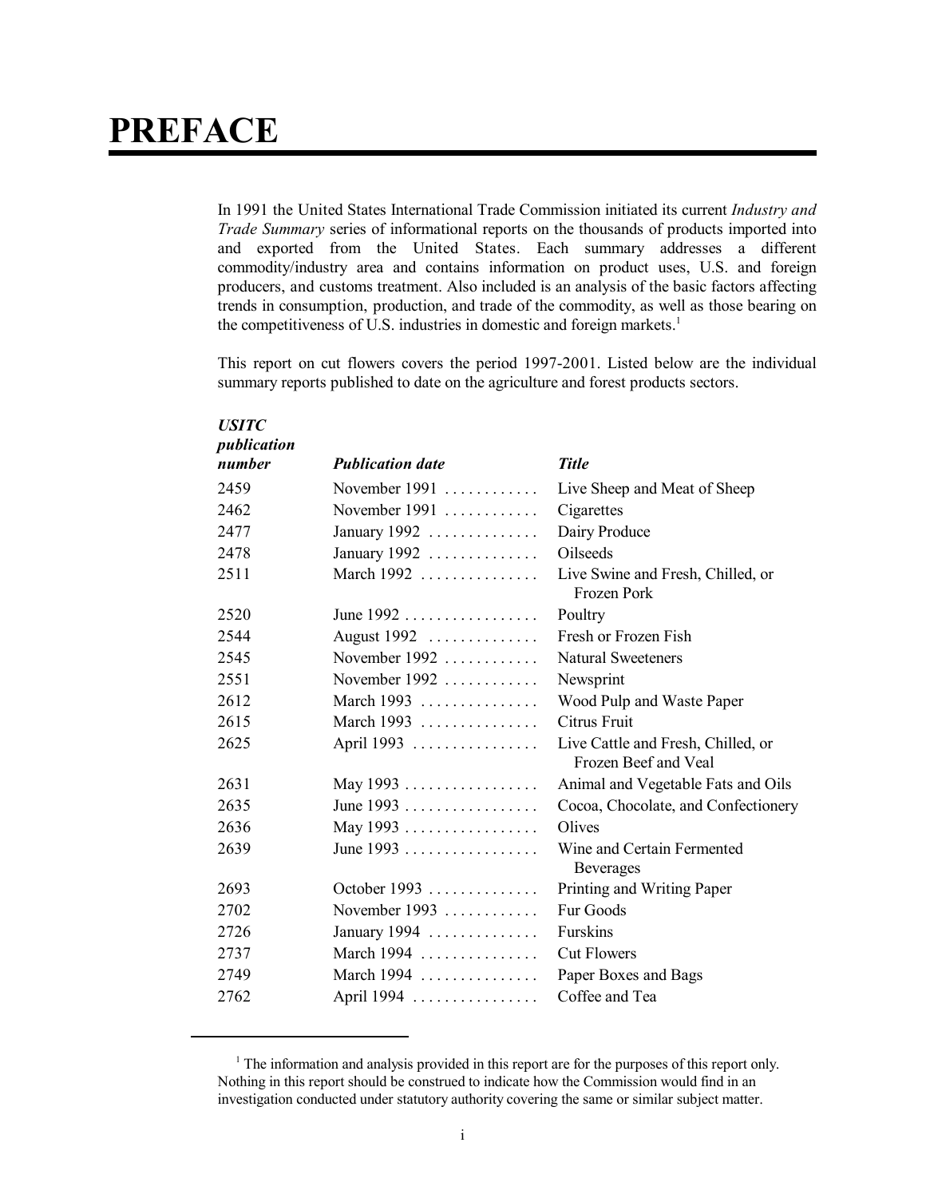# PREFACE

In 1991 the United States International Trade Commission initiated its current *Industry and Trade Summary* series of informational reports on the thousands of products imported into and exported from the United States. Each summary addresses a different commodity/industry area and contains information on product uses, U.S. and foreign producers, and customs treatment. Also included is an analysis of the basic factors affecting trends in consumption, production, and trade of the commodity, as well as those bearing on the competitiveness of U.S. industries in domestic and foreign markets.[1]

This report on cut flowers covers the period 1997-2001. Listed below are the individual summary reports published to date on the agriculture and forest products sectors.

| *USITC publication number* | *Publication date* | *Title* |
|---|---|---|
| 2459 | November 1991 | Live Sheep and Meat of Sheep |
| 2462 | November 1991 | Cigarettes |
| 2477 | January 1992 | Dairy Produce |
| 2478 | January 1992 | Oilseeds |
| 2511 | March 1992 | Live Swine and Fresh, Chilled, or Frozen Pork |
| 2520 | June 1992 | Poultry |
| 2544 | August 1992 | Fresh or Frozen Fish |
| 2545 | November 1992 | Natural Sweeteners |
| 2551 | November 1992 | Newsprint |
| 2612 | March 1993 | Wood Pulp and Waste Paper |
| 2615 | March 1993 | Citrus Fruit |
| 2625 | April 1993 | Live Cattle and Fresh, Chilled, or Frozen Beef and Veal |
| 2631 | May 1993 | Animal and Vegetable Fats and Oils |
| 2635 | June 1993 | Cocoa, Chocolate, and Confectionery |
| 2636 | May 1993 | Olives |
| 2639 | June 1993 | Wine and Certain Fermented Beverages |
| 2693 | October 1993 | Printing and Writing Paper |
| 2702 | November 1993 | Fur Goods |
| 2726 | January 1994 | Furskins |
| 2737 | March 1994 | Cut Flowers |
| 2749 | March 1994 | Paper Boxes and Bags |
| 2762 | April 1994 | Coffee and Tea |

[1] The information and analysis provided in this report are for the purposes of this report only. Nothing in this report should be construed to indicate how the Commission would find in an investigation conducted under statutory authority covering the same or similar subject matter.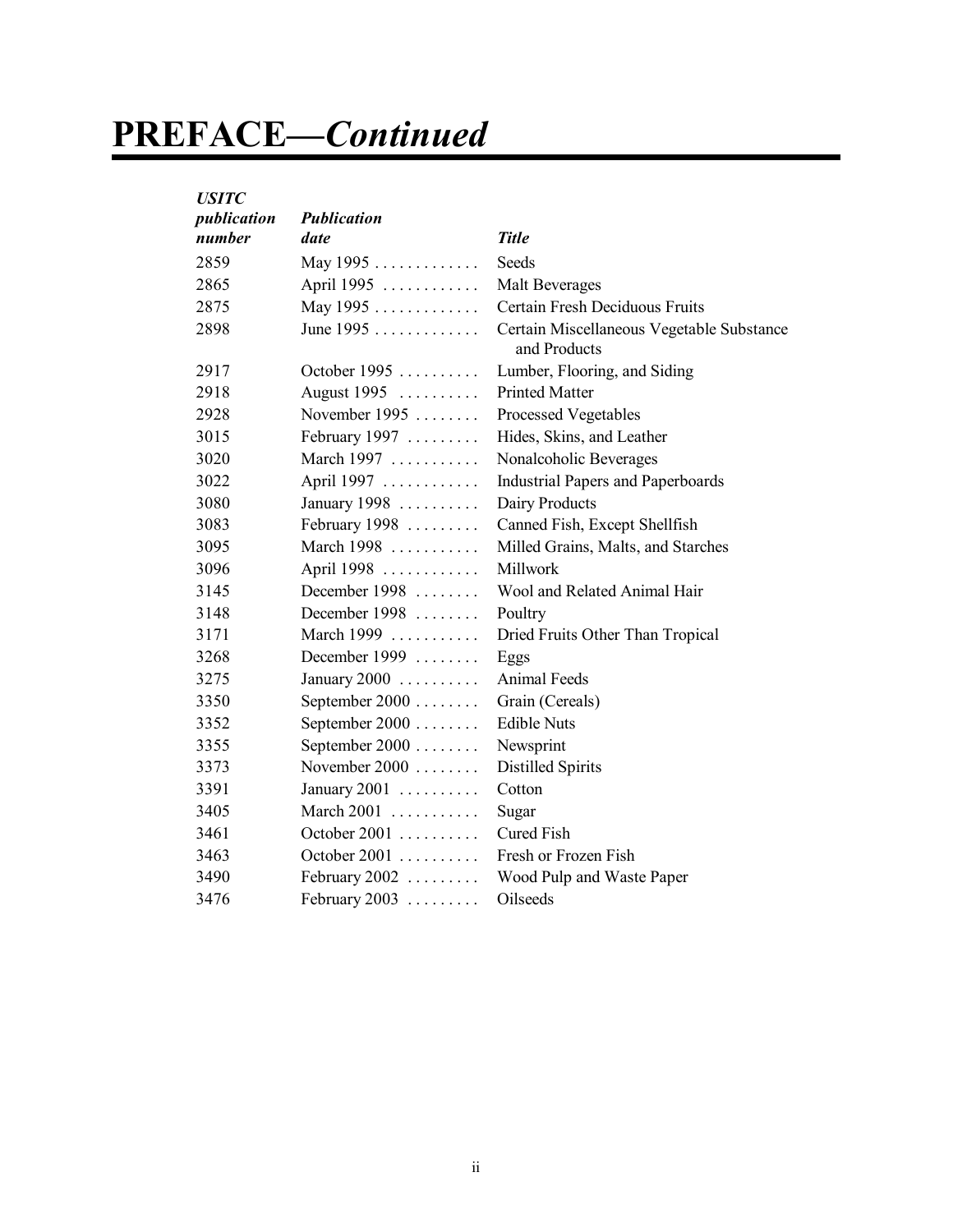# PREFACE—*Continued*

| *USITC publication number* | *Publication date* | *Title* |
|---|---|---|
| 2859 | May 1995 | Seeds |
| 2865 | April 1995 | Malt Beverages |
| 2875 | May 1995 | Certain Fresh Deciduous Fruits |
| 2898 | June 1995 | Certain Miscellaneous Vegetable Substance and Products |
| 2917 | October 1995 | Lumber, Flooring, and Siding |
| 2918 | August 1995 | Printed Matter |
| 2928 | November 1995 | Processed Vegetables |
| 3015 | February 1997 | Hides, Skins, and Leather |
| 3020 | March 1997 | Nonalcoholic Beverages |
| 3022 | April 1997 | Industrial Papers and Paperboards |
| 3080 | January 1998 | Dairy Products |
| 3083 | February 1998 | Canned Fish, Except Shellfish |
| 3095 | March 1998 | Milled Grains, Malts, and Starches |
| 3096 | April 1998 | Millwork |
| 3145 | December 1998 | Wool and Related Animal Hair |
| 3148 | December 1998 | Poultry |
| 3171 | March 1999 | Dried Fruits Other Than Tropical |
| 3268 | December 1999 | Eggs |
| 3275 | January 2000 | Animal Feeds |
| 3350 | September 2000 | Grain (Cereals) |
| 3352 | September 2000 | Edible Nuts |
| 3355 | September 2000 | Newsprint |
| 3373 | November 2000 | Distilled Spirits |
| 3391 | January 2001 | Cotton |
| 3405 | March 2001 | Sugar |
| 3461 | October 2001 | Cured Fish |
| 3463 | October 2001 | Fresh or Frozen Fish |
| 3490 | February 2002 | Wood Pulp and Waste Paper |
| 3476 | February 2003 | Oilseeds |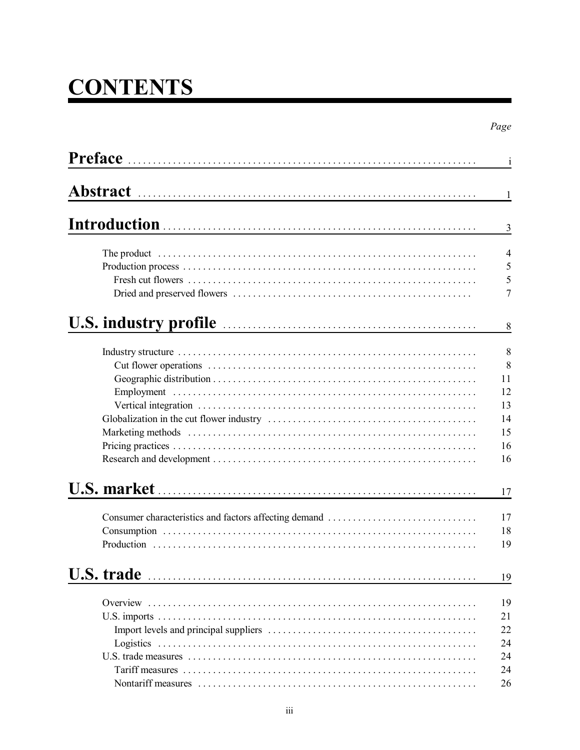# CONTENTS

| | Page |
|---|---|
| **Preface** | i |
| **Abstract** | 1 |
| **Introduction** | 3 |
| The product | 4 |
| Production process | 5 |
| Fresh cut flowers | 5 |
| Dried and preserved flowers | 7 |
| **U.S. industry profile** | 8 |
| Industry structure | 8 |
| Cut flower operations | 8 |
| Geographic distribution | 11 |
| Employment | 12 |
| Vertical integration | 13 |
| Globalization in the cut flower industry | 14 |
| Marketing methods | 15 |
| Pricing practices | 16 |
| Research and development | 16 |
| **U.S. market** | 17 |
| Consumer characteristics and factors affecting demand | 17 |
| Consumption | 18 |
| Production | 19 |
| **U.S. trade** | 19 |
| Overview | 19 |
| U.S. imports | 21 |
| Import levels and principal suppliers | 22 |
| Logistics | 24 |
| U.S. trade measures | 24 |
| Tariff measures | 24 |
| Nontariff measures | 26 |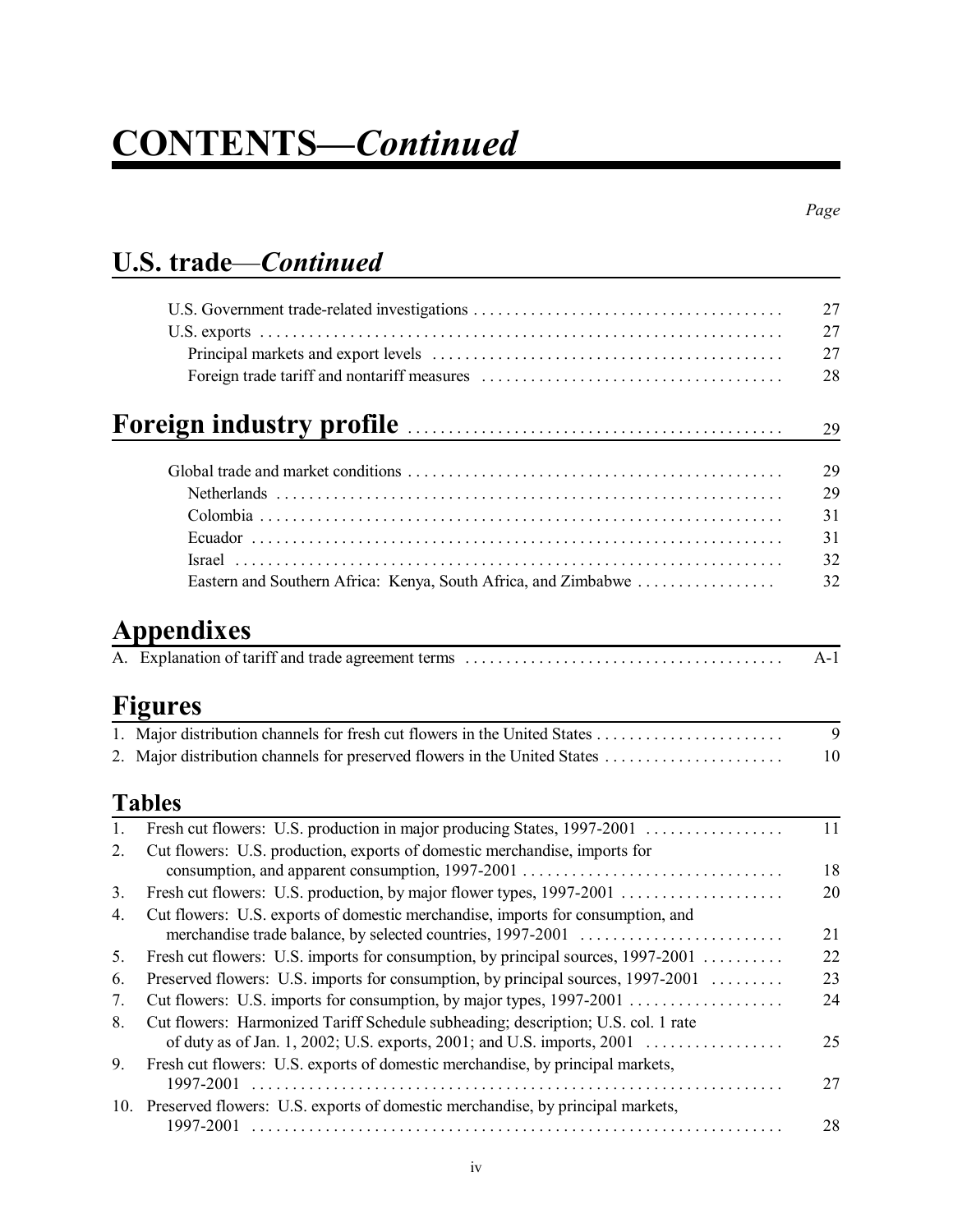# CONTENTS—*Continued*

| | Page |
|---|---|
| **U.S. trade—*Continued*** | |
| U.S. Government trade-related investigations | 27 |
| U.S. exports | 27 |
| Principal markets and export levels | 27 |
| Foreign trade tariff and nontariff measures | 28 |
| **Foreign industry profile** | 29 |
| Global trade and market conditions | 29 |
| Netherlands | 29 |
| Colombia | 31 |
| Ecuador | 31 |
| Israel | 32 |
| Eastern and Southern Africa: Kenya, South Africa, and Zimbabwe | 32 |

## Appendixes

| | |
|---|---|
| A. Explanation of tariff and trade agreement terms | A-1 |

## Figures

| | |
|---|---|
| 1. Major distribution channels for fresh cut flowers in the United States | 9 |
| 2. Major distribution channels for preserved flowers in the United States | 10 |

## Tables

| | |
|---|---|
| 1. Fresh cut flowers: U.S. production in major producing States, 1997-2001 | 11 |
| 2. Cut flowers: U.S. production, exports of domestic merchandise, imports for consumption, and apparent consumption, 1997-2001 | 18 |
| 3. Fresh cut flowers: U.S. production, by major flower types, 1997-2001 | 20 |
| 4. Cut flowers: U.S. exports of domestic merchandise, imports for consumption, and merchandise trade balance, by selected countries, 1997-2001 | 21 |
| 5. Fresh cut flowers: U.S. imports for consumption, by principal sources, 1997-2001 | 22 |
| 6. Preserved flowers: U.S. imports for consumption, by principal sources, 1997-2001 | 23 |
| 7. Cut flowers: U.S. imports for consumption, by major types, 1997-2001 | 24 |
| 8. Cut flowers: Harmonized Tariff Schedule subheading; description; U.S. col. 1 rate of duty as of Jan. 1, 2002; U.S. exports, 2001; and U.S. imports, 2001 | 25 |
| 9. Fresh cut flowers: U.S. exports of domestic merchandise, by principal markets, 1997-2001 | 27 |
| 10. Preserved flowers: U.S. exports of domestic merchandise, by principal markets, 1997-2001 | 28 |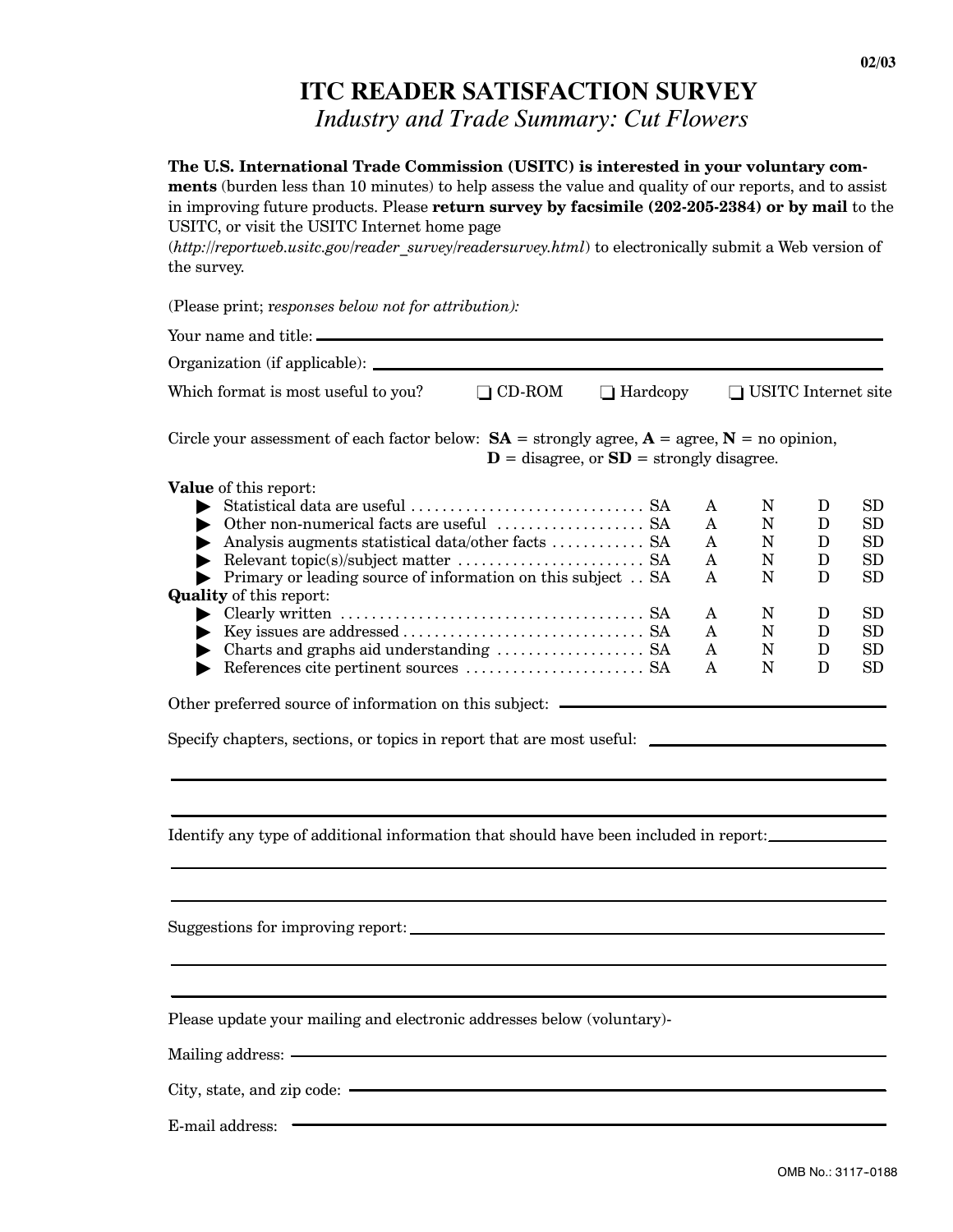02/03

# ITC READER SATISFACTION SURVEY

## *Industry and Trade Summary: Cut Flowers*

**The U.S. International Trade Commission (USITC) is interested in your voluntary comments** (burden less than 10 minutes) to help assess the value and quality of our reports, and to assist in improving future products. Please **return survey by facsimile (202-205-2384) or by mail** to the USITC, or visit the USITC Internet home page (*http://reportweb.usitc.gov/reader_survey/readersurvey.html*) to electronically submit a Web version of the survey.

(Please print; *responses below not for attribution):*

Your name and title: ____________________

Organization (if applicable): ____________________

Which format is most useful to you? ❑ CD-ROM ❑ Hardcopy ❑ USITC Internet site

Circle your assessment of each factor below: **SA** = strongly agree, **A** = agree, **N** = no opinion, **D** = disagree, or **SD** = strongly disagree.

**Value** of this report:

| | | | | | |
|---|---|---|---|---|---|
| ▶ Statistical data are useful | SA | A | N | D | SD |
| ▶ Other non-numerical facts are useful | SA | A | N | D | SD |
| ▶ Analysis augments statistical data/other facts | SA | A | N | D | SD |
| ▶ Relevant topic(s)/subject matter | SA | A | N | D | SD |
| ▶ Primary or leading source of information on this subject | SA | A | N | D | SD |

**Quality** of this report:

| | | | | | |
|---|---|---|---|---|---|
| ▶ Clearly written | SA | A | N | D | SD |
| ▶ Key issues are addressed | SA | A | N | D | SD |
| ▶ Charts and graphs aid understanding | SA | A | N | D | SD |
| ▶ References cite pertinent sources | SA | A | N | D | SD |

Other preferred source of information on this subject: ____________________

Specify chapters, sections, or topics in report that are most useful: ____________________

Identify any type of additional information that should have been included in report: ____________________

Suggestions for improving report: ____________________

Please update your mailing and electronic addresses below (voluntary)-

Mailing address: ____________________

City, state, and zip code: ____________________

E-mail address: ____________________

OMB No.: 3117-0188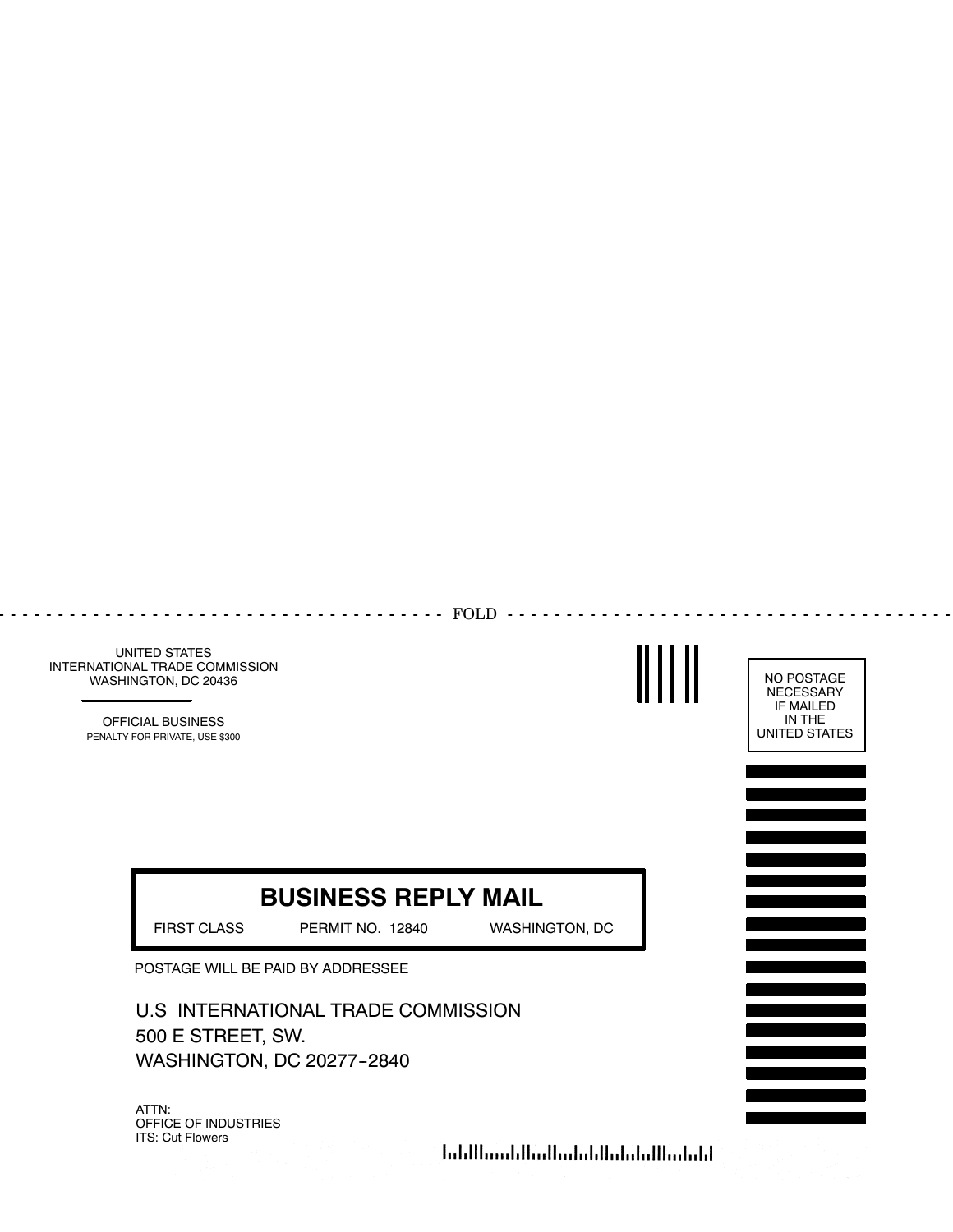FOLD

UNITED STATES
INTERNATIONAL TRADE COMMISSION
WASHINGTON, DC 20436

OFFICIAL BUSINESS
PENALTY FOR PRIVATE, USE $300

NO POSTAGE
NECESSARY
IF MAILED
IN THE
UNITED STATES

**BUSINESS REPLY MAIL**

FIRST CLASS PERMIT NO. 12840 WASHINGTON, DC

POSTAGE WILL BE PAID BY ADDRESSEE

U.S INTERNATIONAL TRADE COMMISSION
500 E STREET, SW.
WASHINGTON, DC 20277-2840

ATTN:
OFFICE OF INDUSTRIES
ITS: Cut Flowers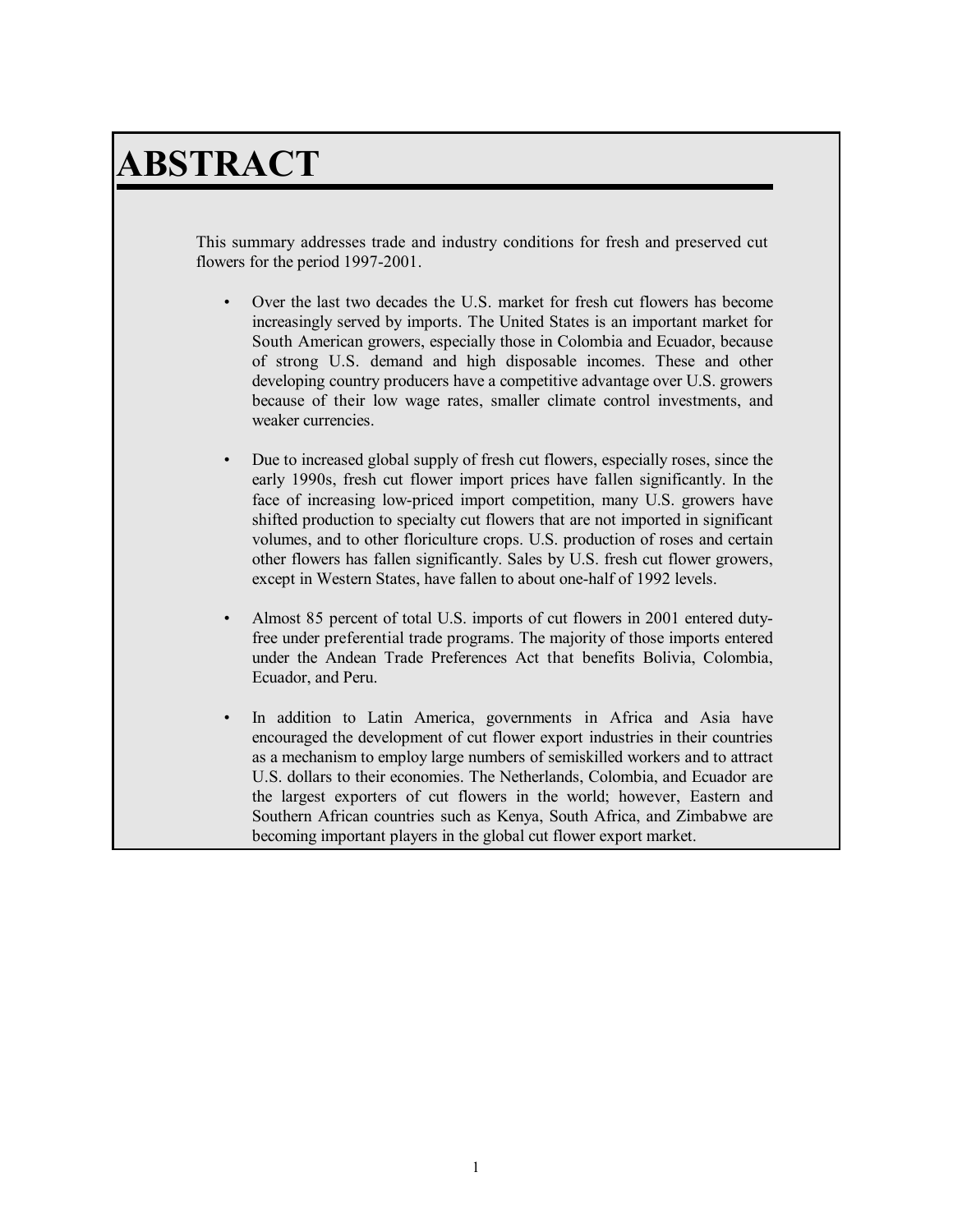# ABSTRACT

This summary addresses trade and industry conditions for fresh and preserved cut flowers for the period 1997-2001.

- Over the last two decades the U.S. market for fresh cut flowers has become increasingly served by imports. The United States is an important market for South American growers, especially those in Colombia and Ecuador, because of strong U.S. demand and high disposable incomes. These and other developing country producers have a competitive advantage over U.S. growers because of their low wage rates, smaller climate control investments, and weaker currencies.

- Due to increased global supply of fresh cut flowers, especially roses, since the early 1990s, fresh cut flower import prices have fallen significantly. In the face of increasing low-priced import competition, many U.S. growers have shifted production to specialty cut flowers that are not imported in significant volumes, and to other floriculture crops. U.S. production of roses and certain other flowers has fallen significantly. Sales by U.S. fresh cut flower growers, except in Western States, have fallen to about one-half of 1992 levels.

- Almost 85 percent of total U.S. imports of cut flowers in 2001 entered duty-free under preferential trade programs. The majority of those imports entered under the Andean Trade Preferences Act that benefits Bolivia, Colombia, Ecuador, and Peru.

- In addition to Latin America, governments in Africa and Asia have encouraged the development of cut flower export industries in their countries as a mechanism to employ large numbers of semiskilled workers and to attract U.S. dollars to their economies. The Netherlands, Colombia, and Ecuador are the largest exporters of cut flowers in the world; however, Eastern and Southern African countries such as Kenya, South Africa, and Zimbabwe are becoming important players in the global cut flower export market.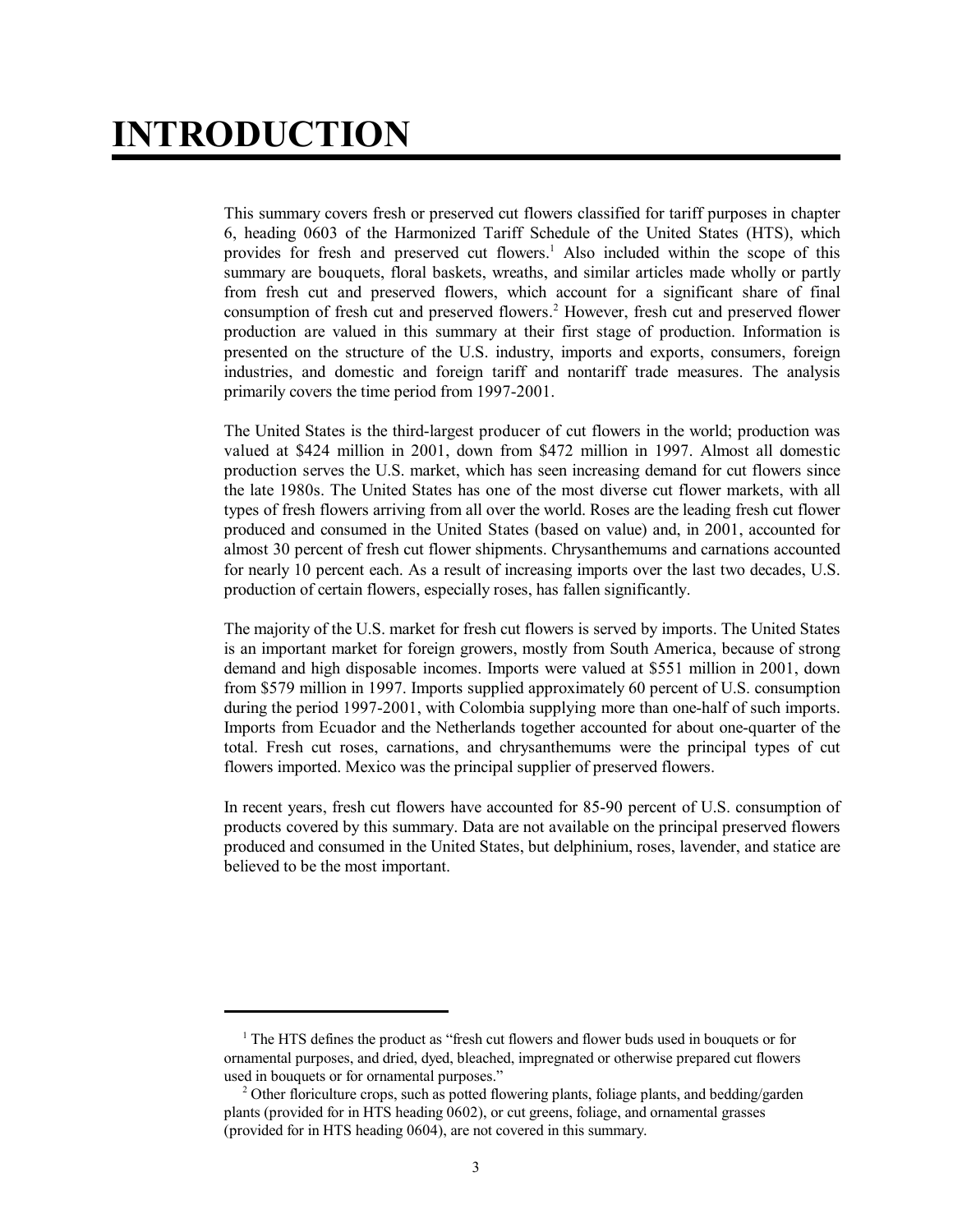# INTRODUCTION

This summary covers fresh or preserved cut flowers classified for tariff purposes in chapter 6, heading 0603 of the Harmonized Tariff Schedule of the United States (HTS), which provides for fresh and preserved cut flowers.[1] Also included within the scope of this summary are bouquets, floral baskets, wreaths, and similar articles made wholly or partly from fresh cut and preserved flowers, which account for a significant share of final consumption of fresh cut and preserved flowers.[2] However, fresh cut and preserved flower production are valued in this summary at their first stage of production. Information is presented on the structure of the U.S. industry, imports and exports, consumers, foreign industries, and domestic and foreign tariff and nontariff trade measures. The analysis primarily covers the time period from 1997-2001.

The United States is the third-largest producer of cut flowers in the world; production was valued at $424 million in 2001, down from $472 million in 1997. Almost all domestic production serves the U.S. market, which has seen increasing demand for cut flowers since the late 1980s. The United States has one of the most diverse cut flower markets, with all types of fresh flowers arriving from all over the world. Roses are the leading fresh cut flower produced and consumed in the United States (based on value) and, in 2001, accounted for almost 30 percent of fresh cut flower shipments. Chrysanthemums and carnations accounted for nearly 10 percent each. As a result of increasing imports over the last two decades, U.S. production of certain flowers, especially roses, has fallen significantly.

The majority of the U.S. market for fresh cut flowers is served by imports. The United States is an important market for foreign growers, mostly from South America, because of strong demand and high disposable incomes. Imports were valued at $551 million in 2001, down from $579 million in 1997. Imports supplied approximately 60 percent of U.S. consumption during the period 1997-2001, with Colombia supplying more than one-half of such imports. Imports from Ecuador and the Netherlands together accounted for about one-quarter of the total. Fresh cut roses, carnations, and chrysanthemums were the principal types of cut flowers imported. Mexico was the principal supplier of preserved flowers.

In recent years, fresh cut flowers have accounted for 85-90 percent of U.S. consumption of products covered by this summary. Data are not available on the principal preserved flowers produced and consumed in the United States, but delphinium, roses, lavender, and statice are believed to be the most important.

---

[1] The HTS defines the product as "fresh cut flowers and flower buds used in bouquets or for ornamental purposes, and dried, dyed, bleached, impregnated or otherwise prepared cut flowers used in bouquets or for ornamental purposes."

[2] Other floriculture crops, such as potted flowering plants, foliage plants, and bedding/garden plants (provided for in HTS heading 0602), or cut greens, foliage, and ornamental grasses (provided for in HTS heading 0604), are not covered in this summary.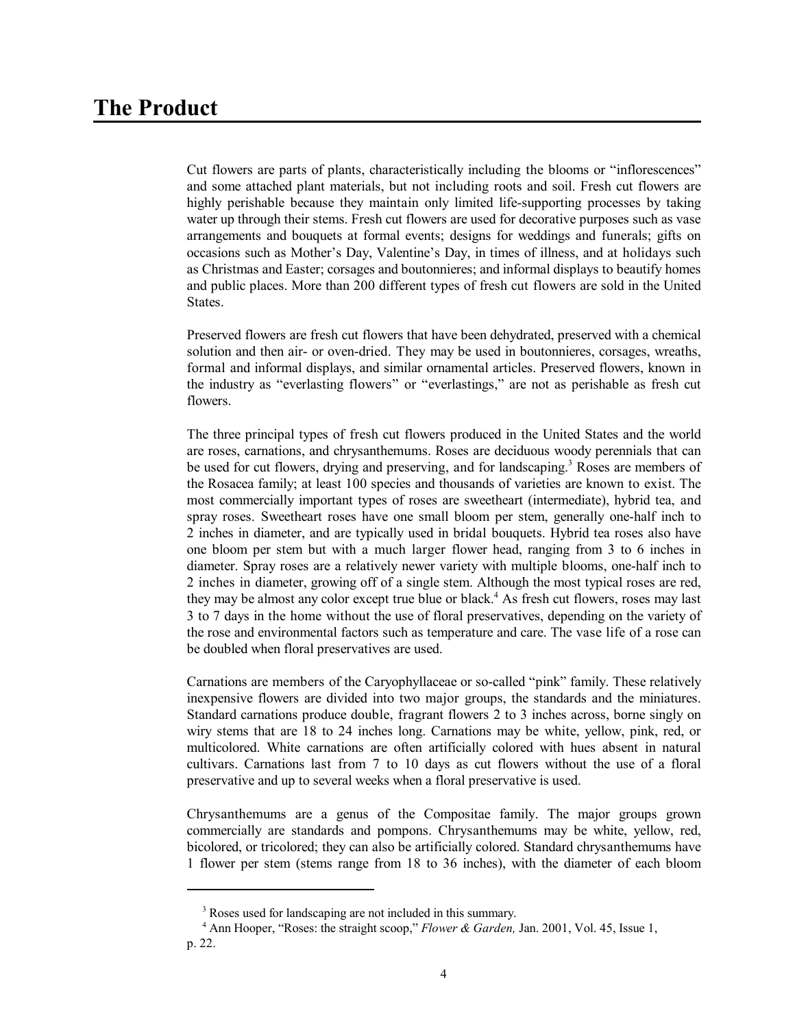# The Product

Cut flowers are parts of plants, characteristically including the blooms or "inflorescences" and some attached plant materials, but not including roots and soil. Fresh cut flowers are highly perishable because they maintain only limited life-supporting processes by taking water up through their stems. Fresh cut flowers are used for decorative purposes such as vase arrangements and bouquets at formal events; designs for weddings and funerals; gifts on occasions such as Mother's Day, Valentine's Day, in times of illness, and at holidays such as Christmas and Easter; corsages and boutonnieres; and informal displays to beautify homes and public places. More than 200 different types of fresh cut flowers are sold in the United States.

Preserved flowers are fresh cut flowers that have been dehydrated, preserved with a chemical solution and then air- or oven-dried. They may be used in boutonnieres, corsages, wreaths, formal and informal displays, and similar ornamental articles. Preserved flowers, known in the industry as "everlasting flowers" or "everlastings," are not as perishable as fresh cut flowers.

The three principal types of fresh cut flowers produced in the United States and the world are roses, carnations, and chrysanthemums. Roses are deciduous woody perennials that can be used for cut flowers, drying and preserving, and for landscaping.[3] Roses are members of the Rosacea family; at least 100 species and thousands of varieties are known to exist. The most commercially important types of roses are sweetheart (intermediate), hybrid tea, and spray roses. Sweetheart roses have one small bloom per stem, generally one-half inch to 2 inches in diameter, and are typically used in bridal bouquets. Hybrid tea roses also have one bloom per stem but with a much larger flower head, ranging from 3 to 6 inches in diameter. Spray roses are a relatively newer variety with multiple blooms, one-half inch to 2 inches in diameter, growing off of a single stem. Although the most typical roses are red, they may be almost any color except true blue or black.[4] As fresh cut flowers, roses may last 3 to 7 days in the home without the use of floral preservatives, depending on the variety of the rose and environmental factors such as temperature and care. The vase life of a rose can be doubled when floral preservatives are used.

Carnations are members of the Caryophyllaceae or so-called "pink" family. These relatively inexpensive flowers are divided into two major groups, the standards and the miniatures. Standard carnations produce double, fragrant flowers 2 to 3 inches across, borne singly on wiry stems that are 18 to 24 inches long. Carnations may be white, yellow, pink, red, or multicolored. White carnations are often artificially colored with hues absent in natural cultivars. Carnations last from 7 to 10 days as cut flowers without the use of a floral preservative and up to several weeks when a floral preservative is used.

Chrysanthemums are a genus of the Compositae family. The major groups grown commercially are standards and pompons. Chrysanthemums may be white, yellow, red, bicolored, or tricolored; they can also be artificially colored. Standard chrysanthemums have 1 flower per stem (stems range from 18 to 36 inches), with the diameter of each bloom

---

[3] Roses used for landscaping are not included in this summary.

[4] Ann Hooper, "Roses: the straight scoop," *Flower & Garden,* Jan. 2001, Vol. 45, Issue 1, p. 22.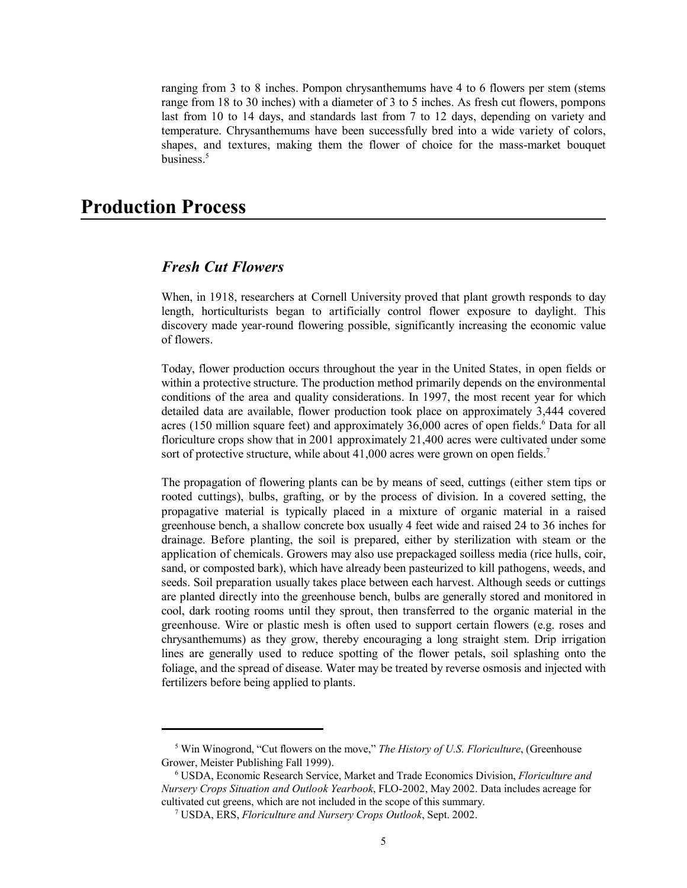ranging from 3 to 8 inches. Pompon chrysanthemums have 4 to 6 flowers per stem (stems range from 18 to 30 inches) with a diameter of 3 to 5 inches. As fresh cut flowers, pompons last from 10 to 14 days, and standards last from 7 to 12 days, depending on variety and temperature. Chrysanthemums have been successfully bred into a wide variety of colors, shapes, and textures, making them the flower of choice for the mass-market bouquet business.[5]

# Production Process

## *Fresh Cut Flowers*

When, in 1918, researchers at Cornell University proved that plant growth responds to day length, horticulturists began to artificially control flower exposure to daylight. This discovery made year-round flowering possible, significantly increasing the economic value of flowers.

Today, flower production occurs throughout the year in the United States, in open fields or within a protective structure. The production method primarily depends on the environmental conditions of the area and quality considerations. In 1997, the most recent year for which detailed data are available, flower production took place on approximately 3,444 covered acres (150 million square feet) and approximately 36,000 acres of open fields.[6] Data for all floriculture crops show that in 2001 approximately 21,400 acres were cultivated under some sort of protective structure, while about 41,000 acres were grown on open fields.[7]

The propagation of flowering plants can be by means of seed, cuttings (either stem tips or rooted cuttings), bulbs, grafting, or by the process of division. In a covered setting, the propagative material is typically placed in a mixture of organic material in a raised greenhouse bench, a shallow concrete box usually 4 feet wide and raised 24 to 36 inches for drainage. Before planting, the soil is prepared, either by sterilization with steam or the application of chemicals. Growers may also use prepackaged soilless media (rice hulls, coir, sand, or composted bark), which have already been pasteurized to kill pathogens, weeds, and seeds. Soil preparation usually takes place between each harvest. Although seeds or cuttings are planted directly into the greenhouse bench, bulbs are generally stored and monitored in cool, dark rooting rooms until they sprout, then transferred to the organic material in the greenhouse. Wire or plastic mesh is often used to support certain flowers (e.g. roses and chrysanthemums) as they grow, thereby encouraging a long straight stem. Drip irrigation lines are generally used to reduce spotting of the flower petals, soil splashing onto the foliage, and the spread of disease. Water may be treated by reverse osmosis and injected with fertilizers before being applied to plants.

---

[5] Win Winogrond, "Cut flowers on the move," *The History of U.S. Floriculture*, (Greenhouse Grower, Meister Publishing Fall 1999).

[6] USDA, Economic Research Service, Market and Trade Economics Division, *Floriculture and Nursery Crops Situation and Outlook Yearbook*, FLO-2002, May 2002. Data includes acreage for cultivated cut greens, which are not included in the scope of this summary.

[7] USDA, ERS, *Floriculture and Nursery Crops Outlook*, Sept. 2002.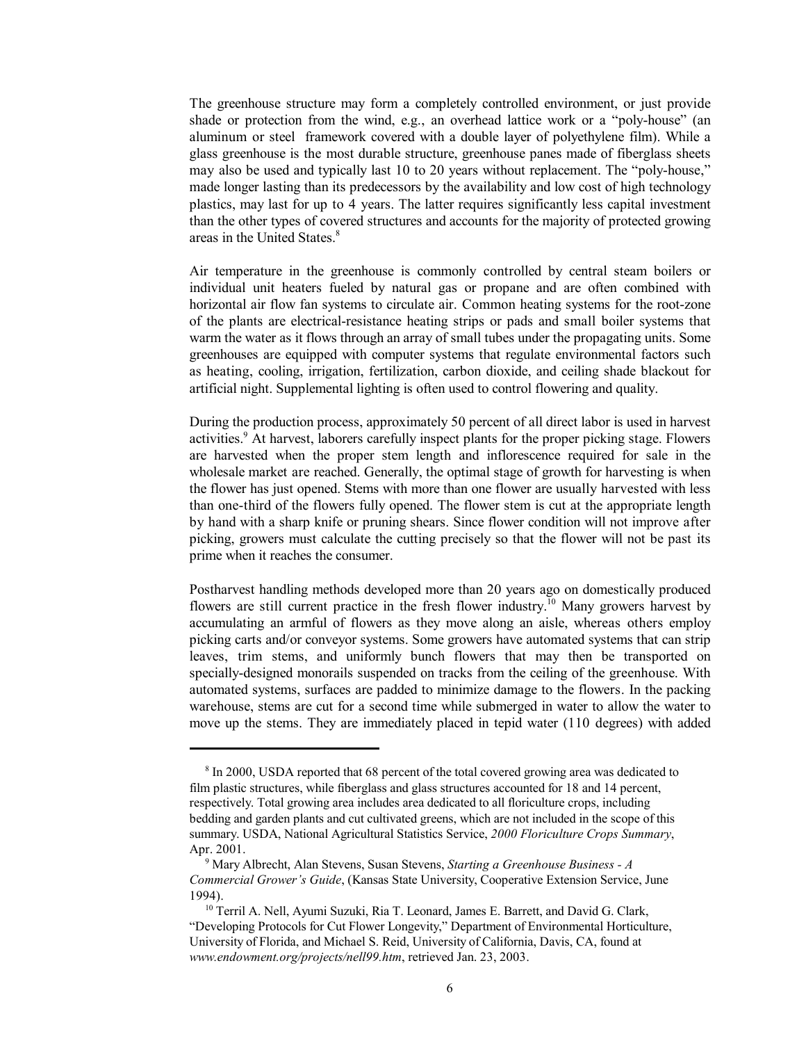The greenhouse structure may form a completely controlled environment, or just provide shade or protection from the wind, e.g., an overhead lattice work or a "poly-house" (an aluminum or steel framework covered with a double layer of polyethylene film). While a glass greenhouse is the most durable structure, greenhouse panes made of fiberglass sheets may also be used and typically last 10 to 20 years without replacement. The "poly-house," made longer lasting than its predecessors by the availability and low cost of high technology plastics, may last for up to 4 years. The latter requires significantly less capital investment than the other types of covered structures and accounts for the majority of protected growing areas in the United States.[8]

Air temperature in the greenhouse is commonly controlled by central steam boilers or individual unit heaters fueled by natural gas or propane and are often combined with horizontal air flow fan systems to circulate air. Common heating systems for the root-zone of the plants are electrical-resistance heating strips or pads and small boiler systems that warm the water as it flows through an array of small tubes under the propagating units. Some greenhouses are equipped with computer systems that regulate environmental factors such as heating, cooling, irrigation, fertilization, carbon dioxide, and ceiling shade blackout for artificial night. Supplemental lighting is often used to control flowering and quality.

During the production process, approximately 50 percent of all direct labor is used in harvest activities.[9] At harvest, laborers carefully inspect plants for the proper picking stage. Flowers are harvested when the proper stem length and inflorescence required for sale in the wholesale market are reached. Generally, the optimal stage of growth for harvesting is when the flower has just opened. Stems with more than one flower are usually harvested with less than one-third of the flowers fully opened. The flower stem is cut at the appropriate length by hand with a sharp knife or pruning shears. Since flower condition will not improve after picking, growers must calculate the cutting precisely so that the flower will not be past its prime when it reaches the consumer.

Postharvest handling methods developed more than 20 years ago on domestically produced flowers are still current practice in the fresh flower industry.[10] Many growers harvest by accumulating an armful of flowers as they move along an aisle, whereas others employ picking carts and/or conveyor systems. Some growers have automated systems that can strip leaves, trim stems, and uniformly bunch flowers that may then be transported on specially-designed monorails suspended on tracks from the ceiling of the greenhouse. With automated systems, surfaces are padded to minimize damage to the flowers. In the packing warehouse, stems are cut for a second time while submerged in water to allow the water to move up the stems. They are immediately placed in tepid water (110 degrees) with added

---

[8] In 2000, USDA reported that 68 percent of the total covered growing area was dedicated to film plastic structures, while fiberglass and glass structures accounted for 18 and 14 percent, respectively. Total growing area includes area dedicated to all floriculture crops, including bedding and garden plants and cut cultivated greens, which are not included in the scope of this summary. USDA, National Agricultural Statistics Service, *2000 Floriculture Crops Summary*, Apr. 2001.

[9] Mary Albrecht, Alan Stevens, Susan Stevens, *Starting a Greenhouse Business - A Commercial Grower's Guide*, (Kansas State University, Cooperative Extension Service, June 1994).

[10] Terril A. Nell, Ayumi Suzuki, Ria T. Leonard, James E. Barrett, and David G. Clark, "Developing Protocols for Cut Flower Longevity," Department of Environmental Horticulture, University of Florida, and Michael S. Reid, University of California, Davis, CA, found at *www.endowment.org/projects/nell99.htm*, retrieved Jan. 23, 2003.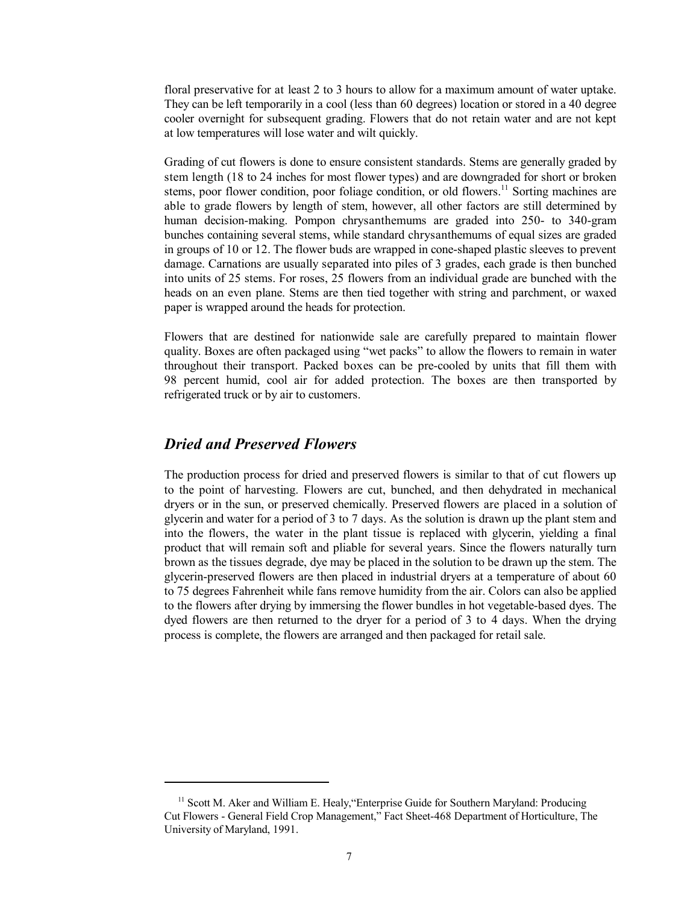floral preservative for at least 2 to 3 hours to allow for a maximum amount of water uptake. They can be left temporarily in a cool (less than 60 degrees) location or stored in a 40 degree cooler overnight for subsequent grading. Flowers that do not retain water and are not kept at low temperatures will lose water and wilt quickly.

Grading of cut flowers is done to ensure consistent standards. Stems are generally graded by stem length (18 to 24 inches for most flower types) and are downgraded for short or broken stems, poor flower condition, poor foliage condition, or old flowers.[11] Sorting machines are able to grade flowers by length of stem, however, all other factors are still determined by human decision-making. Pompon chrysanthemums are graded into 250- to 340-gram bunches containing several stems, while standard chrysanthemums of equal sizes are graded in groups of 10 or 12. The flower buds are wrapped in cone-shaped plastic sleeves to prevent damage. Carnations are usually separated into piles of 3 grades, each grade is then bunched into units of 25 stems. For roses, 25 flowers from an individual grade are bunched with the heads on an even plane. Stems are then tied together with string and parchment, or waxed paper is wrapped around the heads for protection.

Flowers that are destined for nationwide sale are carefully prepared to maintain flower quality. Boxes are often packaged using "wet packs" to allow the flowers to remain in water throughout their transport. Packed boxes can be pre-cooled by units that fill them with 98 percent humid, cool air for added protection. The boxes are then transported by refrigerated truck or by air to customers.

## *Dried and Preserved Flowers*

The production process for dried and preserved flowers is similar to that of cut flowers up to the point of harvesting. Flowers are cut, bunched, and then dehydrated in mechanical dryers or in the sun, or preserved chemically. Preserved flowers are placed in a solution of glycerin and water for a period of 3 to 7 days. As the solution is drawn up the plant stem and into the flowers, the water in the plant tissue is replaced with glycerin, yielding a final product that will remain soft and pliable for several years. Since the flowers naturally turn brown as the tissues degrade, dye may be placed in the solution to be drawn up the stem. The glycerin-preserved flowers are then placed in industrial dryers at a temperature of about 60 to 75 degrees Fahrenheit while fans remove humidity from the air. Colors can also be applied to the flowers after drying by immersing the flower bundles in hot vegetable-based dyes. The dyed flowers are then returned to the dryer for a period of 3 to 4 days. When the drying process is complete, the flowers are arranged and then packaged for retail sale.

---

[11] Scott M. Aker and William E. Healy, "Enterprise Guide for Southern Maryland: Producing Cut Flowers - General Field Crop Management," Fact Sheet-468 Department of Horticulture, The University of Maryland, 1991.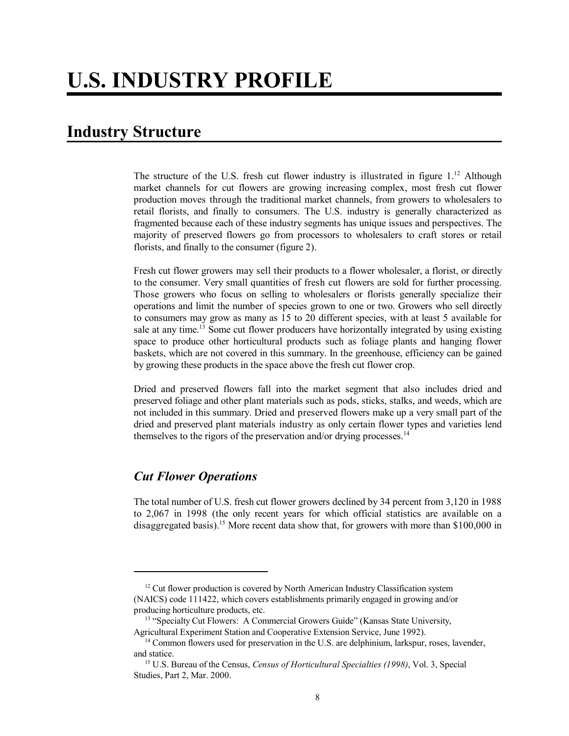# U.S. INDUSTRY PROFILE

## Industry Structure

The structure of the U.S. fresh cut flower industry is illustrated in figure 1.[12] Although market channels for cut flowers are growing increasing complex, most fresh cut flower production moves through the traditional market channels, from growers to wholesalers to retail florists, and finally to consumers. The U.S. industry is generally characterized as fragmented because each of these industry segments has unique issues and perspectives. The majority of preserved flowers go from processors to wholesalers to craft stores or retail florists, and finally to the consumer (figure 2).

Fresh cut flower growers may sell their products to a flower wholesaler, a florist, or directly to the consumer. Very small quantities of fresh cut flowers are sold for further processing. Those growers who focus on selling to wholesalers or florists generally specialize their operations and limit the number of species grown to one or two. Growers who sell directly to consumers may grow as many as 15 to 20 different species, with at least 5 available for sale at any time.[13] Some cut flower producers have horizontally integrated by using existing space to produce other horticultural products such as foliage plants and hanging flower baskets, which are not covered in this summary. In the greenhouse, efficiency can be gained by growing these products in the space above the fresh cut flower crop.

Dried and preserved flowers fall into the market segment that also includes dried and preserved foliage and other plant materials such as pods, sticks, stalks, and weeds, which are not included in this summary. Dried and preserved flowers make up a very small part of the dried and preserved plant materials industry as only certain flower types and varieties lend themselves to the rigors of the preservation and/or drying processes.[14]

### *Cut Flower Operations*

The total number of U.S. fresh cut flower growers declined by 34 percent from 3,120 in 1988 to 2,067 in 1998 (the only recent years for which official statistics are available on a disaggregated basis).[15] More recent data show that, for growers with more than $100,000 in

---

[12] Cut flower production is covered by North American Industry Classification system (NAICS) code 111422, which covers establishments primarily engaged in growing and/or producing horticulture products, etc.

[13] "Specialty Cut Flowers: A Commercial Growers Guide" (Kansas State University, Agricultural Experiment Station and Cooperative Extension Service, June 1992).

[14] Common flowers used for preservation in the U.S. are delphinium, larkspur, roses, lavender, and statice.

[15] U.S. Bureau of the Census, *Census of Horticultural Specialties (1998)*, Vol. 3, Special Studies, Part 2, Mar. 2000.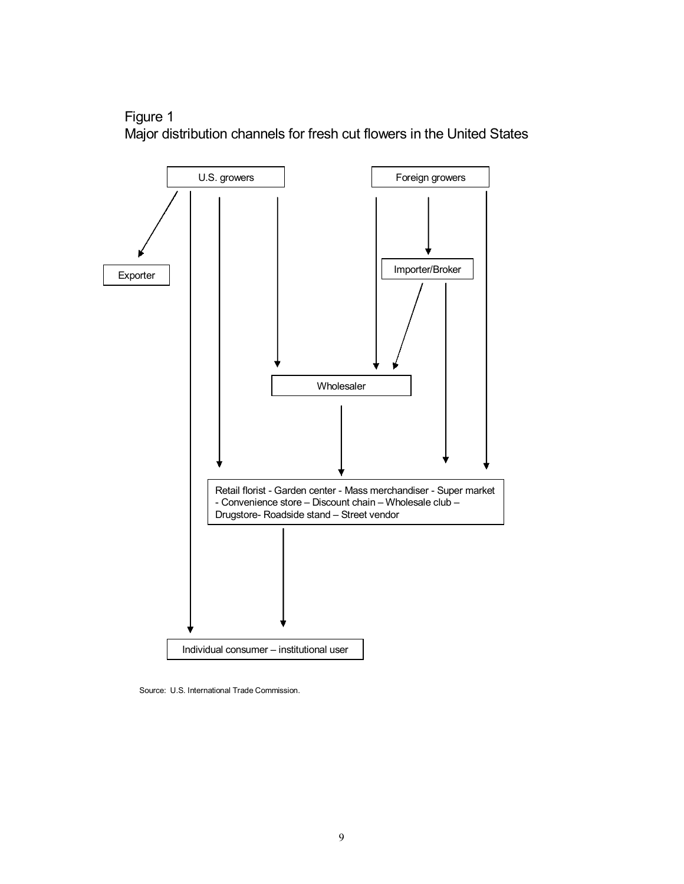Figure 1
Major distribution channels for fresh cut flowers in the United States

U.S. growers

Foreign growers

Exporter

Importer/Broker

Wholesaler

Retail florist - Garden center - Mass merchandiser - Super market - Convenience store – Discount chain – Wholesale club – Drugstore- Roadside stand – Street vendor

Individual consumer – institutional user

Source: U.S. International Trade Commission.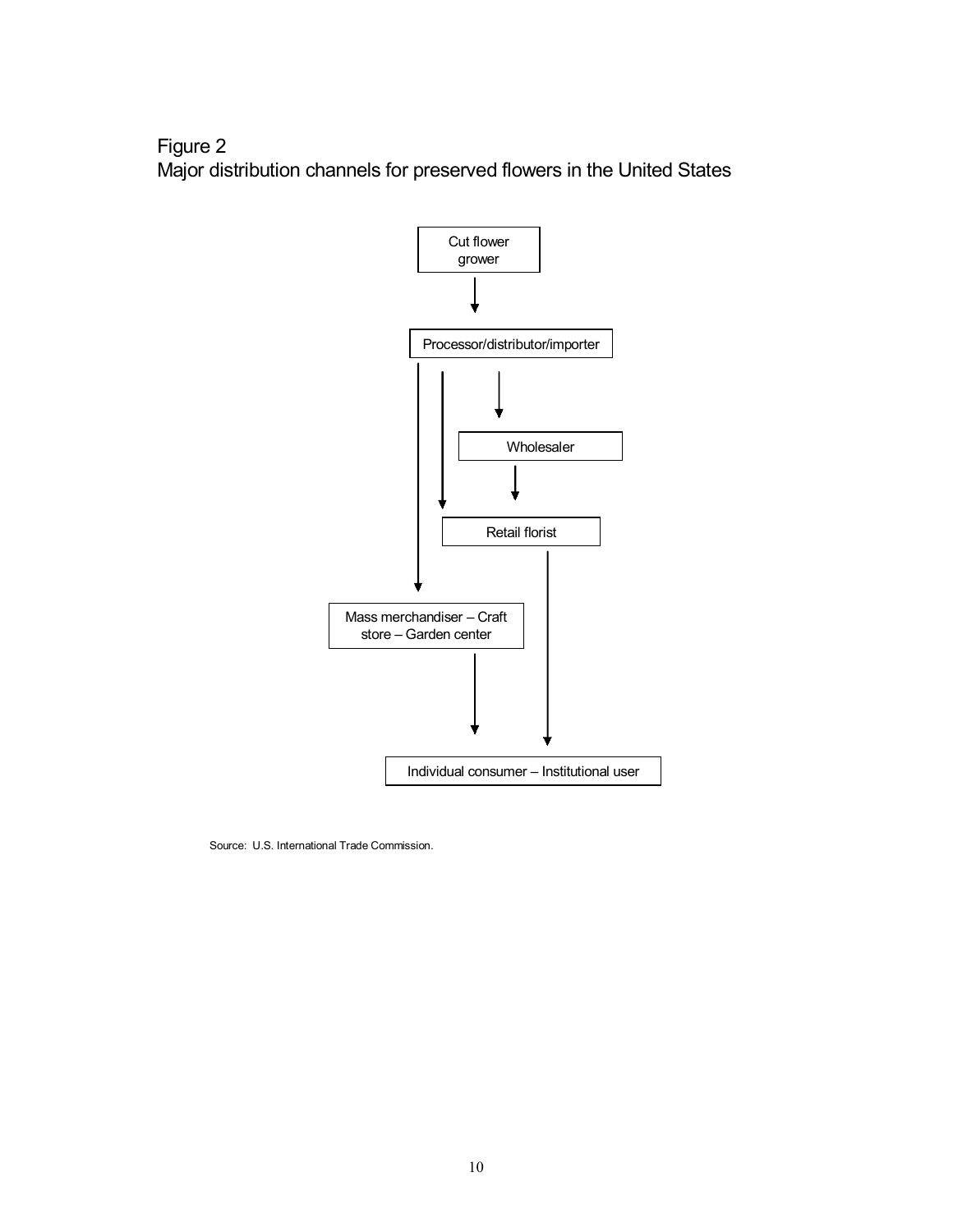Figure 2
Major distribution channels for preserved flowers in the United States

Cut flower grower

Processor/distributor/importer

Wholesaler

Retail florist

Mass merchandiser – Craft store – Garden center

Individual consumer – Institutional user

Source: U.S. International Trade Commission.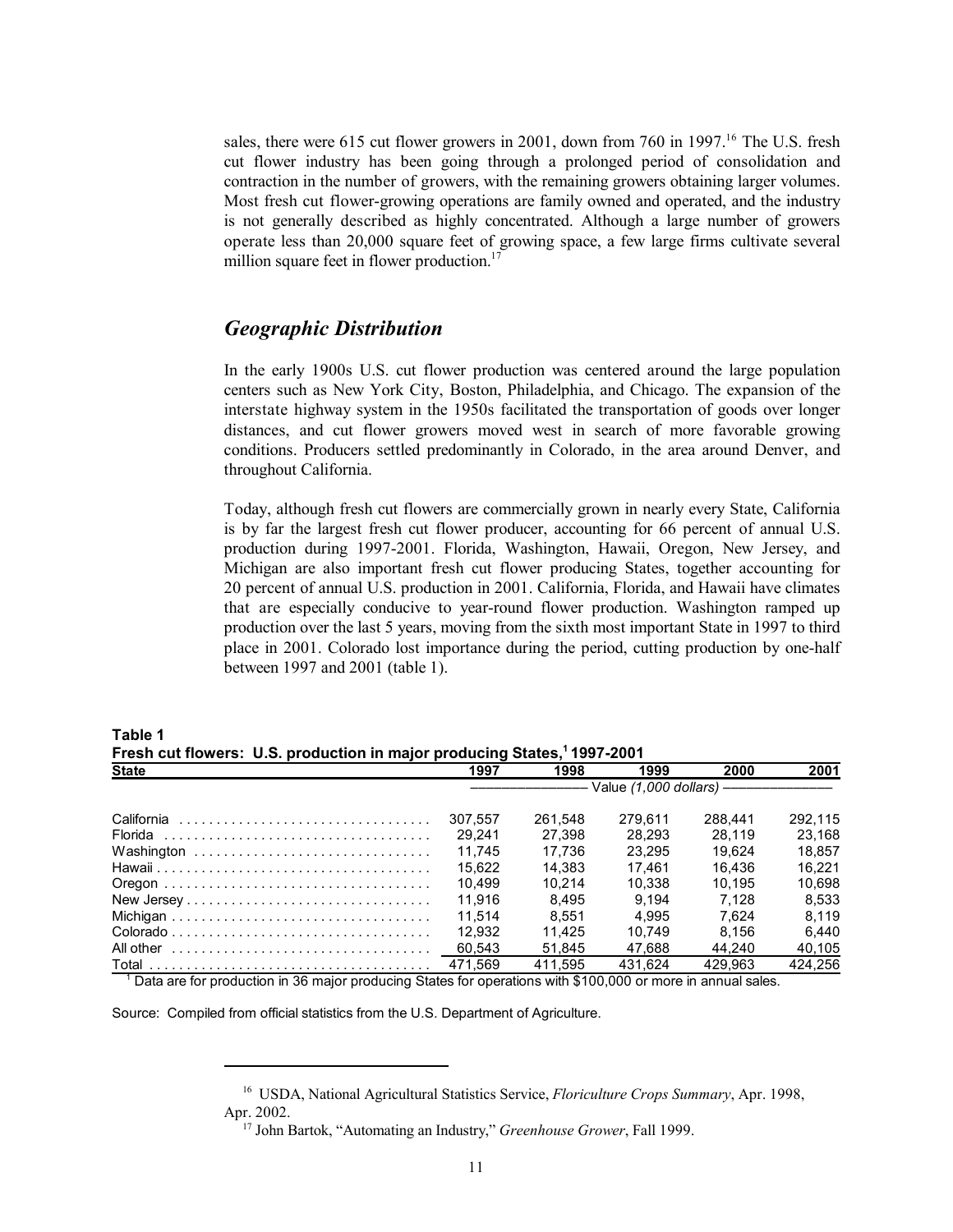sales, there were 615 cut flower growers in 2001, down from 760 in 1997.[16] The U.S. fresh cut flower industry has been going through a prolonged period of consolidation and contraction in the number of growers, with the remaining growers obtaining larger volumes. Most fresh cut flower-growing operations are family owned and operated, and the industry is not generally described as highly concentrated. Although a large number of growers operate less than 20,000 square feet of growing space, a few large firms cultivate several million square feet in flower production.[17]

## *Geographic Distribution*

In the early 1900s U.S. cut flower production was centered around the large population centers such as New York City, Boston, Philadelphia, and Chicago. The expansion of the interstate highway system in the 1950s facilitated the transportation of goods over longer distances, and cut flower growers moved west in search of more favorable growing conditions. Producers settled predominantly in Colorado, in the area around Denver, and throughout California.

Today, although fresh cut flowers are commercially grown in nearly every State, California is by far the largest fresh cut flower producer, accounting for 66 percent of annual U.S. production during 1997-2001. Florida, Washington, Hawaii, Oregon, New Jersey, and Michigan are also important fresh cut flower producing States, together accounting for 20 percent of annual U.S. production in 2001. California, Florida, and Hawaii have climates that are especially conducive to year-round flower production. Washington ramped up production over the last 5 years, moving from the sixth most important State in 1997 to third place in 2001. Colorado lost importance during the period, cutting production by one-half between 1997 and 2001 (table 1).

**Table 1**
**Fresh cut flowers: U.S. production in major producing States,[1] 1997-2001**

| State | 1997 | 1998 | 1999 | 2000 | 2001 |
|---|---|---|---|---|---|
| | Value *(1,000 dollars)* | | | | |
| California | 307,557 | 261,548 | 279,611 | 288,441 | 292,115 |
| Florida | 29,241 | 27,398 | 28,293 | 28,119 | 23,168 |
| Washington | 11,745 | 17,736 | 23,295 | 19,624 | 18,857 |
| Hawaii | 15,622 | 14,383 | 17,461 | 16,436 | 16,221 |
| Oregon | 10,499 | 10,214 | 10,338 | 10,195 | 10,698 |
| New Jersey | 11,916 | 8,495 | 9,194 | 7,128 | 8,533 |
| Michigan | 11,514 | 8,551 | 4,995 | 7,624 | 8,119 |
| Colorado | 12,932 | 11,425 | 10,749 | 8,156 | 6,440 |
| All other | 60,543 | 51,845 | 47,688 | 44,240 | 40,105 |
| Total | 471,569 | 411,595 | 431,624 | 429,963 | 424,256 |

[1] Data are for production in 36 major producing States for operations with $100,000 or more in annual sales.

Source: Compiled from official statistics from the U.S. Department of Agriculture.

[16] USDA, National Agricultural Statistics Service, *Floriculture Crops Summary*, Apr. 1998, Apr. 2002.

[17] John Bartok, "Automating an Industry," *Greenhouse Grower*, Fall 1999.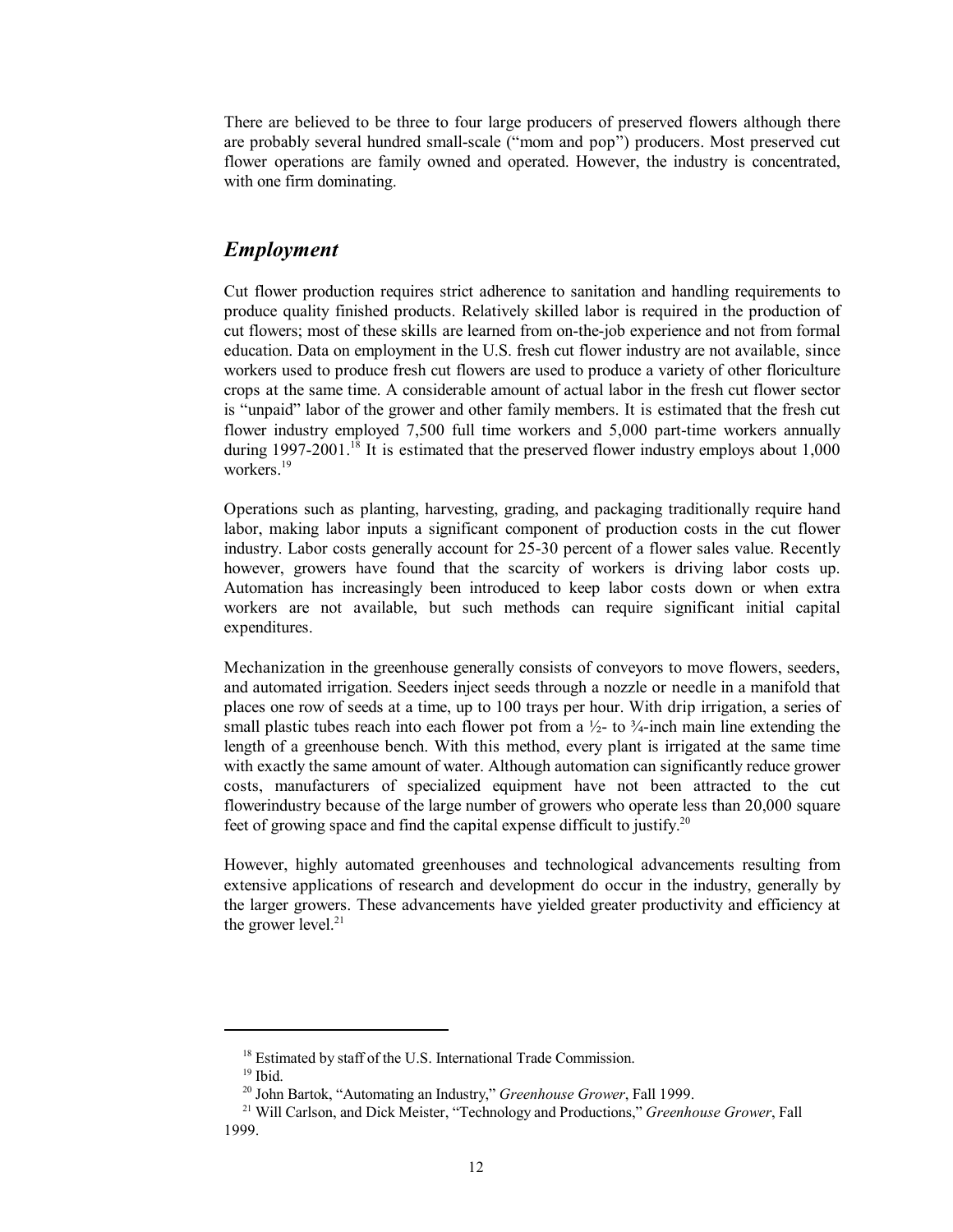There are believed to be three to four large producers of preserved flowers although there are probably several hundred small-scale ("mom and pop") producers. Most preserved cut flower operations are family owned and operated. However, the industry is concentrated, with one firm dominating.

## *Employment*

Cut flower production requires strict adherence to sanitation and handling requirements to produce quality finished products. Relatively skilled labor is required in the production of cut flowers; most of these skills are learned from on-the-job experience and not from formal education. Data on employment in the U.S. fresh cut flower industry are not available, since workers used to produce fresh cut flowers are used to produce a variety of other floriculture crops at the same time. A considerable amount of actual labor in the fresh cut flower sector is "unpaid" labor of the grower and other family members. It is estimated that the fresh cut flower industry employed 7,500 full time workers and 5,000 part-time workers annually during 1997-2001.[18] It is estimated that the preserved flower industry employs about 1,000 workers.[19]

Operations such as planting, harvesting, grading, and packaging traditionally require hand labor, making labor inputs a significant component of production costs in the cut flower industry. Labor costs generally account for 25-30 percent of a flower sales value. Recently however, growers have found that the scarcity of workers is driving labor costs up. Automation has increasingly been introduced to keep labor costs down or when extra workers are not available, but such methods can require significant initial capital expenditures.

Mechanization in the greenhouse generally consists of conveyors to move flowers, seeders, and automated irrigation. Seeders inject seeds through a nozzle or needle in a manifold that places one row of seeds at a time, up to 100 trays per hour. With drip irrigation, a series of small plastic tubes reach into each flower pot from a ½- to ¾-inch main line extending the length of a greenhouse bench. With this method, every plant is irrigated at the same time with exactly the same amount of water. Although automation can significantly reduce grower costs, manufacturers of specialized equipment have not been attracted to the cut flowerindustry because of the large number of growers who operate less than 20,000 square feet of growing space and find the capital expense difficult to justify.[20]

However, highly automated greenhouses and technological advancements resulting from extensive applications of research and development do occur in the industry, generally by the larger growers. These advancements have yielded greater productivity and efficiency at the grower level.[21]

---

[18] Estimated by staff of the U.S. International Trade Commission.

[19] Ibid.

[20] John Bartok, "Automating an Industry," *Greenhouse Grower*, Fall 1999.

[21] Will Carlson, and Dick Meister, "Technology and Productions," *Greenhouse Grower*, Fall 1999.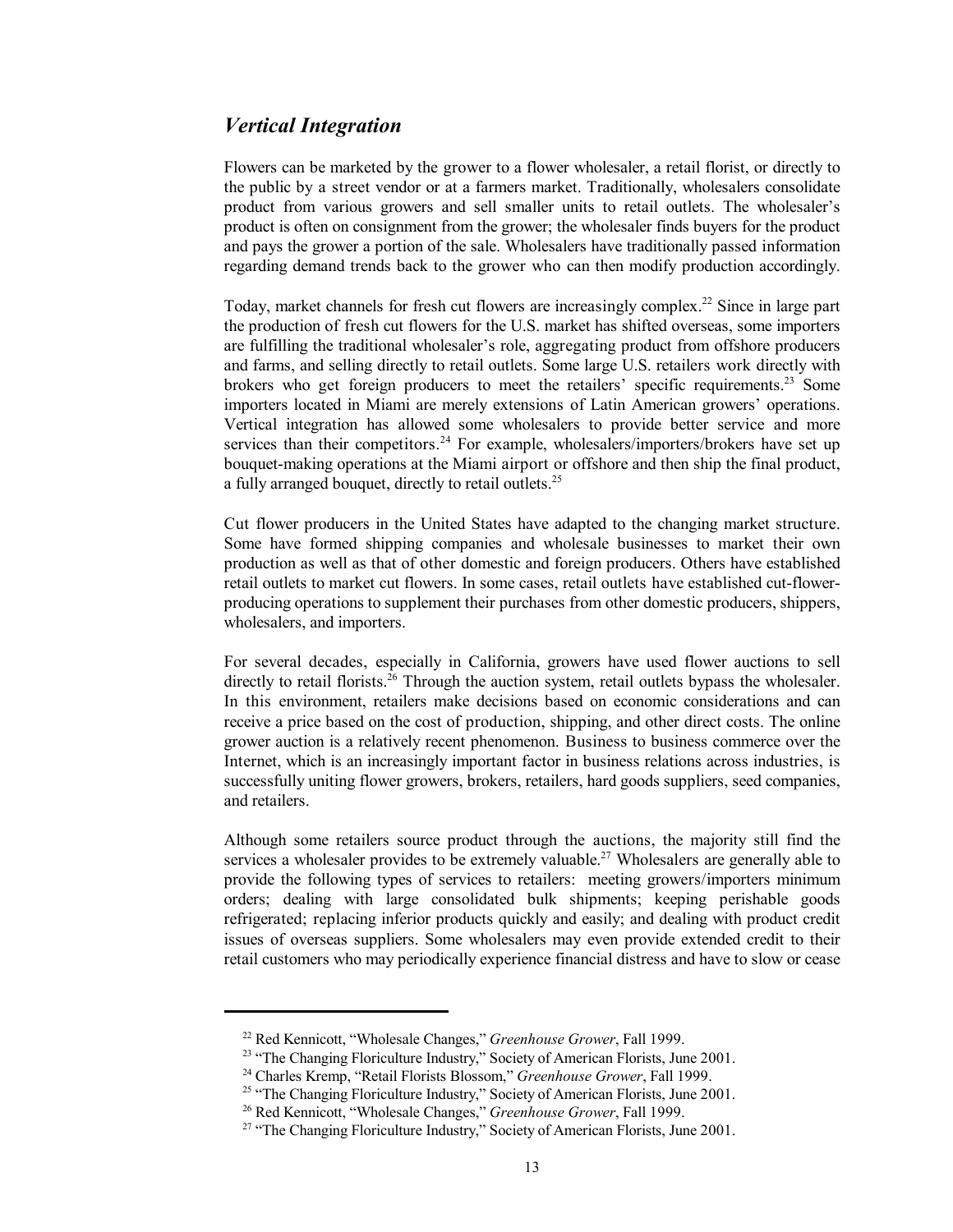## *Vertical Integration*

Flowers can be marketed by the grower to a flower wholesaler, a retail florist, or directly to the public by a street vendor or at a farmers market. Traditionally, wholesalers consolidate product from various growers and sell smaller units to retail outlets. The wholesaler's product is often on consignment from the grower; the wholesaler finds buyers for the product and pays the grower a portion of the sale. Wholesalers have traditionally passed information regarding demand trends back to the grower who can then modify production accordingly.

Today, market channels for fresh cut flowers are increasingly complex.[22] Since in large part the production of fresh cut flowers for the U.S. market has shifted overseas, some importers are fulfilling the traditional wholesaler's role, aggregating product from offshore producers and farms, and selling directly to retail outlets. Some large U.S. retailers work directly with brokers who get foreign producers to meet the retailers' specific requirements.[23] Some importers located in Miami are merely extensions of Latin American growers' operations. Vertical integration has allowed some wholesalers to provide better service and more services than their competitors.[24] For example, wholesalers/importers/brokers have set up bouquet-making operations at the Miami airport or offshore and then ship the final product, a fully arranged bouquet, directly to retail outlets.[25]

Cut flower producers in the United States have adapted to the changing market structure. Some have formed shipping companies and wholesale businesses to market their own production as well as that of other domestic and foreign producers. Others have established retail outlets to market cut flowers. In some cases, retail outlets have established cut-flower-producing operations to supplement their purchases from other domestic producers, shippers, wholesalers, and importers.

For several decades, especially in California, growers have used flower auctions to sell directly to retail florists.[26] Through the auction system, retail outlets bypass the wholesaler. In this environment, retailers make decisions based on economic considerations and can receive a price based on the cost of production, shipping, and other direct costs. The online grower auction is a relatively recent phenomenon. Business to business commerce over the Internet, which is an increasingly important factor in business relations across industries, is successfully uniting flower growers, brokers, retailers, hard goods suppliers, seed companies, and retailers.

Although some retailers source product through the auctions, the majority still find the services a wholesaler provides to be extremely valuable.[27] Wholesalers are generally able to provide the following types of services to retailers: meeting growers/importers minimum orders; dealing with large consolidated bulk shipments; keeping perishable goods refrigerated; replacing inferior products quickly and easily; and dealing with product credit issues of overseas suppliers. Some wholesalers may even provide extended credit to their retail customers who may periodically experience financial distress and have to slow or cease

---

[22] Red Kennicott, "Wholesale Changes," *Greenhouse Grower*, Fall 1999.

[23] "The Changing Floriculture Industry," Society of American Florists, June 2001.

[24] Charles Kremp, "Retail Florists Blossom," *Greenhouse Grower*, Fall 1999.

[25] "The Changing Floriculture Industry," Society of American Florists, June 2001.

[26] Red Kennicott, "Wholesale Changes," *Greenhouse Grower*, Fall 1999.

[27] "The Changing Floriculture Industry," Society of American Florists, June 2001.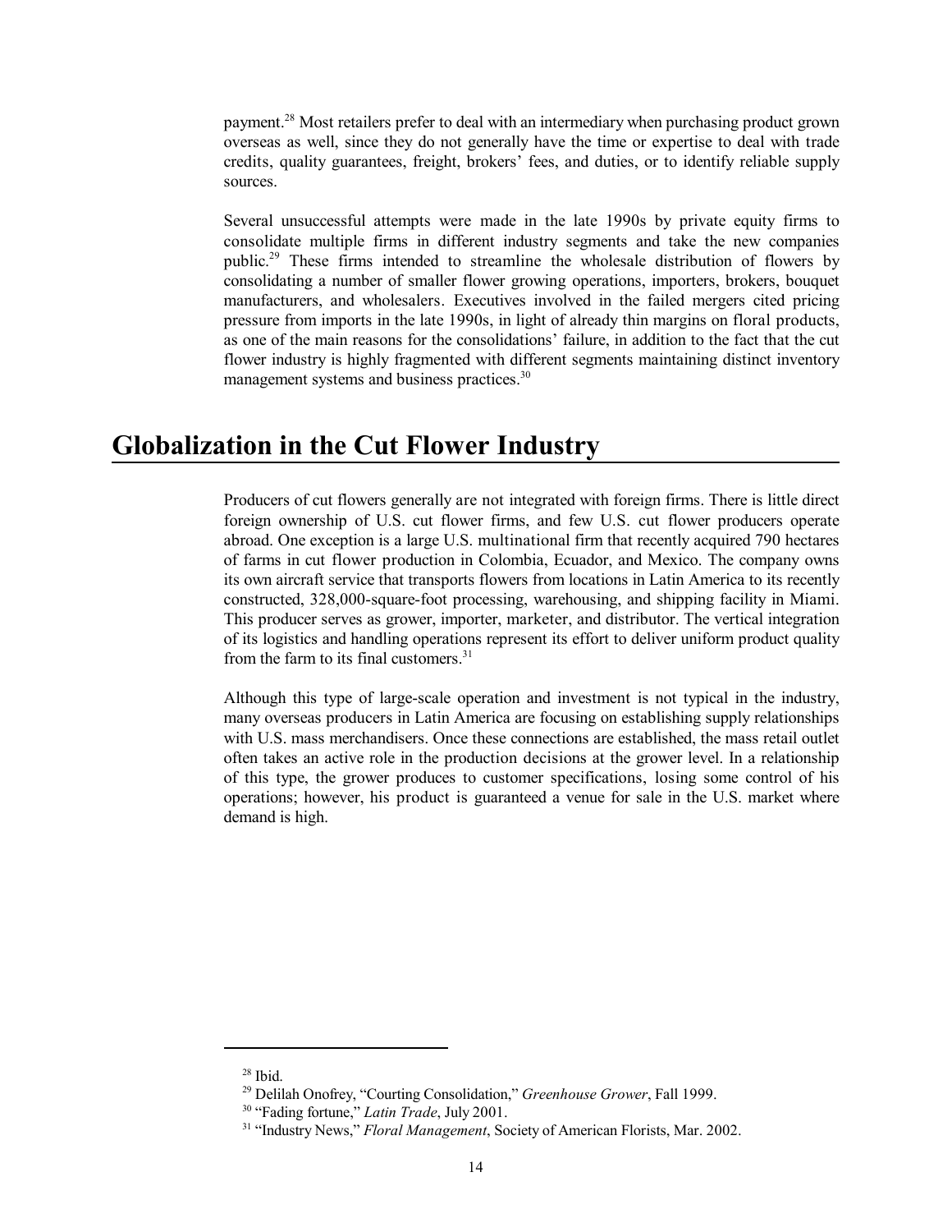payment.[28] Most retailers prefer to deal with an intermediary when purchasing product grown overseas as well, since they do not generally have the time or expertise to deal with trade credits, quality guarantees, freight, brokers' fees, and duties, or to identify reliable supply sources.

Several unsuccessful attempts were made in the late 1990s by private equity firms to consolidate multiple firms in different industry segments and take the new companies public.[29] These firms intended to streamline the wholesale distribution of flowers by consolidating a number of smaller flower growing operations, importers, brokers, bouquet manufacturers, and wholesalers. Executives involved in the failed mergers cited pricing pressure from imports in the late 1990s, in light of already thin margins on floral products, as one of the main reasons for the consolidations' failure, in addition to the fact that the cut flower industry is highly fragmented with different segments maintaining distinct inventory management systems and business practices.[30]

## Globalization in the Cut Flower Industry

Producers of cut flowers generally are not integrated with foreign firms. There is little direct foreign ownership of U.S. cut flower firms, and few U.S. cut flower producers operate abroad. One exception is a large U.S. multinational firm that recently acquired 790 hectares of farms in cut flower production in Colombia, Ecuador, and Mexico. The company owns its own aircraft service that transports flowers from locations in Latin America to its recently constructed, 328,000-square-foot processing, warehousing, and shipping facility in Miami. This producer serves as grower, importer, marketer, and distributor. The vertical integration of its logistics and handling operations represent its effort to deliver uniform product quality from the farm to its final customers.[31]

Although this type of large-scale operation and investment is not typical in the industry, many overseas producers in Latin America are focusing on establishing supply relationships with U.S. mass merchandisers. Once these connections are established, the mass retail outlet often takes an active role in the production decisions at the grower level. In a relationship of this type, the grower produces to customer specifications, losing some control of his operations; however, his product is guaranteed a venue for sale in the U.S. market where demand is high.

---

[28] Ibid.

[29] Delilah Onofrey, "Courting Consolidation," *Greenhouse Grower*, Fall 1999.

[30] "Fading fortune," *Latin Trade*, July 2001.

[31] "Industry News," *Floral Management*, Society of American Florists, Mar. 2002.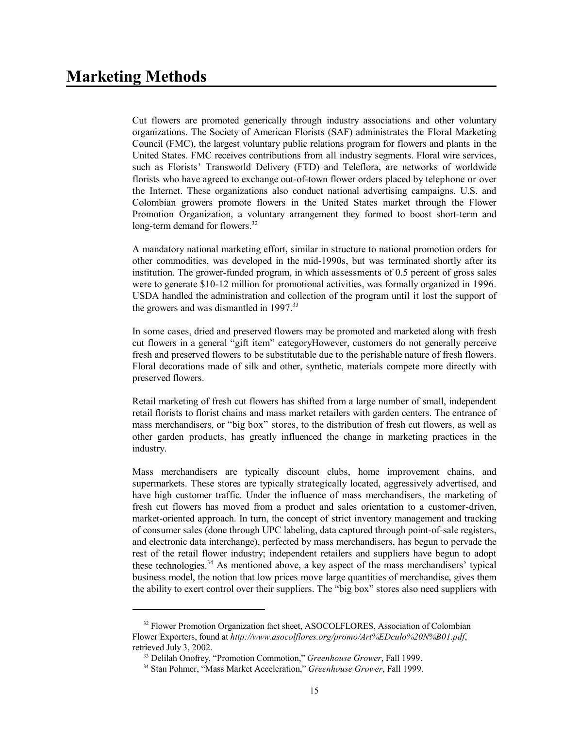# Marketing Methods

Cut flowers are promoted generically through industry associations and other voluntary organizations. The Society of American Florists (SAF) administrates the Floral Marketing Council (FMC), the largest voluntary public relations program for flowers and plants in the United States. FMC receives contributions from all industry segments. Floral wire services, such as Florists' Transworld Delivery (FTD) and Teleflora, are networks of worldwide florists who have agreed to exchange out-of-town flower orders placed by telephone or over the Internet. These organizations also conduct national advertising campaigns. U.S. and Colombian growers promote flowers in the United States market through the Flower Promotion Organization, a voluntary arrangement they formed to boost short-term and long-term demand for flowers.[32]

A mandatory national marketing effort, similar in structure to national promotion orders for other commodities, was developed in the mid-1990s, but was terminated shortly after its institution. The grower-funded program, in which assessments of 0.5 percent of gross sales were to generate $10-12 million for promotional activities, was formally organized in 1996. USDA handled the administration and collection of the program until it lost the support of the growers and was dismantled in 1997.[33]

In some cases, dried and preserved flowers may be promoted and marketed along with fresh cut flowers in a general "gift item" categoryHowever, customers do not generally perceive fresh and preserved flowers to be substitutable due to the perishable nature of fresh flowers. Floral decorations made of silk and other, synthetic, materials compete more directly with preserved flowers.

Retail marketing of fresh cut flowers has shifted from a large number of small, independent retail florists to florist chains and mass market retailers with garden centers. The entrance of mass merchandisers, or "big box" stores, to the distribution of fresh cut flowers, as well as other garden products, has greatly influenced the change in marketing practices in the industry.

Mass merchandisers are typically discount clubs, home improvement chains, and supermarkets. These stores are typically strategically located, aggressively advertised, and have high customer traffic. Under the influence of mass merchandisers, the marketing of fresh cut flowers has moved from a product and sales orientation to a customer-driven, market-oriented approach. In turn, the concept of strict inventory management and tracking of consumer sales (done through UPC labeling, data captured through point-of-sale registers, and electronic data interchange), perfected by mass merchandisers, has begun to pervade the rest of the retail flower industry; independent retailers and suppliers have begun to adopt these technologies.[34] As mentioned above, a key aspect of the mass merchandisers' typical business model, the notion that low prices move large quantities of merchandise, gives them the ability to exert control over their suppliers. The "big box" stores also need suppliers with

---

[32] Flower Promotion Organization fact sheet, ASOCOLFLORES, Association of Colombian Flower Exporters, found at *http://www.asocolflores.org/promo/Art%EDculo%20N%B01.pdf*, retrieved July 3, 2002.

[33] Delilah Onofrey, "Promotion Commotion," *Greenhouse Grower*, Fall 1999.

[34] Stan Pohmer, "Mass Market Acceleration," *Greenhouse Grower*, Fall 1999.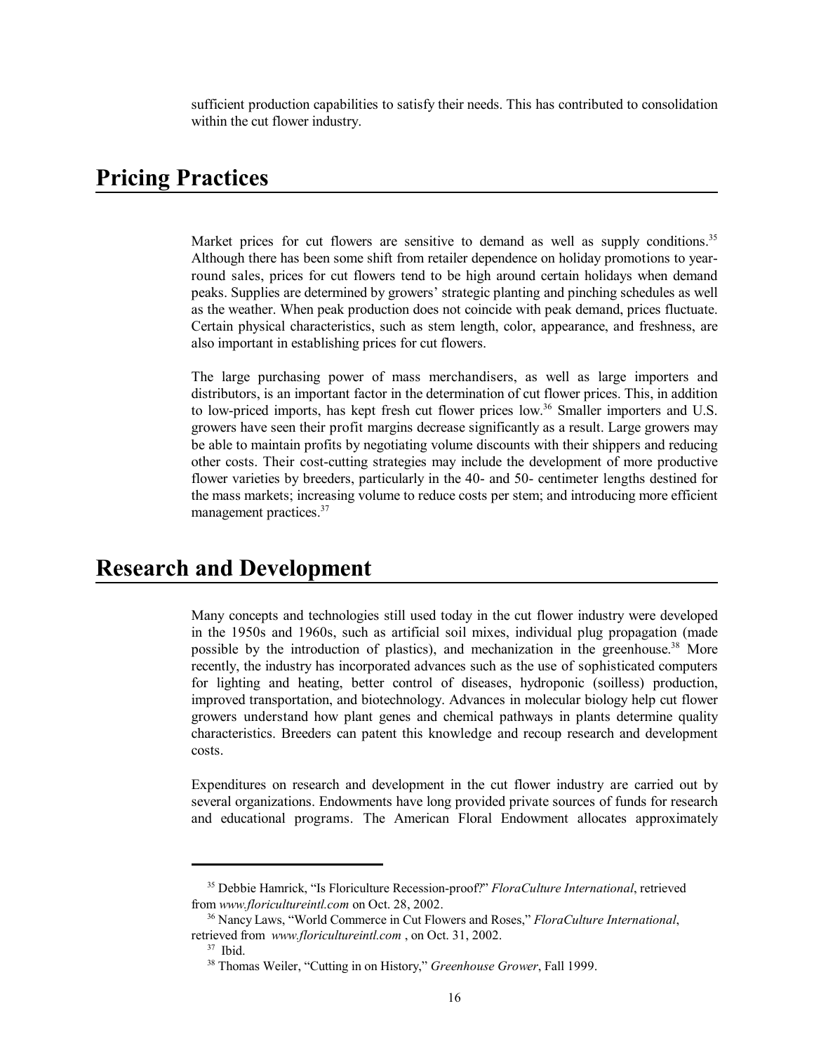sufficient production capabilities to satisfy their needs. This has contributed to consolidation within the cut flower industry.

# Pricing Practices

Market prices for cut flowers are sensitive to demand as well as supply conditions.[35] Although there has been some shift from retailer dependence on holiday promotions to year-round sales, prices for cut flowers tend to be high around certain holidays when demand peaks. Supplies are determined by growers' strategic planting and pinching schedules as well as the weather. When peak production does not coincide with peak demand, prices fluctuate. Certain physical characteristics, such as stem length, color, appearance, and freshness, are also important in establishing prices for cut flowers.

The large purchasing power of mass merchandisers, as well as large importers and distributors, is an important factor in the determination of cut flower prices. This, in addition to low-priced imports, has kept fresh cut flower prices low.[36] Smaller importers and U.S. growers have seen their profit margins decrease significantly as a result. Large growers may be able to maintain profits by negotiating volume discounts with their shippers and reducing other costs. Their cost-cutting strategies may include the development of more productive flower varieties by breeders, particularly in the 40- and 50- centimeter lengths destined for the mass markets; increasing volume to reduce costs per stem; and introducing more efficient management practices.[37]

# Research and Development

Many concepts and technologies still used today in the cut flower industry were developed in the 1950s and 1960s, such as artificial soil mixes, individual plug propagation (made possible by the introduction of plastics), and mechanization in the greenhouse.[38] More recently, the industry has incorporated advances such as the use of sophisticated computers for lighting and heating, better control of diseases, hydroponic (soilless) production, improved transportation, and biotechnology. Advances in molecular biology help cut flower growers understand how plant genes and chemical pathways in plants determine quality characteristics. Breeders can patent this knowledge and recoup research and development costs.

Expenditures on research and development in the cut flower industry are carried out by several organizations. Endowments have long provided private sources of funds for research and educational programs. The American Floral Endowment allocates approximately

---

[35] Debbie Hamrick, "Is Floriculture Recession-proof?" *FloraCulture International*, retrieved from *www.floricultureintl.com* on Oct. 28, 2002.

[36] Nancy Laws, "World Commerce in Cut Flowers and Roses," *FloraCulture International*, retrieved from *www.floricultureintl.com* , on Oct. 31, 2002.

[37] Ibid.

[38] Thomas Weiler, "Cutting in on History," *Greenhouse Grower*, Fall 1999.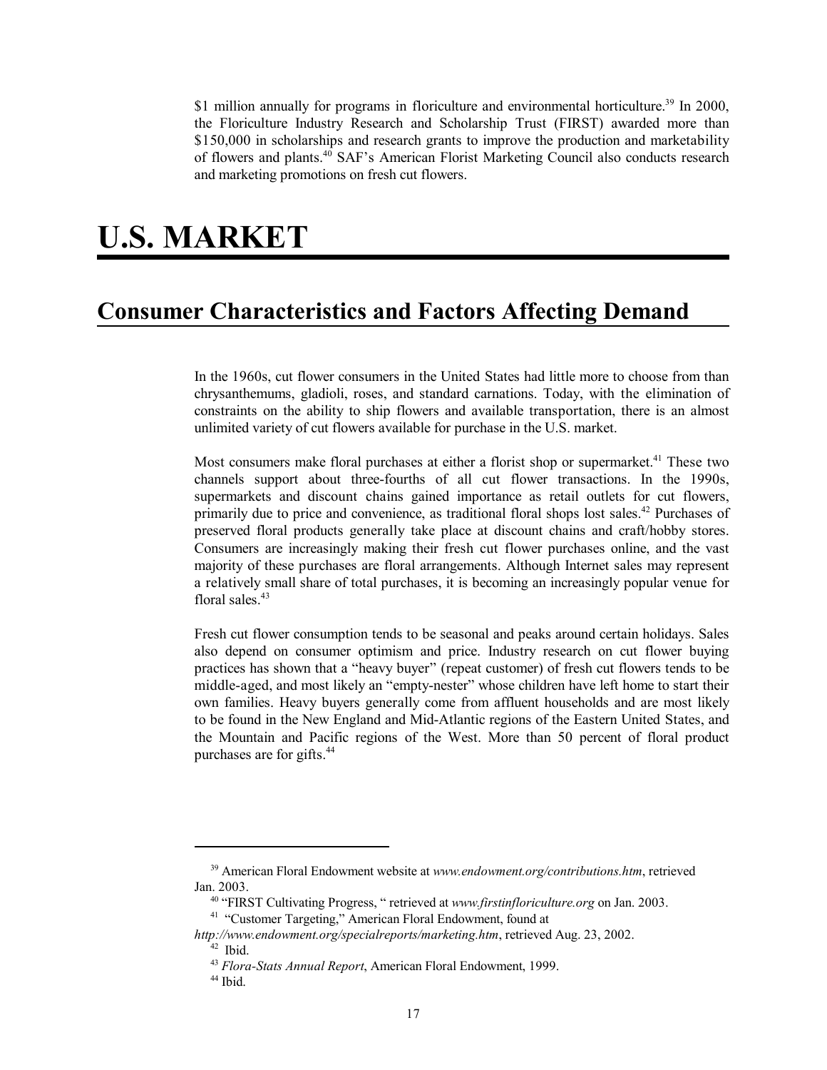$1 million annually for programs in floriculture and environmental horticulture.[39] In 2000, the Floriculture Industry Research and Scholarship Trust (FIRST) awarded more than $150,000 in scholarships and research grants to improve the production and marketability of flowers and plants.[40] SAF's American Florist Marketing Council also conducts research and marketing promotions on fresh cut flowers.

# U.S. MARKET

## Consumer Characteristics and Factors Affecting Demand

In the 1960s, cut flower consumers in the United States had little more to choose from than chrysanthemums, gladioli, roses, and standard carnations. Today, with the elimination of constraints on the ability to ship flowers and available transportation, there is an almost unlimited variety of cut flowers available for purchase in the U.S. market.

Most consumers make floral purchases at either a florist shop or supermarket.[41] These two channels support about three-fourths of all cut flower transactions. In the 1990s, supermarkets and discount chains gained importance as retail outlets for cut flowers, primarily due to price and convenience, as traditional floral shops lost sales.[42] Purchases of preserved floral products generally take place at discount chains and craft/hobby stores. Consumers are increasingly making their fresh cut flower purchases online, and the vast majority of these purchases are floral arrangements. Although Internet sales may represent a relatively small share of total purchases, it is becoming an increasingly popular venue for floral sales.[43]

Fresh cut flower consumption tends to be seasonal and peaks around certain holidays. Sales also depend on consumer optimism and price. Industry research on cut flower buying practices has shown that a "heavy buyer" (repeat customer) of fresh cut flowers tends to be middle-aged, and most likely an "empty-nester" whose children have left home to start their own families. Heavy buyers generally come from affluent households and are most likely to be found in the New England and Mid-Atlantic regions of the Eastern United States, and the Mountain and Pacific regions of the West. More than 50 percent of floral product purchases are for gifts.[44]

---

[39] American Floral Endowment website at *www.endowment.org/contributions.htm*, retrieved Jan. 2003.

[40] "FIRST Cultivating Progress, " retrieved at *www.firstinfloriculture.org* on Jan. 2003.

[41] "Customer Targeting," American Floral Endowment, found at *http://www.endowment.org/specialreports/marketing.htm*, retrieved Aug. 23, 2002.

[42] Ibid.

[43] *Flora-Stats Annual Report*, American Floral Endowment, 1999.

[44] Ibid.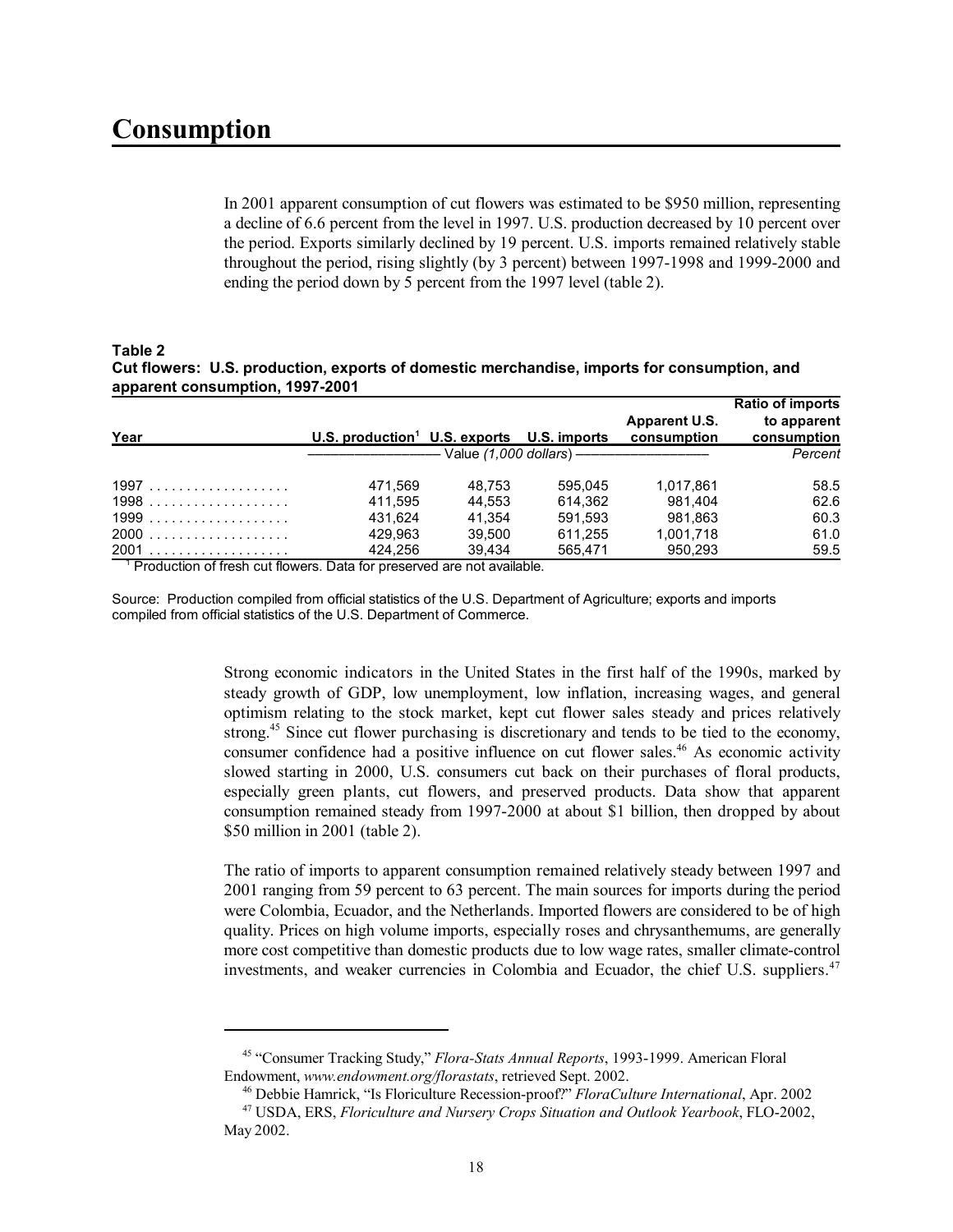# Consumption

In 2001 apparent consumption of cut flowers was estimated to be $950 million, representing a decline of 6.6 percent from the level in 1997. U.S. production decreased by 10 percent over the period. Exports similarly declined by 19 percent. U.S. imports remained relatively stable throughout the period, rising slightly (by 3 percent) between 1997-1998 and 1999-2000 and ending the period down by 5 percent from the 1997 level (table 2).

**Table 2**
**Cut flowers: U.S. production, exports of domestic merchandise, imports for consumption, and apparent consumption, 1997-2001**

| Year | U.S. production[1] | U.S. exports | U.S. imports | Apparent U.S. consumption | Ratio of imports to apparent consumption |
|---|---|---|---|---|---|
| | Value *(1,000 dollars)* | | | | *Percent* |
| 1997 | 471,569 | 48,753 | 595,045 | 1,017,861 | 58.5 |
| 1998 | 411,595 | 44,553 | 614,362 | 981,404 | 62.6 |
| 1999 | 431,624 | 41,354 | 591,593 | 981,863 | 60.3 |
| 2000 | 429,963 | 39,500 | 611,255 | 1,001,718 | 61.0 |
| 2001 | 424,256 | 39,434 | 565,471 | 950,293 | 59.5 |

[1] Production of fresh cut flowers. Data for preserved are not available.

Source: Production compiled from official statistics of the U.S. Department of Agriculture; exports and imports compiled from official statistics of the U.S. Department of Commerce.

Strong economic indicators in the United States in the first half of the 1990s, marked by steady growth of GDP, low unemployment, low inflation, increasing wages, and general optimism relating to the stock market, kept cut flower sales steady and prices relatively strong.[45] Since cut flower purchasing is discretionary and tends to be tied to the economy, consumer confidence had a positive influence on cut flower sales.[46] As economic activity slowed starting in 2000, U.S. consumers cut back on their purchases of floral products, especially green plants, cut flowers, and preserved products. Data show that apparent consumption remained steady from 1997-2000 at about $1 billion, then dropped by about $50 million in 2001 (table 2).

The ratio of imports to apparent consumption remained relatively steady between 1997 and 2001 ranging from 59 percent to 63 percent. The main sources for imports during the period were Colombia, Ecuador, and the Netherlands. Imported flowers are considered to be of high quality. Prices on high volume imports, especially roses and chrysanthemums, are generally more cost competitive than domestic products due to low wage rates, smaller climate-control investments, and weaker currencies in Colombia and Ecuador, the chief U.S. suppliers.[47]

---

[45] "Consumer Tracking Study," *Flora-Stats Annual Reports*, 1993-1999. American Floral Endowment, *www.endowment.org/florastats*, retrieved Sept. 2002.

[46] Debbie Hamrick, "Is Floriculture Recession-proof?" *FloraCulture International*, Apr. 2002

[47] USDA, ERS, *Floriculture and Nursery Crops Situation and Outlook Yearbook*, FLO-2002, May 2002.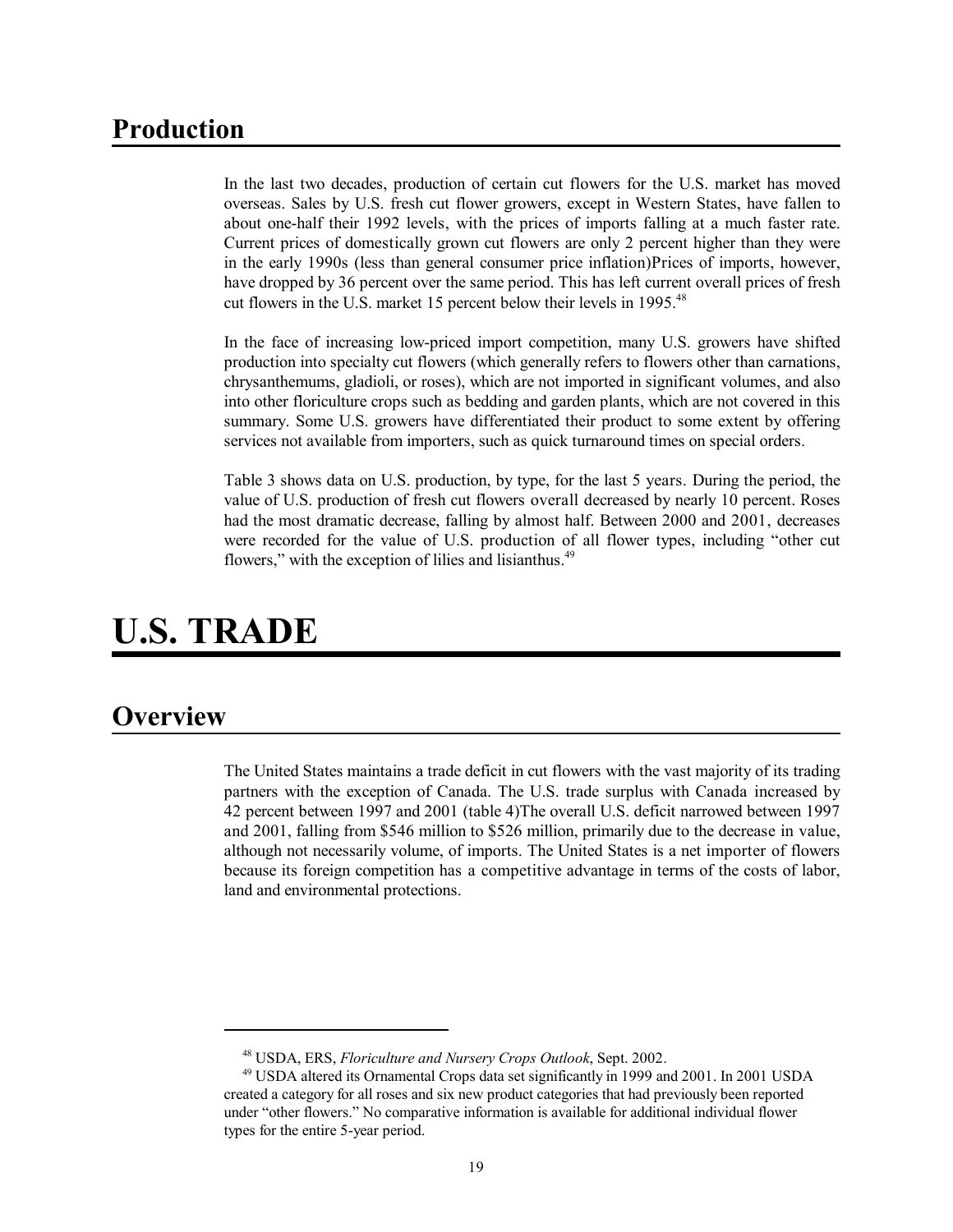## Production

In the last two decades, production of certain cut flowers for the U.S. market has moved overseas. Sales by U.S. fresh cut flower growers, except in Western States, have fallen to about one-half their 1992 levels, with the prices of imports falling at a much faster rate. Current prices of domestically grown cut flowers are only 2 percent higher than they were in the early 1990s (less than general consumer price inflation)Prices of imports, however, have dropped by 36 percent over the same period. This has left current overall prices of fresh cut flowers in the U.S. market 15 percent below their levels in 1995.[48]

In the face of increasing low-priced import competition, many U.S. growers have shifted production into specialty cut flowers (which generally refers to flowers other than carnations, chrysanthemums, gladioli, or roses), which are not imported in significant volumes, and also into other floriculture crops such as bedding and garden plants, which are not covered in this summary. Some U.S. growers have differentiated their product to some extent by offering services not available from importers, such as quick turnaround times on special orders.

Table 3 shows data on U.S. production, by type, for the last 5 years. During the period, the value of U.S. production of fresh cut flowers overall decreased by nearly 10 percent. Roses had the most dramatic decrease, falling by almost half. Between 2000 and 2001, decreases were recorded for the value of U.S. production of all flower types, including "other cut flowers," with the exception of lilies and lisianthus.[49]

# U.S. TRADE

## Overview

The United States maintains a trade deficit in cut flowers with the vast majority of its trading partners with the exception of Canada. The U.S. trade surplus with Canada increased by 42 percent between 1997 and 2001 (table 4)The overall U.S. deficit narrowed between 1997 and 2001, falling from $546 million to $526 million, primarily due to the decrease in value, although not necessarily volume, of imports. The United States is a net importer of flowers because its foreign competition has a competitive advantage in terms of the costs of labor, land and environmental protections.

[48] USDA, ERS, *Floriculture and Nursery Crops Outlook*, Sept. 2002.

[49] USDA altered its Ornamental Crops data set significantly in 1999 and 2001. In 2001 USDA created a category for all roses and six new product categories that had previously been reported under "other flowers." No comparative information is available for additional individual flower types for the entire 5-year period.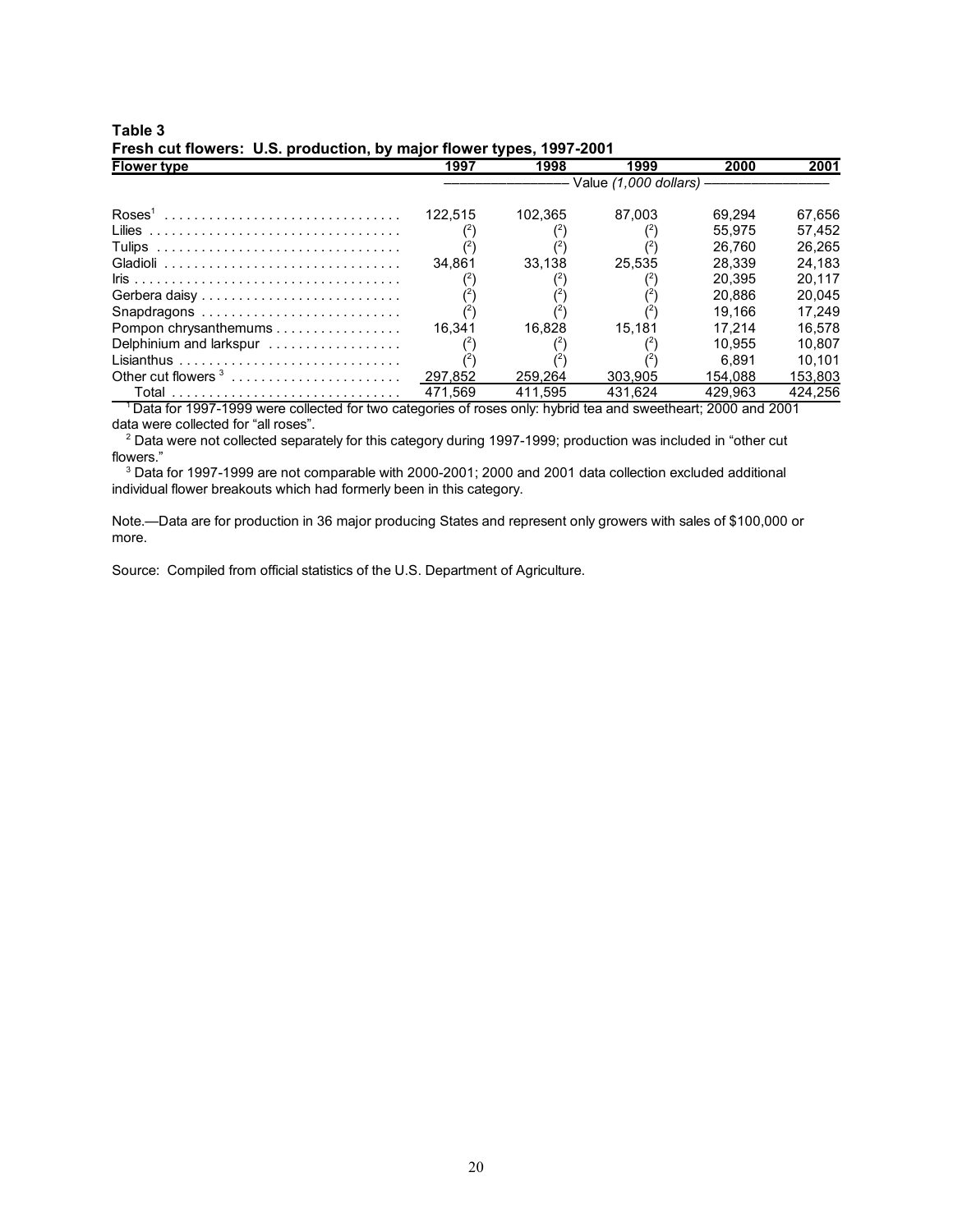**Table 3**
**Fresh cut flowers: U.S. production, by major flower types, 1997-2001**

| Flower type | 1997 | 1998 | 1999 | 2000 | 2001 |
|---|---|---|---|---|---|
| | Value *(1,000 dollars)* | | | | |
| Roses[1] | 122,515 | 102,365 | 87,003 | 69,294 | 67,656 |
| Lilies | ([2]) | ([2]) | ([2]) | 55,975 | 57,452 |
| Tulips | ([2]) | ([2]) | ([2]) | 26,760 | 26,265 |
| Gladioli | 34,861 | 33,138 | 25,535 | 28,339 | 24,183 |
| Iris | ([2]) | ([2]) | ([2]) | 20,395 | 20,117 |
| Gerbera daisy | ([2]) | ([2]) | ([2]) | 20,886 | 20,045 |
| Snapdragons | ([2]) | ([2]) | ([2]) | 19,166 | 17,249 |
| Pompon chrysanthemums | 16,341 | 16,828 | 15,181 | 17,214 | 16,578 |
| Delphinium and larkspur | ([2]) | ([2]) | ([2]) | 10,955 | 10,807 |
| Lisianthus | ([2]) | ([2]) | ([2]) | 6,891 | 10,101 |
| Other cut flowers [3] | 297,852 | 259,264 | 303,905 | 154,088 | 153,803 |
| Total | 471,569 | 411,595 | 431,624 | 429,963 | 424,256 |

[1] Data for 1997-1999 were collected for two categories of roses only: hybrid tea and sweetheart; 2000 and 2001 data were collected for "all roses".

[2] Data were not collected separately for this category during 1997-1999; production was included in "other cut flowers."

[3] Data for 1997-1999 are not comparable with 2000-2001; 2000 and 2001 data collection excluded additional individual flower breakouts which had formerly been in this category.

Note.—Data are for production in 36 major producing States and represent only growers with sales of $100,000 or more.

Source: Compiled from official statistics of the U.S. Department of Agriculture.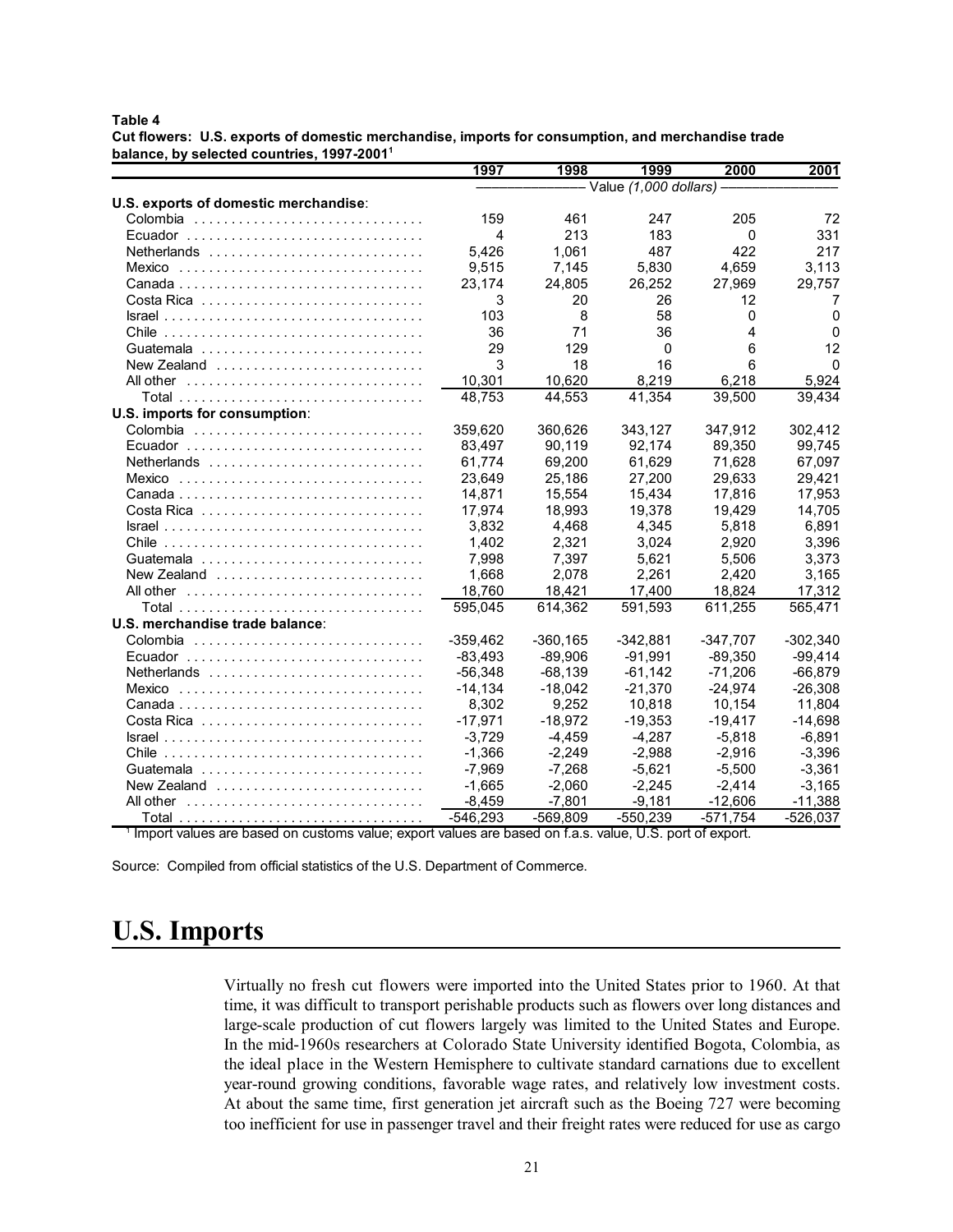**Table 4**
**Cut flowers: U.S. exports of domestic merchandise, imports for consumption, and merchandise trade balance, by selected countries, 1997-2001**[1]

| | 1997 | 1998 | 1999 | 2000 | 2001 |
|---|---|---|---|---|---|
| | Value *(1,000 dollars)* | | | | |
| **U.S. exports of domestic merchandise**: | | | | | |
| Colombia | 159 | 461 | 247 | 205 | 72 |
| Ecuador | 4 | 213 | 183 | 0 | 331 |
| Netherlands | 5,426 | 1,061 | 487 | 422 | 217 |
| Mexico | 9,515 | 7,145 | 5,830 | 4,659 | 3,113 |
| Canada | 23,174 | 24,805 | 26,252 | 27,969 | 29,757 |
| Costa Rica | 3 | 20 | 26 | 12 | 7 |
| Israel | 103 | 8 | 58 | 0 | 0 |
| Chile | 36 | 71 | 36 | 4 | 0 |
| Guatemala | 29 | 129 | 0 | 6 | 12 |
| New Zealand | 3 | 18 | 16 | 6 | 0 |
| All other | 10,301 | 10,620 | 8,219 | 6,218 | 5,924 |
| Total | 48,753 | 44,553 | 41,354 | 39,500 | 39,434 |
| **U.S. imports for consumption**: | | | | | |
| Colombia | 359,620 | 360,626 | 343,127 | 347,912 | 302,412 |
| Ecuador | 83,497 | 90,119 | 92,174 | 89,350 | 99,745 |
| Netherlands | 61,774 | 69,200 | 61,629 | 71,628 | 67,097 |
| Mexico | 23,649 | 25,186 | 27,200 | 29,633 | 29,421 |
| Canada | 14,871 | 15,554 | 15,434 | 17,816 | 17,953 |
| Costa Rica | 17,974 | 18,993 | 19,378 | 19,429 | 14,705 |
| Israel | 3,832 | 4,468 | 4,345 | 5,818 | 6,891 |
| Chile | 1,402 | 2,321 | 3,024 | 2,920 | 3,396 |
| Guatemala | 7,998 | 7,397 | 5,621 | 5,506 | 3,373 |
| New Zealand | 1,668 | 2,078 | 2,261 | 2,420 | 3,165 |
| All other | 18,760 | 18,421 | 17,400 | 18,824 | 17,312 |
| Total | 595,045 | 614,362 | 591,593 | 611,255 | 565,471 |
| **U.S. merchandise trade balance**: | | | | | |
| Colombia | -359,462 | -360,165 | -342,881 | -347,707 | -302,340 |
| Ecuador | -83,493 | -89,906 | -91,991 | -89,350 | -99,414 |
| Netherlands | -56,348 | -68,139 | -61,142 | -71,206 | -66,879 |
| Mexico | -14,134 | -18,042 | -21,370 | -24,974 | -26,308 |
| Canada | 8,302 | 9,252 | 10,818 | 10,154 | 11,804 |
| Costa Rica | -17,971 | -18,972 | -19,353 | -19,417 | -14,698 |
| Israel | -3,729 | -4,459 | -4,287 | -5,818 | -6,891 |
| Chile | -1,366 | -2,249 | -2,988 | -2,916 | -3,396 |
| Guatemala | -7,969 | -7,268 | -5,621 | -5,500 | -3,361 |
| New Zealand | -1,665 | -2,060 | -2,245 | -2,414 | -3,165 |
| All other | -8,459 | -7,801 | -9,181 | -12,606 | -11,388 |
| Total | -546,293 | -569,809 | -550,239 | -571,754 | -526,037 |

[1] Import values are based on customs value; export values are based on f.a.s. value, U.S. port of export.

Source: Compiled from official statistics of the U.S. Department of Commerce.

# U.S. Imports

Virtually no fresh cut flowers were imported into the United States prior to 1960. At that time, it was difficult to transport perishable products such as flowers over long distances and large-scale production of cut flowers largely was limited to the United States and Europe. In the mid-1960s researchers at Colorado State University identified Bogota, Colombia, as the ideal place in the Western Hemisphere to cultivate standard carnations due to excellent year-round growing conditions, favorable wage rates, and relatively low investment costs. At about the same time, first generation jet aircraft such as the Boeing 727 were becoming too inefficient for use in passenger travel and their freight rates were reduced for use as cargo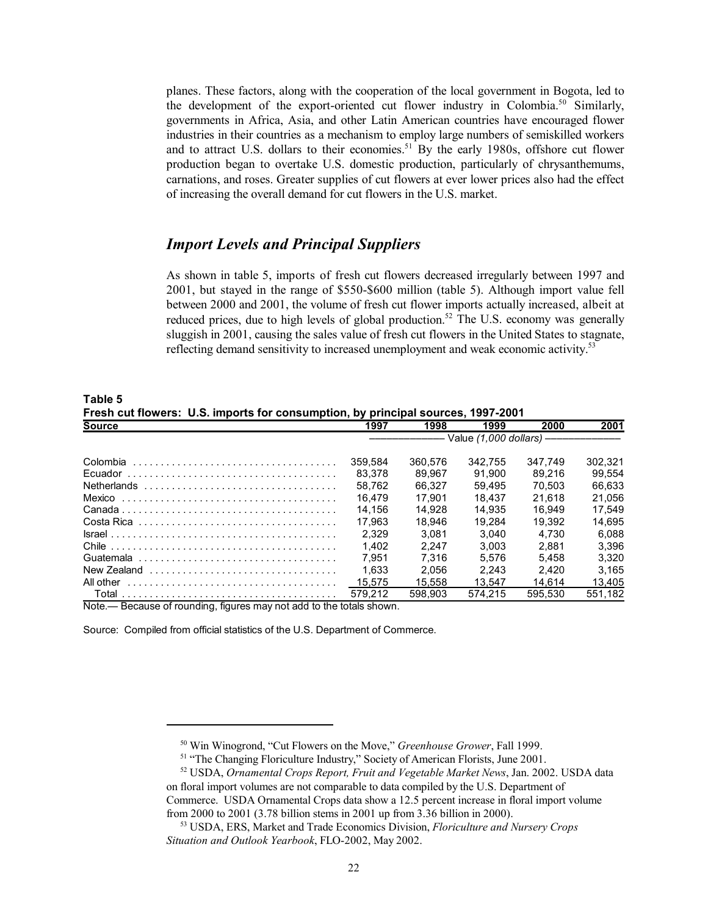planes. These factors, along with the cooperation of the local government in Bogota, led to the development of the export-oriented cut flower industry in Colombia.[50] Similarly, governments in Africa, Asia, and other Latin American countries have encouraged flower industries in their countries as a mechanism to employ large numbers of semiskilled workers and to attract U.S. dollars to their economies.[51] By the early 1980s, offshore cut flower production began to overtake U.S. domestic production, particularly of chrysanthemums, carnations, and roses. Greater supplies of cut flowers at ever lower prices also had the effect of increasing the overall demand for cut flowers in the U.S. market.

## *Import Levels and Principal Suppliers*

As shown in table 5, imports of fresh cut flowers decreased irregularly between 1997 and 2001, but stayed in the range of $550-$600 million (table 5). Although import value fell between 2000 and 2001, the volume of fresh cut flower imports actually increased, albeit at reduced prices, due to high levels of global production.[52] The U.S. economy was generally sluggish in 2001, causing the sales value of fresh cut flowers in the United States to stagnate, reflecting demand sensitivity to increased unemployment and weak economic activity.[53]

**Table 5**
**Fresh cut flowers: U.S. imports for consumption, by principal sources, 1997-2001**

| Source | 1997 | 1998 | 1999 | 2000 | 2001 |
|---|---|---|---|---|---|
| | Value *(1,000 dollars)* | | | | |
| Colombia | 359,584 | 360,576 | 342,755 | 347,749 | 302,321 |
| Ecuador | 83,378 | 89,967 | 91,900 | 89,216 | 99,554 |
| Netherlands | 58,762 | 66,327 | 59,495 | 70,503 | 66,633 |
| Mexico | 16,479 | 17,901 | 18,437 | 21,618 | 21,056 |
| Canada | 14,156 | 14,928 | 14,935 | 16,949 | 17,549 |
| Costa Rica | 17,963 | 18,946 | 19,284 | 19,392 | 14,695 |
| Israel | 2,329 | 3,081 | 3,040 | 4,730 | 6,088 |
| Chile | 1,402 | 2,247 | 3,003 | 2,881 | 3,396 |
| Guatemala | 7,951 | 7,316 | 5,576 | 5,458 | 3,320 |
| New Zealand | 1,633 | 2,056 | 2,243 | 2,420 | 3,165 |
| All other | 15,575 | 15,558 | 13,547 | 14,614 | 13,405 |
| Total | 579,212 | 598,903 | 574,215 | 595,530 | 551,182 |

Note.— Because of rounding, figures may not add to the totals shown.

Source: Compiled from official statistics of the U.S. Department of Commerce.

---

[50] Win Winogrond, "Cut Flowers on the Move," *Greenhouse Grower*, Fall 1999.

[51] "The Changing Floriculture Industry," Society of American Florists, June 2001.

[52] USDA, *Ornamental Crops Report, Fruit and Vegetable Market News*, Jan. 2002. USDA data on floral import volumes are not comparable to data compiled by the U.S. Department of Commerce. USDA Ornamental Crops data show a 12.5 percent increase in floral import volume from 2000 to 2001 (3.78 billion stems in 2001 up from 3.36 billion in 2000).

[53] USDA, ERS, Market and Trade Economics Division, *Floriculture and Nursery Crops Situation and Outlook Yearbook*, FLO-2002, May 2002.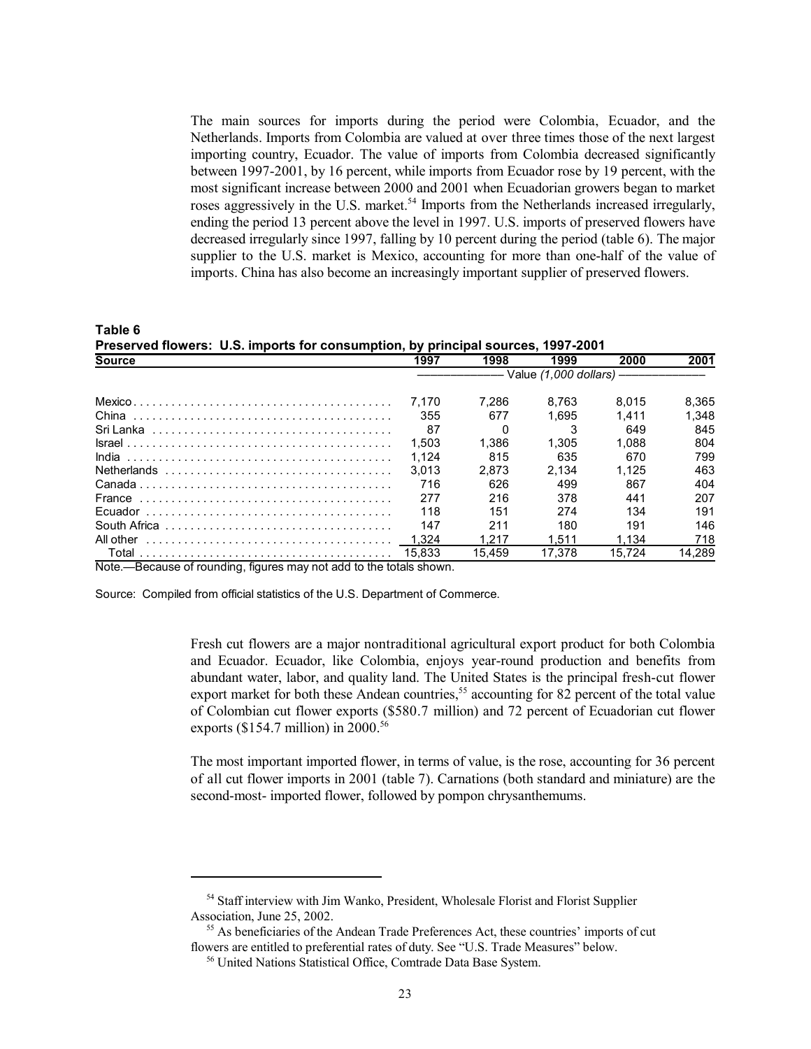The main sources for imports during the period were Colombia, Ecuador, and the Netherlands. Imports from Colombia are valued at over three times those of the next largest importing country, Ecuador. The value of imports from Colombia decreased significantly between 1997-2001, by 16 percent, while imports from Ecuador rose by 19 percent, with the most significant increase between 2000 and 2001 when Ecuadorian growers began to market roses aggressively in the U.S. market.[54] Imports from the Netherlands increased irregularly, ending the period 13 percent above the level in 1997. U.S. imports of preserved flowers have decreased irregularly since 1997, falling by 10 percent during the period (table 6). The major supplier to the U.S. market is Mexico, accounting for more than one-half of the value of imports. China has also become an increasingly important supplier of preserved flowers.

**Table 6**
**Preserved flowers: U.S. imports for consumption, by principal sources, 1997-2001**

| Source | 1997 | 1998 | 1999 | 2000 | 2001 |
|---|---|---|---|---|---|
| | Value *(1,000 dollars)* | | | | |
| Mexico | 7,170 | 7,286 | 8,763 | 8,015 | 8,365 |
| China | 355 | 677 | 1,695 | 1,411 | 1,348 |
| Sri Lanka | 87 | 0 | 3 | 649 | 845 |
| Israel | 1,503 | 1,386 | 1,305 | 1,088 | 804 |
| India | 1,124 | 815 | 635 | 670 | 799 |
| Netherlands | 3,013 | 2,873 | 2,134 | 1,125 | 463 |
| Canada | 716 | 626 | 499 | 867 | 404 |
| France | 277 | 216 | 378 | 441 | 207 |
| Ecuador | 118 | 151 | 274 | 134 | 191 |
| South Africa | 147 | 211 | 180 | 191 | 146 |
| All other | 1,324 | 1,217 | 1,511 | 1,134 | 718 |
| Total | 15,833 | 15,459 | 17,378 | 15,724 | 14,289 |

Note.—Because of rounding, figures may not add to the totals shown.

Source: Compiled from official statistics of the U.S. Department of Commerce.

Fresh cut flowers are a major nontraditional agricultural export product for both Colombia and Ecuador. Ecuador, like Colombia, enjoys year-round production and benefits from abundant water, labor, and quality land. The United States is the principal fresh-cut flower export market for both these Andean countries,[55] accounting for 82 percent of the total value of Colombian cut flower exports ($580.7 million) and 72 percent of Ecuadorian cut flower exports ($154.7 million) in 2000.[56]

The most important imported flower, in terms of value, is the rose, accounting for 36 percent of all cut flower imports in 2001 (table 7). Carnations (both standard and miniature) are the second-most- imported flower, followed by pompon chrysanthemums.

---

[54] Staff interview with Jim Wanko, President, Wholesale Florist and Florist Supplier Association, June 25, 2002.

[55] As beneficiaries of the Andean Trade Preferences Act, these countries' imports of cut flowers are entitled to preferential rates of duty. See "U.S. Trade Measures" below.

[56] United Nations Statistical Office, Comtrade Data Base System.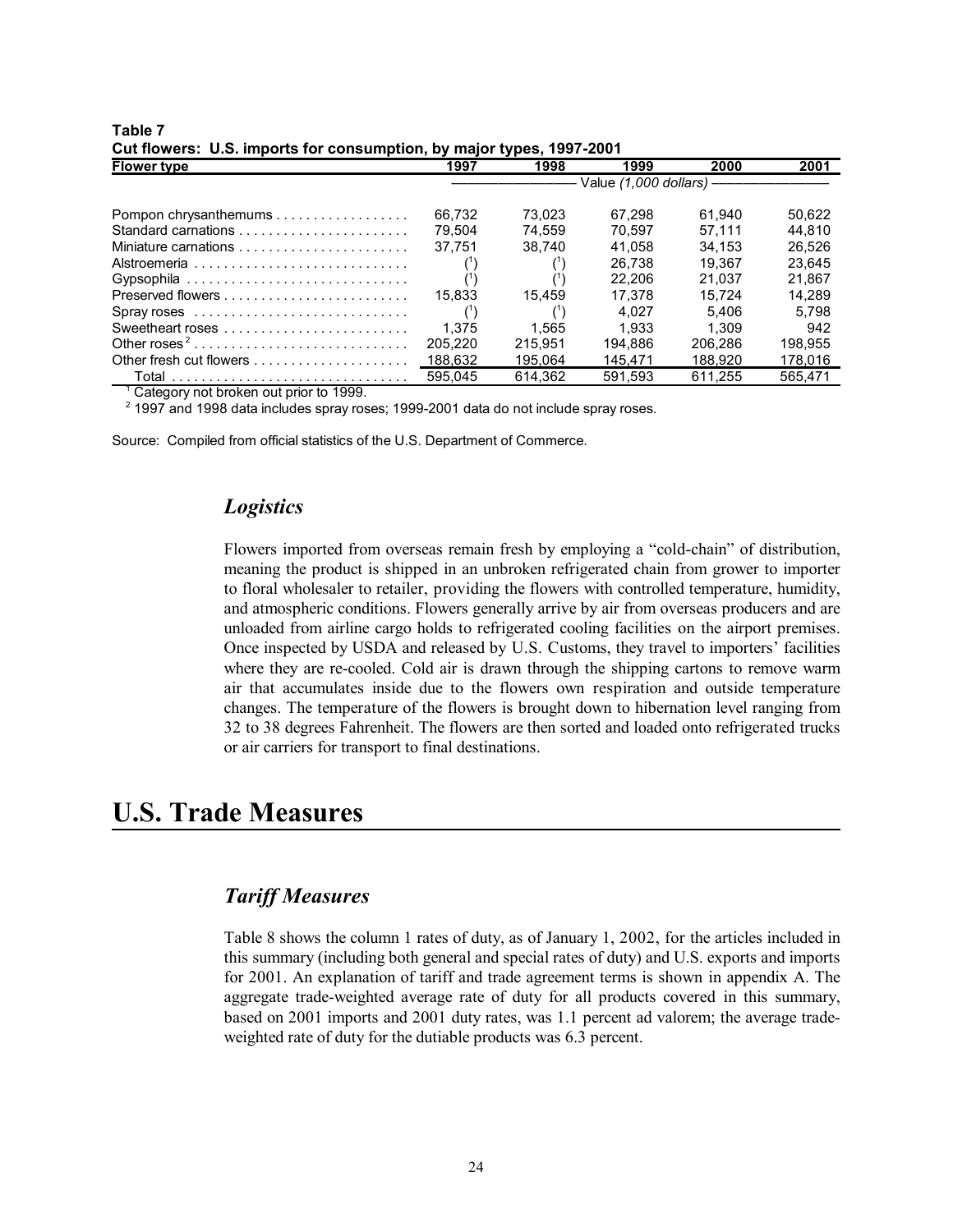**Table 7**
**Cut flowers: U.S. imports for consumption, by major types, 1997-2001**

| Flower type | 1997 | 1998 | 1999 | 2000 | 2001 |
|---|---|---|---|---|---|
| | Value *(1,000 dollars)* | | | | |
| Pompon chrysanthemums | 66,732 | 73,023 | 67,298 | 61,940 | 50,622 |
| Standard carnations | 79,504 | 74,559 | 70,597 | 57,111 | 44,810 |
| Miniature carnations | 37,751 | 38,740 | 41,058 | 34,153 | 26,526 |
| Alstroemeria | ([1]) | ([1]) | 26,738 | 19,367 | 23,645 |
| Gypsophila | ([1]) | ([1]) | 22,206 | 21,037 | 21,867 |
| Preserved flowers | 15,833 | 15,459 | 17,378 | 15,724 | 14,289 |
| Spray roses | ([1]) | ([1]) | 4,027 | 5,406 | 5,798 |
| Sweetheart roses | 1,375 | 1,565 | 1,933 | 1,309 | 942 |
| Other roses [2] | 205,220 | 215,951 | 194,886 | 206,286 | 198,955 |
| Other fresh cut flowers | 188,632 | 195,064 | 145,471 | 188,920 | 178,016 |
| Total | 595,045 | 614,362 | 591,593 | 611,255 | 565,471 |

[1] Category not broken out prior to 1999.
[2] 1997 and 1998 data includes spray roses; 1999-2001 data do not include spray roses.

Source: Compiled from official statistics of the U.S. Department of Commerce.

### *Logistics*

Flowers imported from overseas remain fresh by employing a "cold-chain" of distribution, meaning the product is shipped in an unbroken refrigerated chain from grower to importer to floral wholesaler to retailer, providing the flowers with controlled temperature, humidity, and atmospheric conditions. Flowers generally arrive by air from overseas producers and are unloaded from airline cargo holds to refrigerated cooling facilities on the airport premises. Once inspected by USDA and released by U.S. Customs, they travel to importers' facilities where they are re-cooled. Cold air is drawn through the shipping cartons to remove warm air that accumulates inside due to the flowers own respiration and outside temperature changes. The temperature of the flowers is brought down to hibernation level ranging from 32 to 38 degrees Fahrenheit. The flowers are then sorted and loaded onto refrigerated trucks or air carriers for transport to final destinations.

# U.S. Trade Measures

### *Tariff Measures*

Table 8 shows the column 1 rates of duty, as of January 1, 2002, for the articles included in this summary (including both general and special rates of duty) and U.S. exports and imports for 2001. An explanation of tariff and trade agreement terms is shown in appendix A. The aggregate trade-weighted average rate of duty for all products covered in this summary, based on 2001 imports and 2001 duty rates, was 1.1 percent ad valorem; the average trade-weighted rate of duty for the dutiable products was 6.3 percent.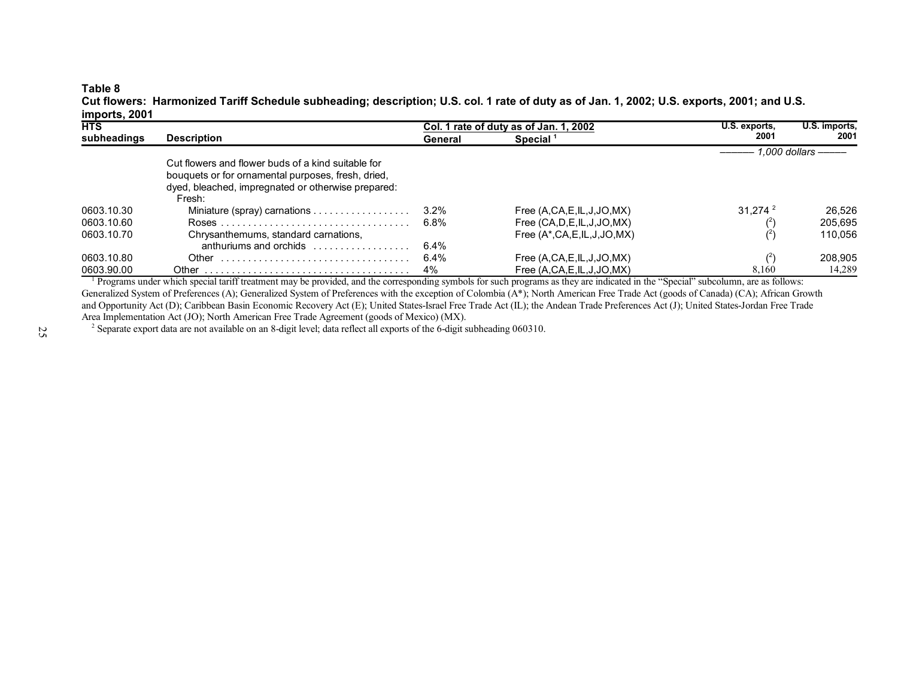**Table 8**
**Cut flowers: Harmonized Tariff Schedule subheading; description; U.S. col. 1 rate of duty as of Jan. 1, 2002; U.S. exports, 2001; and U.S. imports, 2001**

| HTS subheadings | Description | Col. 1 rate of duty as of Jan. 1, 2002 | | U.S. exports, 2001 | U.S. imports, 2001 |
|---|---|---|---|---|---|
| | | General | Special [1] | | |
| | | | | ——— 1,000 dollars ——— | |
| | Cut flowers and flower buds of a kind suitable for bouquets or for ornamental purposes, fresh, dried, dyed, bleached, impregnated or otherwise prepared: | | | | |
| | Fresh: | | | | |
| 0603.10.30 | Miniature (spray) carnations | 3.2% | Free (A,CA,E,IL,J,JO,MX) | 31,274 [2] | 26,526 |
| 0603.10.60 | Roses | 6.8% | Free (CA,D,E,IL,J,JO,MX) | ([2]) | 205,695 |
| 0603.10.70 | Chrysanthemums, standard carnations, anthuriums and orchids | 6.4% | Free (A*,CA,E,IL,J,JO,MX) | ([2]) | 110,056 |
| 0603.10.80 | Other | 6.4% | Free (A,CA,E,IL,J,JO,MX) | ([2]) | 208,905 |
| 0603.90.00 | Other | 4% | Free (A,CA,E,IL,J,JO,MX) | 8,160 | 14,289 |

[1] Programs under which special tariff treatment may be provided, and the corresponding symbols for such programs as they are indicated in the "Special" subcolumn, are as follows: Generalized System of Preferences (A); Generalized System of Preferences with the exception of Colombia (A*); North American Free Trade Act (goods of Canada) (CA); African Growth and Opportunity Act (D); Caribbean Basin Economic Recovery Act (E); United States-Israel Free Trade Act (IL); the Andean Trade Preferences Act (J); United States-Jordan Free Trade Area Implementation Act (JO); North American Free Trade Agreement (goods of Mexico) (MX).

[2] Separate export data are not available on an 8-digit level; data reflect all exports of the 6-digit subheading 060310.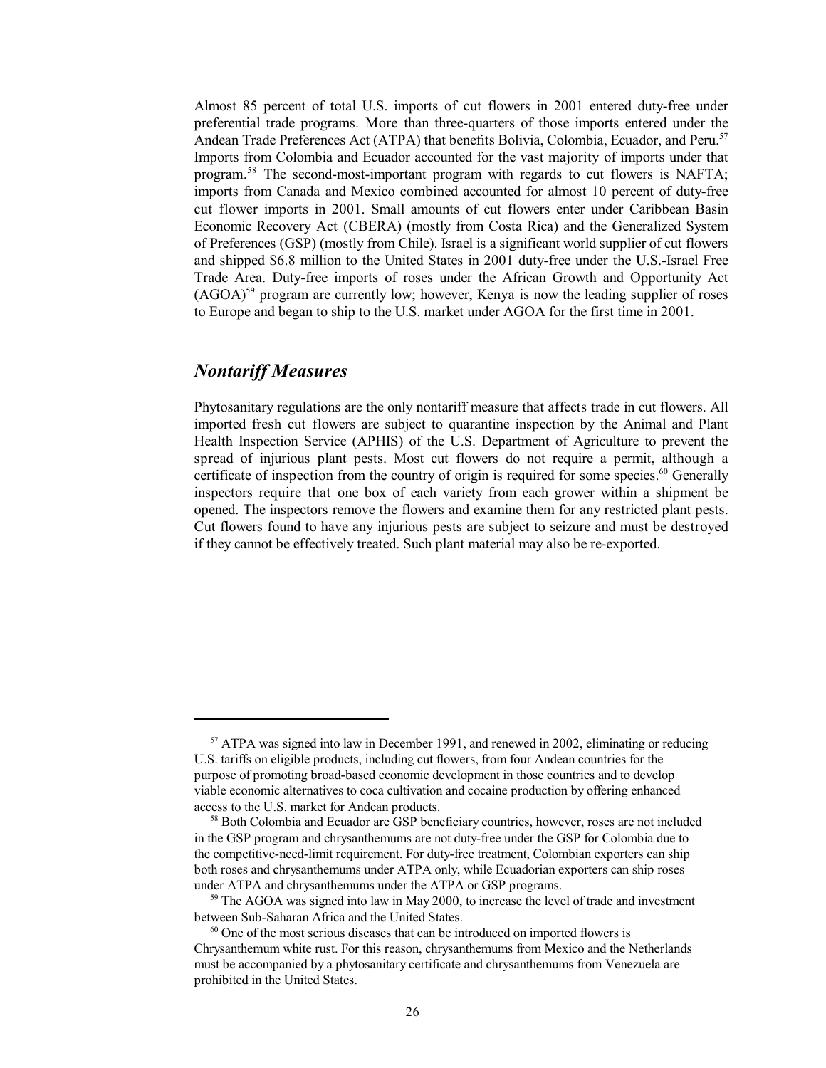Almost 85 percent of total U.S. imports of cut flowers in 2001 entered duty-free under preferential trade programs. More than three-quarters of those imports entered under the Andean Trade Preferences Act (ATPA) that benefits Bolivia, Colombia, Ecuador, and Peru.[57] Imports from Colombia and Ecuador accounted for the vast majority of imports under that program.[58] The second-most-important program with regards to cut flowers is NAFTA; imports from Canada and Mexico combined accounted for almost 10 percent of duty-free cut flower imports in 2001. Small amounts of cut flowers enter under Caribbean Basin Economic Recovery Act (CBERA) (mostly from Costa Rica) and the Generalized System of Preferences (GSP) (mostly from Chile). Israel is a significant world supplier of cut flowers and shipped $6.8 million to the United States in 2001 duty-free under the U.S.-Israel Free Trade Area. Duty-free imports of roses under the African Growth and Opportunity Act (AGOA)[59] program are currently low; however, Kenya is now the leading supplier of roses to Europe and began to ship to the U.S. market under AGOA for the first time in 2001.

## *Nontariff Measures*

Phytosanitary regulations are the only nontariff measure that affects trade in cut flowers. All imported fresh cut flowers are subject to quarantine inspection by the Animal and Plant Health Inspection Service (APHIS) of the U.S. Department of Agriculture to prevent the spread of injurious plant pests. Most cut flowers do not require a permit, although a certificate of inspection from the country of origin is required for some species.[60] Generally inspectors require that one box of each variety from each grower within a shipment be opened. The inspectors remove the flowers and examine them for any restricted plant pests. Cut flowers found to have any injurious pests are subject to seizure and must be destroyed if they cannot be effectively treated. Such plant material may also be re-exported.

---

[57] ATPA was signed into law in December 1991, and renewed in 2002, eliminating or reducing U.S. tariffs on eligible products, including cut flowers, from four Andean countries for the purpose of promoting broad-based economic development in those countries and to develop viable economic alternatives to coca cultivation and cocaine production by offering enhanced access to the U.S. market for Andean products.

[58] Both Colombia and Ecuador are GSP beneficiary countries, however, roses are not included in the GSP program and chrysanthemums are not duty-free under the GSP for Colombia due to the competitive-need-limit requirement. For duty-free treatment, Colombian exporters can ship both roses and chrysanthemums under ATPA only, while Ecuadorian exporters can ship roses under ATPA and chrysanthemums under the ATPA or GSP programs.

[59] The AGOA was signed into law in May 2000, to increase the level of trade and investment between Sub-Saharan Africa and the United States.

[60] One of the most serious diseases that can be introduced on imported flowers is Chrysanthemum white rust. For this reason, chrysanthemums from Mexico and the Netherlands must be accompanied by a phytosanitary certificate and chrysanthemums from Venezuela are prohibited in the United States.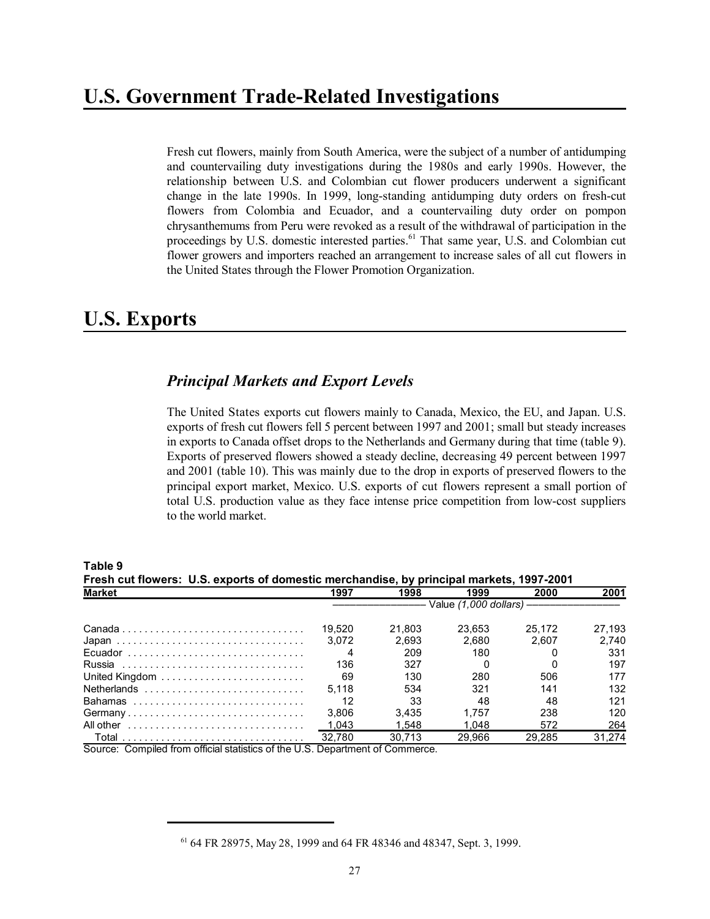# U.S. Government Trade-Related Investigations

Fresh cut flowers, mainly from South America, were the subject of a number of antidumping and countervailing duty investigations during the 1980s and early 1990s. However, the relationship between U.S. and Colombian cut flower producers underwent a significant change in the late 1990s. In 1999, long-standing antidumping duty orders on fresh-cut flowers from Colombia and Ecuador, and a countervailing duty order on pompon chrysanthemums from Peru were revoked as a result of the withdrawal of participation in the proceedings by U.S. domestic interested parties.[61] That same year, U.S. and Colombian cut flower growers and importers reached an arrangement to increase sales of all cut flowers in the United States through the Flower Promotion Organization.

# U.S. Exports

## *Principal Markets and Export Levels*

The United States exports cut flowers mainly to Canada, Mexico, the EU, and Japan. U.S. exports of fresh cut flowers fell 5 percent between 1997 and 2001; small but steady increases in exports to Canada offset drops to the Netherlands and Germany during that time (table 9). Exports of preserved flowers showed a steady decline, decreasing 49 percent between 1997 and 2001 (table 10). This was mainly due to the drop in exports of preserved flowers to the principal export market, Mexico. U.S. exports of cut flowers represent a small portion of total U.S. production value as they face intense price competition from low-cost suppliers to the world market.

**Table 9**
**Fresh cut flowers: U.S. exports of domestic merchandise, by principal markets, 1997-2001**

| Market | 1997 | 1998 | 1999 | 2000 | 2001 |
|---|---|---|---|---|---|
| | Value *(1,000 dollars)* | | | | |
| Canada | 19,520 | 21,803 | 23,653 | 25,172 | 27,193 |
| Japan | 3,072 | 2,693 | 2,680 | 2,607 | 2,740 |
| Ecuador | 4 | 209 | 180 | 0 | 331 |
| Russia | 136 | 327 | 0 | 0 | 197 |
| United Kingdom | 69 | 130 | 280 | 506 | 177 |
| Netherlands | 5,118 | 534 | 321 | 141 | 132 |
| Bahamas | 12 | 33 | 48 | 48 | 121 |
| Germany | 3,806 | 3,435 | 1,757 | 238 | 120 |
| All other | 1,043 | 1,548 | 1,048 | 572 | 264 |
| Total | 32,780 | 30,713 | 29,966 | 29,285 | 31,274 |

Source: Compiled from official statistics of the U.S. Department of Commerce.

[61] 64 FR 28975, May 28, 1999 and 64 FR 48346 and 48347, Sept. 3, 1999.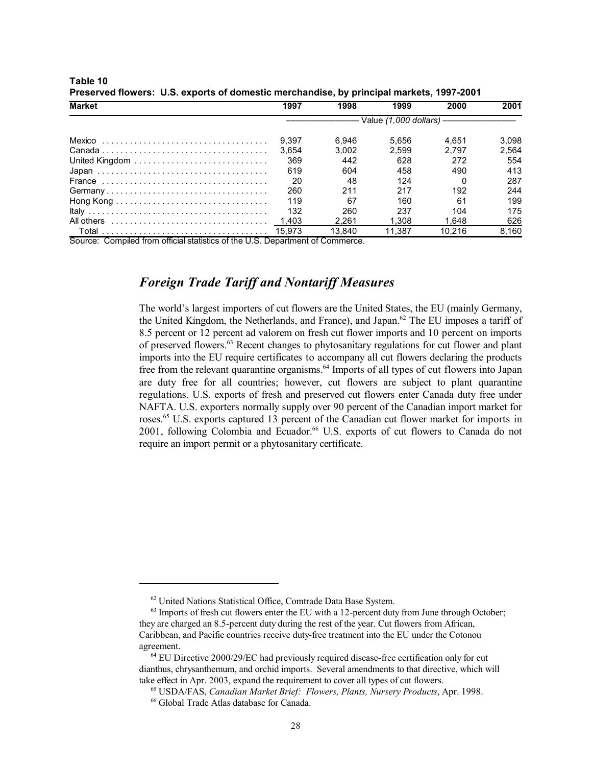**Table 10**
**Preserved flowers: U.S. exports of domestic merchandise, by principal markets, 1997-2001**

| Market | 1997 | 1998 | 1999 | 2000 | 2001 |
|---|---|---|---|---|---|
| | Value *(1,000 dollars)* | | | | |
| Mexico | 9,397 | 6,946 | 5,656 | 4,651 | 3,098 |
| Canada | 3,654 | 3,002 | 2,599 | 2,797 | 2,564 |
| United Kingdom | 369 | 442 | 628 | 272 | 554 |
| Japan | 619 | 604 | 458 | 490 | 413 |
| France | 20 | 48 | 124 | 0 | 287 |
| Germany | 260 | 211 | 217 | 192 | 244 |
| Hong Kong | 119 | 67 | 160 | 61 | 199 |
| Italy | 132 | 260 | 237 | 104 | 175 |
| All others | 1,403 | 2,261 | 1,308 | 1,648 | 626 |
| Total | 15,973 | 13,840 | 11,387 | 10,216 | 8,160 |

Source: Compiled from official statistics of the U.S. Department of Commerce.

## *Foreign Trade Tariff and Nontariff Measures*

The world's largest importers of cut flowers are the United States, the EU (mainly Germany, the United Kingdom, the Netherlands, and France), and Japan.[62] The EU imposes a tariff of 8.5 percent or 12 percent ad valorem on fresh cut flower imports and 10 percent on imports of preserved flowers.[63] Recent changes to phytosanitary regulations for cut flower and plant imports into the EU require certificates to accompany all cut flowers declaring the products free from the relevant quarantine organisms.[64] Imports of all types of cut flowers into Japan are duty free for all countries; however, cut flowers are subject to plant quarantine regulations. U.S. exports of fresh and preserved cut flowers enter Canada duty free under NAFTA. U.S. exporters normally supply over 90 percent of the Canadian import market for roses.[65] U.S. exports captured 13 percent of the Canadian cut flower market for imports in 2001, following Colombia and Ecuador.[66] U.S. exports of cut flowers to Canada do not require an import permit or a phytosanitary certificate.

---

[62] United Nations Statistical Office, Comtrade Data Base System.

[63] Imports of fresh cut flowers enter the EU with a 12-percent duty from June through October; they are charged an 8.5-percent duty during the rest of the year. Cut flowers from African, Caribbean, and Pacific countries receive duty-free treatment into the EU under the Cotonou agreement.

[64] EU Directive 2000/29/EC had previously required disease-free certification only for cut dianthus, chrysanthemum, and orchid imports. Several amendments to that directive, which will take effect in Apr. 2003, expand the requirement to cover all types of cut flowers.

[65] USDA/FAS, *Canadian Market Brief: Flowers, Plants, Nursery Products*, Apr. 1998.

[66] Global Trade Atlas database for Canada.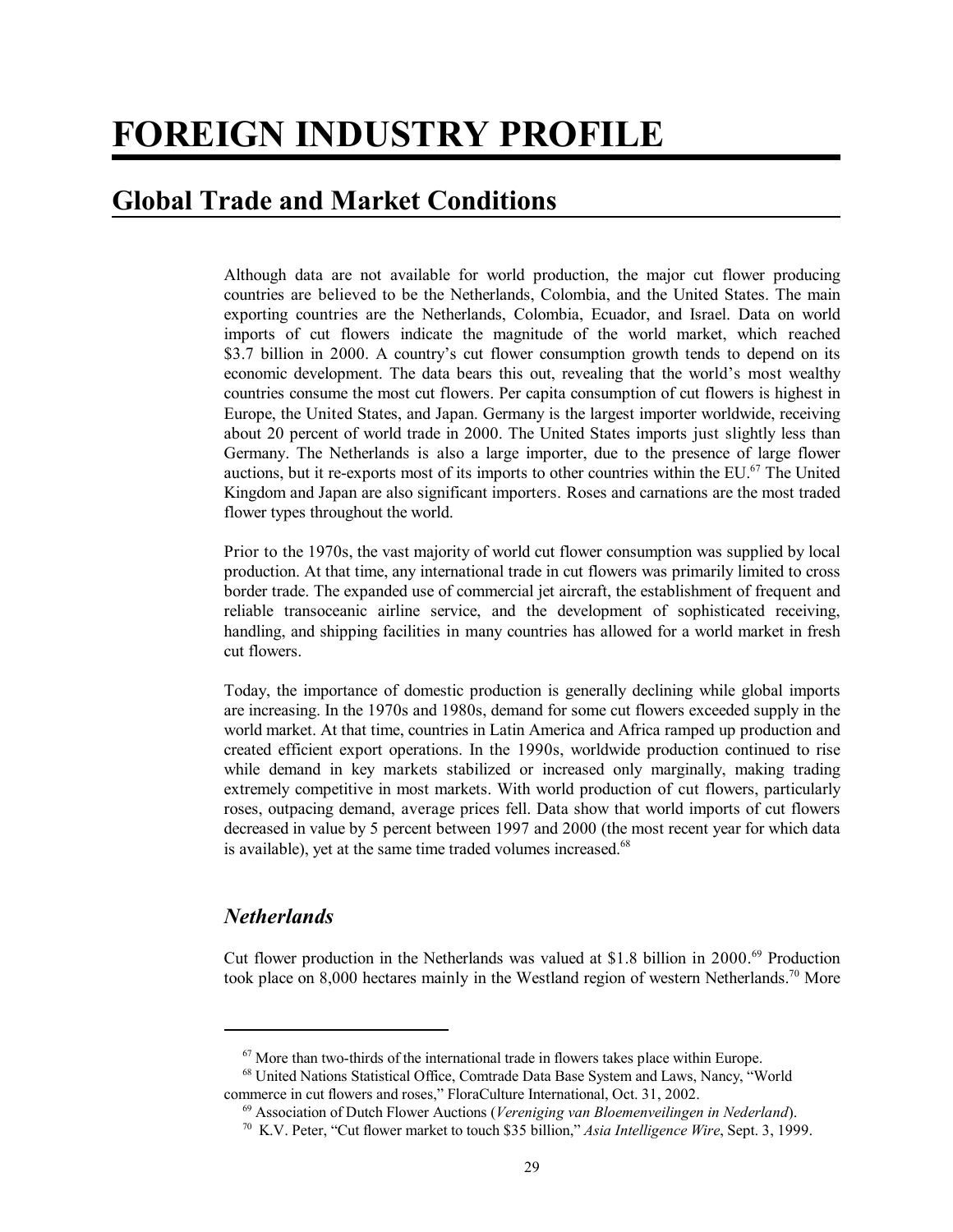# FOREIGN INDUSTRY PROFILE

## Global Trade and Market Conditions

Although data are not available for world production, the major cut flower producing countries are believed to be the Netherlands, Colombia, and the United States. The main exporting countries are the Netherlands, Colombia, Ecuador, and Israel. Data on world imports of cut flowers indicate the magnitude of the world market, which reached \$3.7 billion in 2000. A country's cut flower consumption growth tends to depend on its economic development. The data bears this out, revealing that the world's most wealthy countries consume the most cut flowers. Per capita consumption of cut flowers is highest in Europe, the United States, and Japan. Germany is the largest importer worldwide, receiving about 20 percent of world trade in 2000. The United States imports just slightly less than Germany. The Netherlands is also a large importer, due to the presence of large flower auctions, but it re-exports most of its imports to other countries within the EU.[67] The United Kingdom and Japan are also significant importers. Roses and carnations are the most traded flower types throughout the world.

Prior to the 1970s, the vast majority of world cut flower consumption was supplied by local production. At that time, any international trade in cut flowers was primarily limited to cross border trade. The expanded use of commercial jet aircraft, the establishment of frequent and reliable transoceanic airline service, and the development of sophisticated receiving, handling, and shipping facilities in many countries has allowed for a world market in fresh cut flowers.

Today, the importance of domestic production is generally declining while global imports are increasing. In the 1970s and 1980s, demand for some cut flowers exceeded supply in the world market. At that time, countries in Latin America and Africa ramped up production and created efficient export operations. In the 1990s, worldwide production continued to rise while demand in key markets stabilized or increased only marginally, making trading extremely competitive in most markets. With world production of cut flowers, particularly roses, outpacing demand, average prices fell. Data show that world imports of cut flowers decreased in value by 5 percent between 1997 and 2000 (the most recent year for which data is available), yet at the same time traded volumes increased.[68]

### *Netherlands*

Cut flower production in the Netherlands was valued at \$1.8 billion in 2000.[69] Production took place on 8,000 hectares mainly in the Westland region of western Netherlands.[70] More

---

[67] More than two-thirds of the international trade in flowers takes place within Europe.

[68] United Nations Statistical Office, Comtrade Data Base System and Laws, Nancy, "World commerce in cut flowers and roses," FloraCulture International, Oct. 31, 2002.

[69] Association of Dutch Flower Auctions (*Vereniging van Bloemenveilingen in Nederland*).

[70] K.V. Peter, "Cut flower market to touch \$35 billion," *Asia Intelligence Wire*, Sept. 3, 1999.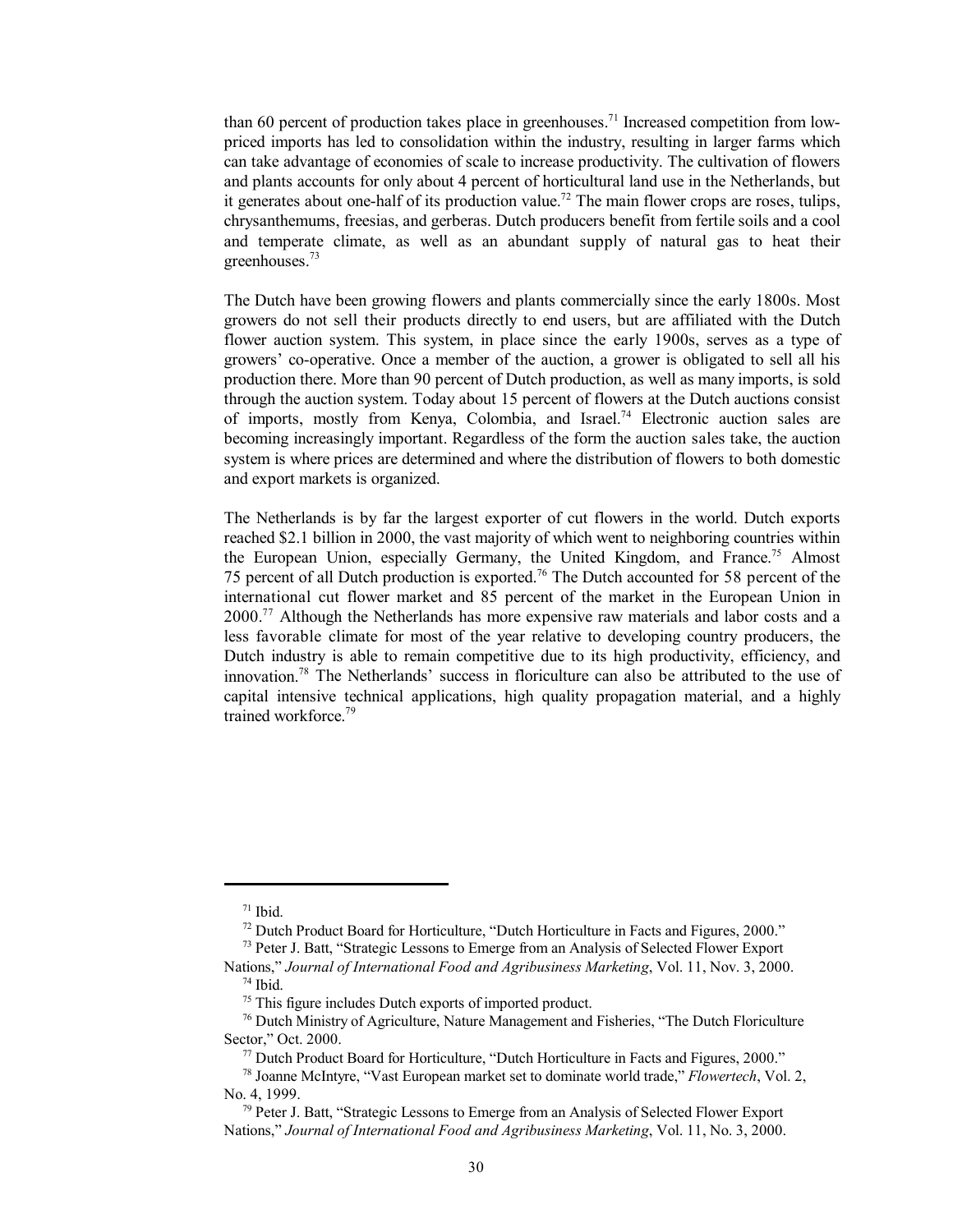than 60 percent of production takes place in greenhouses.[71] Increased competition from low-priced imports has led to consolidation within the industry, resulting in larger farms which can take advantage of economies of scale to increase productivity. The cultivation of flowers and plants accounts for only about 4 percent of horticultural land use in the Netherlands, but it generates about one-half of its production value.[72] The main flower crops are roses, tulips, chrysanthemums, freesias, and gerberas. Dutch producers benefit from fertile soils and a cool and temperate climate, as well as an abundant supply of natural gas to heat their greenhouses.[73]

The Dutch have been growing flowers and plants commercially since the early 1800s. Most growers do not sell their products directly to end users, but are affiliated with the Dutch flower auction system. This system, in place since the early 1900s, serves as a type of growers' co-operative. Once a member of the auction, a grower is obligated to sell all his production there. More than 90 percent of Dutch production, as well as many imports, is sold through the auction system. Today about 15 percent of flowers at the Dutch auctions consist of imports, mostly from Kenya, Colombia, and Israel.[74] Electronic auction sales are becoming increasingly important. Regardless of the form the auction sales take, the auction system is where prices are determined and where the distribution of flowers to both domestic and export markets is organized.

The Netherlands is by far the largest exporter of cut flowers in the world. Dutch exports reached $2.1 billion in 2000, the vast majority of which went to neighboring countries within the European Union, especially Germany, the United Kingdom, and France.[75] Almost 75 percent of all Dutch production is exported.[76] The Dutch accounted for 58 percent of the international cut flower market and 85 percent of the market in the European Union in 2000.[77] Although the Netherlands has more expensive raw materials and labor costs and a less favorable climate for most of the year relative to developing country producers, the Dutch industry is able to remain competitive due to its high productivity, efficiency, and innovation.[78] The Netherlands' success in floriculture can also be attributed to the use of capital intensive technical applications, high quality propagation material, and a highly trained workforce.[79]

---

[71] Ibid.

[72] Dutch Product Board for Horticulture, "Dutch Horticulture in Facts and Figures, 2000."

[73] Peter J. Batt, "Strategic Lessons to Emerge from an Analysis of Selected Flower Export Nations," *Journal of International Food and Agribusiness Marketing*, Vol. 11, Nov. 3, 2000.

[74] Ibid.

[75] This figure includes Dutch exports of imported product.

[76] Dutch Ministry of Agriculture, Nature Management and Fisheries, "The Dutch Floriculture Sector," Oct. 2000.

[77] Dutch Product Board for Horticulture, "Dutch Horticulture in Facts and Figures, 2000."

[78] Joanne McIntyre, "Vast European market set to dominate world trade," *Flowertech*, Vol. 2, No. 4, 1999.

[79] Peter J. Batt, "Strategic Lessons to Emerge from an Analysis of Selected Flower Export Nations," *Journal of International Food and Agribusiness Marketing*, Vol. 11, No. 3, 2000.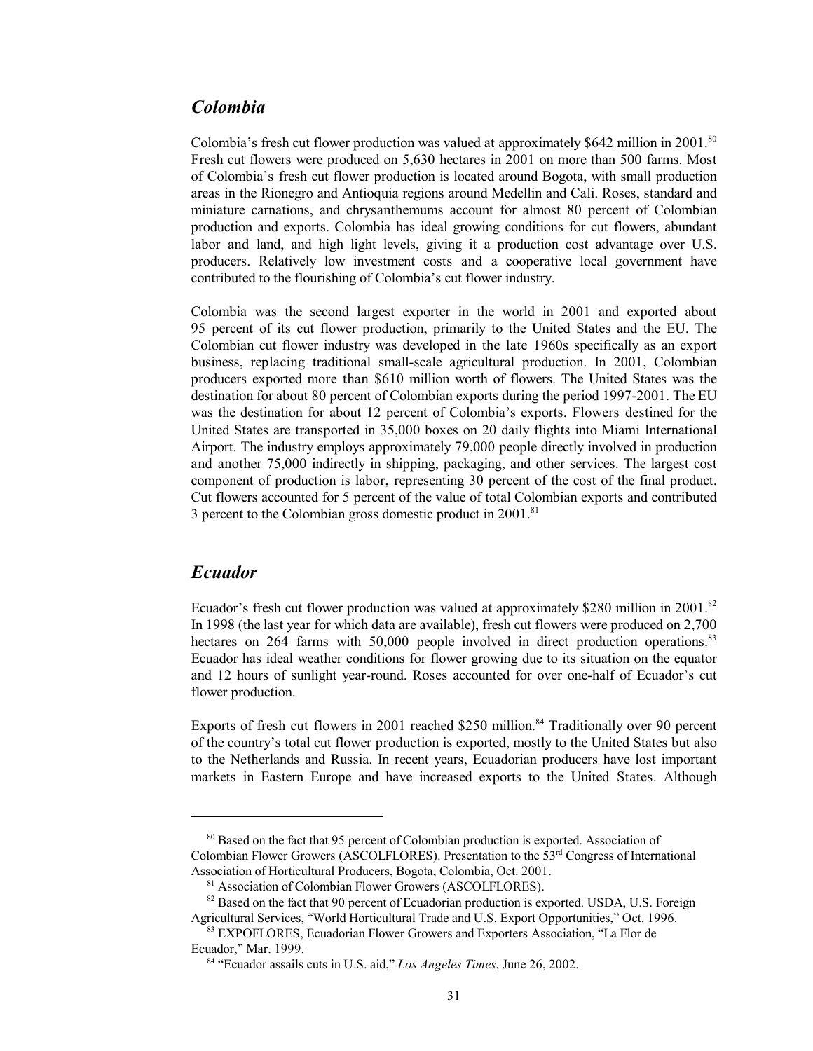## *Colombia*

Colombia's fresh cut flower production was valued at approximately $642 million in 2001.[80] Fresh cut flowers were produced on 5,630 hectares in 2001 on more than 500 farms. Most of Colombia's fresh cut flower production is located around Bogota, with small production areas in the Rionegro and Antioquia regions around Medellin and Cali. Roses, standard and miniature carnations, and chrysanthemums account for almost 80 percent of Colombian production and exports. Colombia has ideal growing conditions for cut flowers, abundant labor and land, and high light levels, giving it a production cost advantage over U.S. producers. Relatively low investment costs and a cooperative local government have contributed to the flourishing of Colombia's cut flower industry.

Colombia was the second largest exporter in the world in 2001 and exported about 95 percent of its cut flower production, primarily to the United States and the EU. The Colombian cut flower industry was developed in the late 1960s specifically as an export business, replacing traditional small-scale agricultural production. In 2001, Colombian producers exported more than $610 million worth of flowers. The United States was the destination for about 80 percent of Colombian exports during the period 1997-2001. The EU was the destination for about 12 percent of Colombia's exports. Flowers destined for the United States are transported in 35,000 boxes on 20 daily flights into Miami International Airport. The industry employs approximately 79,000 people directly involved in production and another 75,000 indirectly in shipping, packaging, and other services. The largest cost component of production is labor, representing 30 percent of the cost of the final product. Cut flowers accounted for 5 percent of the value of total Colombian exports and contributed 3 percent to the Colombian gross domestic product in 2001.[81]

## *Ecuador*

Ecuador's fresh cut flower production was valued at approximately $280 million in 2001.[82] In 1998 (the last year for which data are available), fresh cut flowers were produced on 2,700 hectares on 264 farms with 50,000 people involved in direct production operations.[83] Ecuador has ideal weather conditions for flower growing due to its situation on the equator and 12 hours of sunlight year-round. Roses accounted for over one-half of Ecuador's cut flower production.

Exports of fresh cut flowers in 2001 reached $250 million.[84] Traditionally over 90 percent of the country's total cut flower production is exported, mostly to the United States but also to the Netherlands and Russia. In recent years, Ecuadorian producers have lost important markets in Eastern Europe and have increased exports to the United States. Although

---

[80] Based on the fact that 95 percent of Colombian production is exported. Association of Colombian Flower Growers (ASCOLFLORES). Presentation to the 53rd Congress of International Association of Horticultural Producers, Bogota, Colombia, Oct. 2001.

[81] Association of Colombian Flower Growers (ASCOLFLORES).

[82] Based on the fact that 90 percent of Ecuadorian production is exported. USDA, U.S. Foreign Agricultural Services, "World Horticultural Trade and U.S. Export Opportunities," Oct. 1996.

[83] EXPOFLORES, Ecuadorian Flower Growers and Exporters Association, "La Flor de Ecuador," Mar. 1999.

[84] "Ecuador assails cuts in U.S. aid," *Los Angeles Times*, June 26, 2002.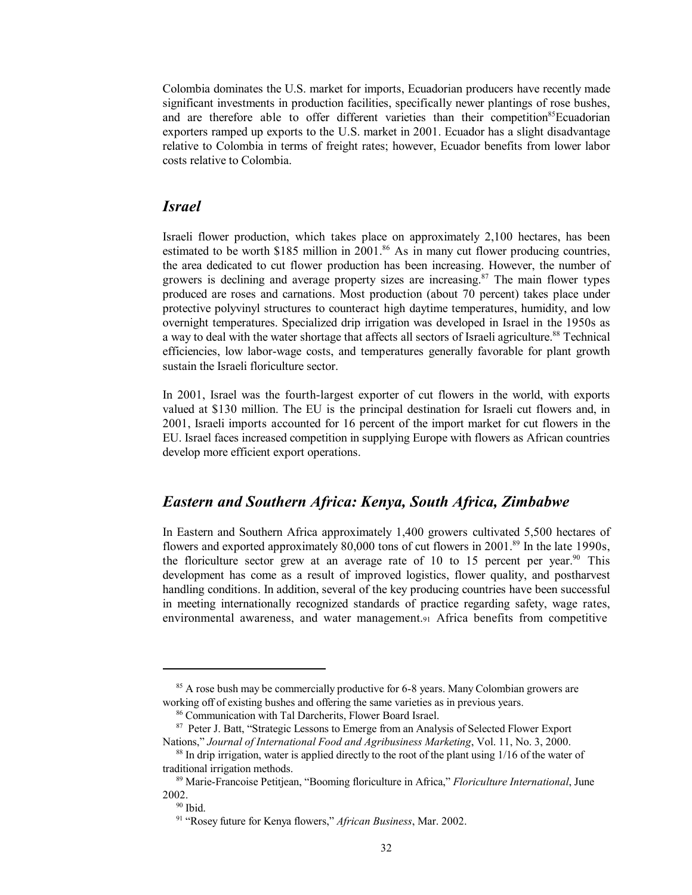Colombia dominates the U.S. market for imports, Ecuadorian producers have recently made significant investments in production facilities, specifically newer plantings of rose bushes, and are therefore able to offer different varieties than their competition[85]Ecuadorian exporters ramped up exports to the U.S. market in 2001. Ecuador has a slight disadvantage relative to Colombia in terms of freight rates; however, Ecuador benefits from lower labor costs relative to Colombia.

## *Israel*

Israeli flower production, which takes place on approximately 2,100 hectares, has been estimated to be worth $185 million in 2001.[86] As in many cut flower producing countries, the area dedicated to cut flower production has been increasing. However, the number of growers is declining and average property sizes are increasing.[87] The main flower types produced are roses and carnations. Most production (about 70 percent) takes place under protective polyvinyl structures to counteract high daytime temperatures, humidity, and low overnight temperatures. Specialized drip irrigation was developed in Israel in the 1950s as a way to deal with the water shortage that affects all sectors of Israeli agriculture.[88] Technical efficiencies, low labor-wage costs, and temperatures generally favorable for plant growth sustain the Israeli floriculture sector.

In 2001, Israel was the fourth-largest exporter of cut flowers in the world, with exports valued at $130 million. The EU is the principal destination for Israeli cut flowers and, in 2001, Israeli imports accounted for 16 percent of the import market for cut flowers in the EU. Israel faces increased competition in supplying Europe with flowers as African countries develop more efficient export operations.

## *Eastern and Southern Africa: Kenya, South Africa, Zimbabwe*

In Eastern and Southern Africa approximately 1,400 growers cultivated 5,500 hectares of flowers and exported approximately 80,000 tons of cut flowers in 2001.[89] In the late 1990s, the floriculture sector grew at an average rate of 10 to 15 percent per year.[90] This development has come as a result of improved logistics, flower quality, and postharvest handling conditions. In addition, several of the key producing countries have been successful in meeting internationally recognized standards of practice regarding safety, wage rates, environmental awareness, and water management.[91] Africa benefits from competitive

---

[85] A rose bush may be commercially productive for 6-8 years. Many Colombian growers are working off of existing bushes and offering the same varieties as in previous years.

[86] Communication with Tal Darcherits, Flower Board Israel.

[87] Peter J. Batt, "Strategic Lessons to Emerge from an Analysis of Selected Flower Export Nations," *Journal of International Food and Agribusiness Marketing*, Vol. 11, No. 3, 2000.

[88] In drip irrigation, water is applied directly to the root of the plant using 1/16 of the water of traditional irrigation methods.

[89] Marie-Francoise Petitjean, "Booming floriculture in Africa," *Floriculture International*, June 2002.

[90] Ibid.

[91] "Rosey future for Kenya flowers," *African Business*, Mar. 2002.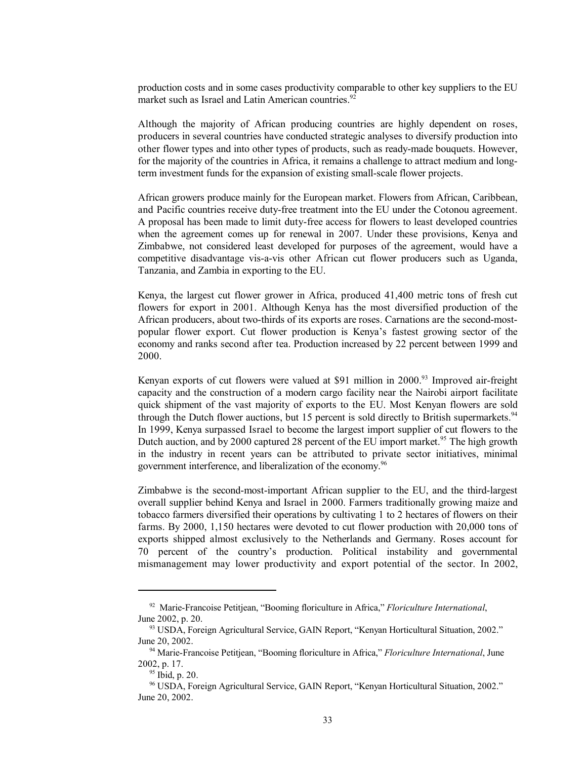production costs and in some cases productivity comparable to other key suppliers to the EU market such as Israel and Latin American countries.[92]

Although the majority of African producing countries are highly dependent on roses, producers in several countries have conducted strategic analyses to diversify production into other flower types and into other types of products, such as ready-made bouquets. However, for the majority of the countries in Africa, it remains a challenge to attract medium and long-term investment funds for the expansion of existing small-scale flower projects.

African growers produce mainly for the European market. Flowers from African, Caribbean, and Pacific countries receive duty-free treatment into the EU under the Cotonou agreement. A proposal has been made to limit duty-free access for flowers to least developed countries when the agreement comes up for renewal in 2007. Under these provisions, Kenya and Zimbabwe, not considered least developed for purposes of the agreement, would have a competitive disadvantage vis-a-vis other African cut flower producers such as Uganda, Tanzania, and Zambia in exporting to the EU.

Kenya, the largest cut flower grower in Africa, produced 41,400 metric tons of fresh cut flowers for export in 2001. Although Kenya has the most diversified production of the African producers, about two-thirds of its exports are roses. Carnations are the second-most-popular flower export. Cut flower production is Kenya's fastest growing sector of the economy and ranks second after tea. Production increased by 22 percent between 1999 and 2000.

Kenyan exports of cut flowers were valued at $91 million in 2000.[93] Improved air-freight capacity and the construction of a modern cargo facility near the Nairobi airport facilitate quick shipment of the vast majority of exports to the EU. Most Kenyan flowers are sold through the Dutch flower auctions, but 15 percent is sold directly to British supermarkets.[94] In 1999, Kenya surpassed Israel to become the largest import supplier of cut flowers to the Dutch auction, and by 2000 captured 28 percent of the EU import market.[95] The high growth in the industry in recent years can be attributed to private sector initiatives, minimal government interference, and liberalization of the economy.[96]

Zimbabwe is the second-most-important African supplier to the EU, and the third-largest overall supplier behind Kenya and Israel in 2000. Farmers traditionally growing maize and tobacco farmers diversified their operations by cultivating 1 to 2 hectares of flowers on their farms. By 2000, 1,150 hectares were devoted to cut flower production with 20,000 tons of exports shipped almost exclusively to the Netherlands and Germany. Roses account for 70 percent of the country's production. Political instability and governmental mismanagement may lower productivity and export potential of the sector. In 2002,

---

[92] Marie-Francoise Petitjean, "Booming floriculture in Africa," *Floriculture International*, June 2002, p. 20.

[93] USDA, Foreign Agricultural Service, GAIN Report, "Kenyan Horticultural Situation, 2002." June 20, 2002.

[94] Marie-Francoise Petitjean, "Booming floriculture in Africa," *Floriculture International*, June 2002, p. 17.

[95] Ibid, p. 20.

[96] USDA, Foreign Agricultural Service, GAIN Report, "Kenyan Horticultural Situation, 2002." June 20, 2002.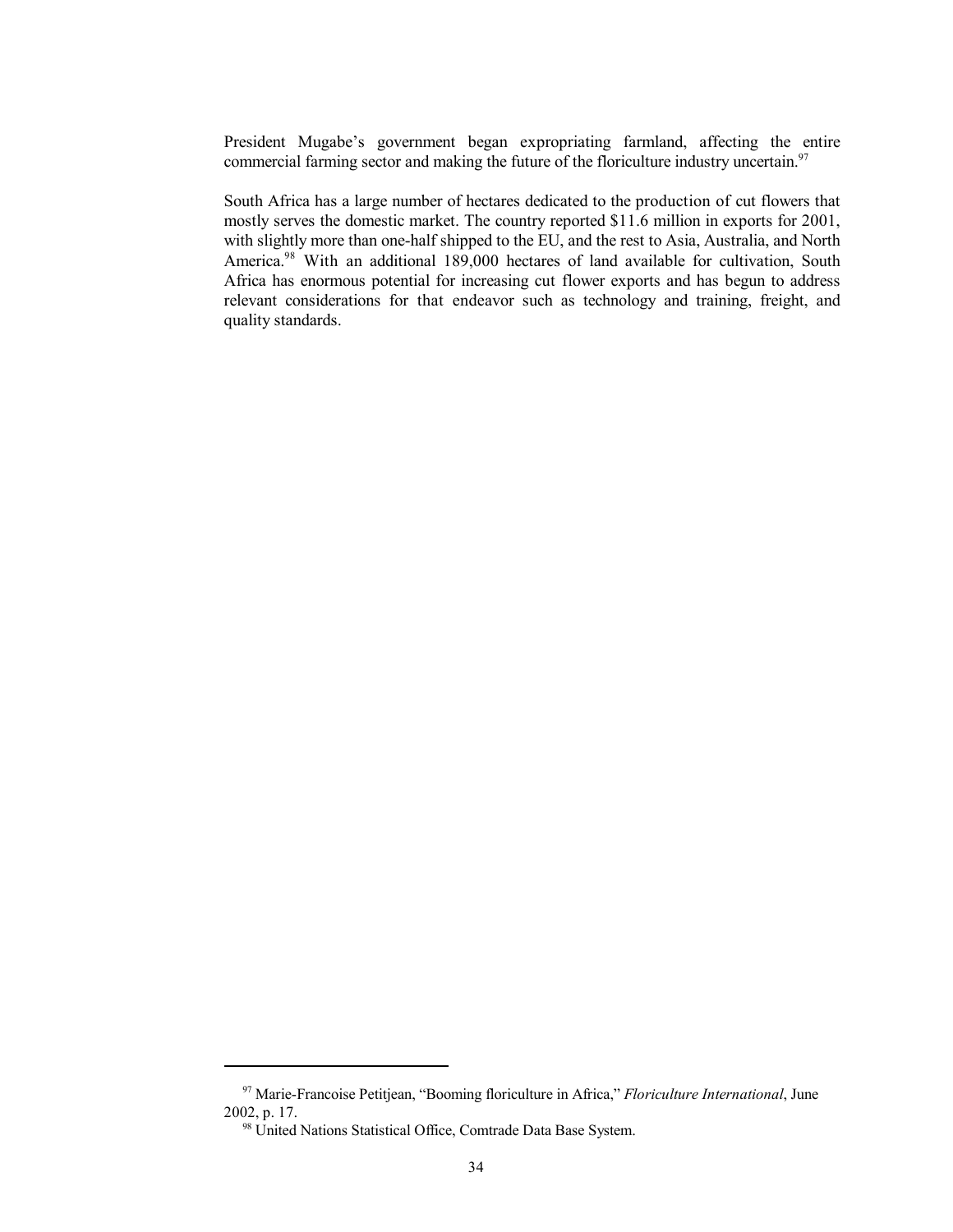President Mugabe's government began expropriating farmland, affecting the entire commercial farming sector and making the future of the floriculture industry uncertain.[97]

South Africa has a large number of hectares dedicated to the production of cut flowers that mostly serves the domestic market. The country reported $11.6 million in exports for 2001, with slightly more than one-half shipped to the EU, and the rest to Asia, Australia, and North America.[98] With an additional 189,000 hectares of land available for cultivation, South Africa has enormous potential for increasing cut flower exports and has begun to address relevant considerations for that endeavor such as technology and training, freight, and quality standards.

---

[97] Marie-Francoise Petitjean, "Booming floriculture in Africa," *Floriculture International*, June 2002, p. 17.

[98] United Nations Statistical Office, Comtrade Data Base System.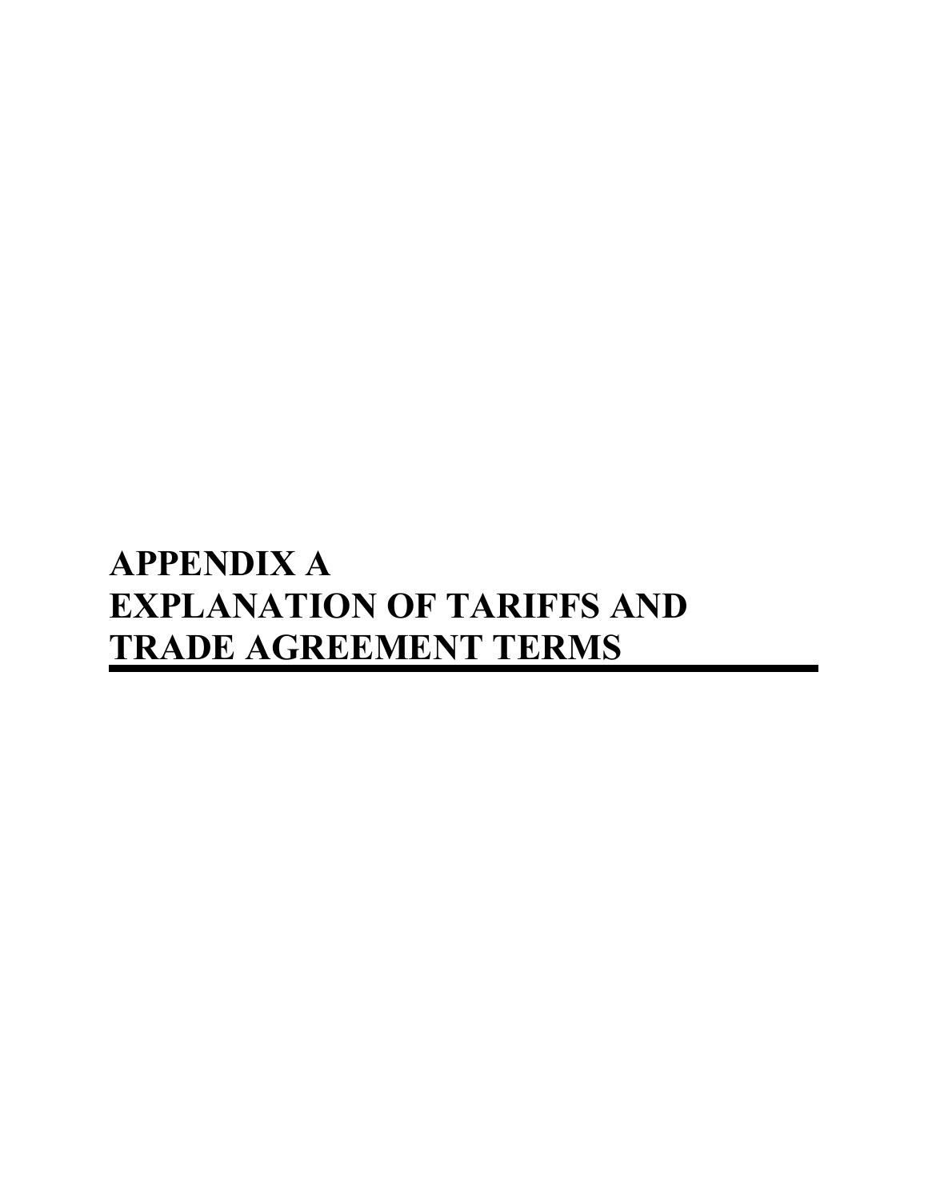# APPENDIX A
# EXPLANATION OF TARIFFS AND TRADE AGREEMENT TERMS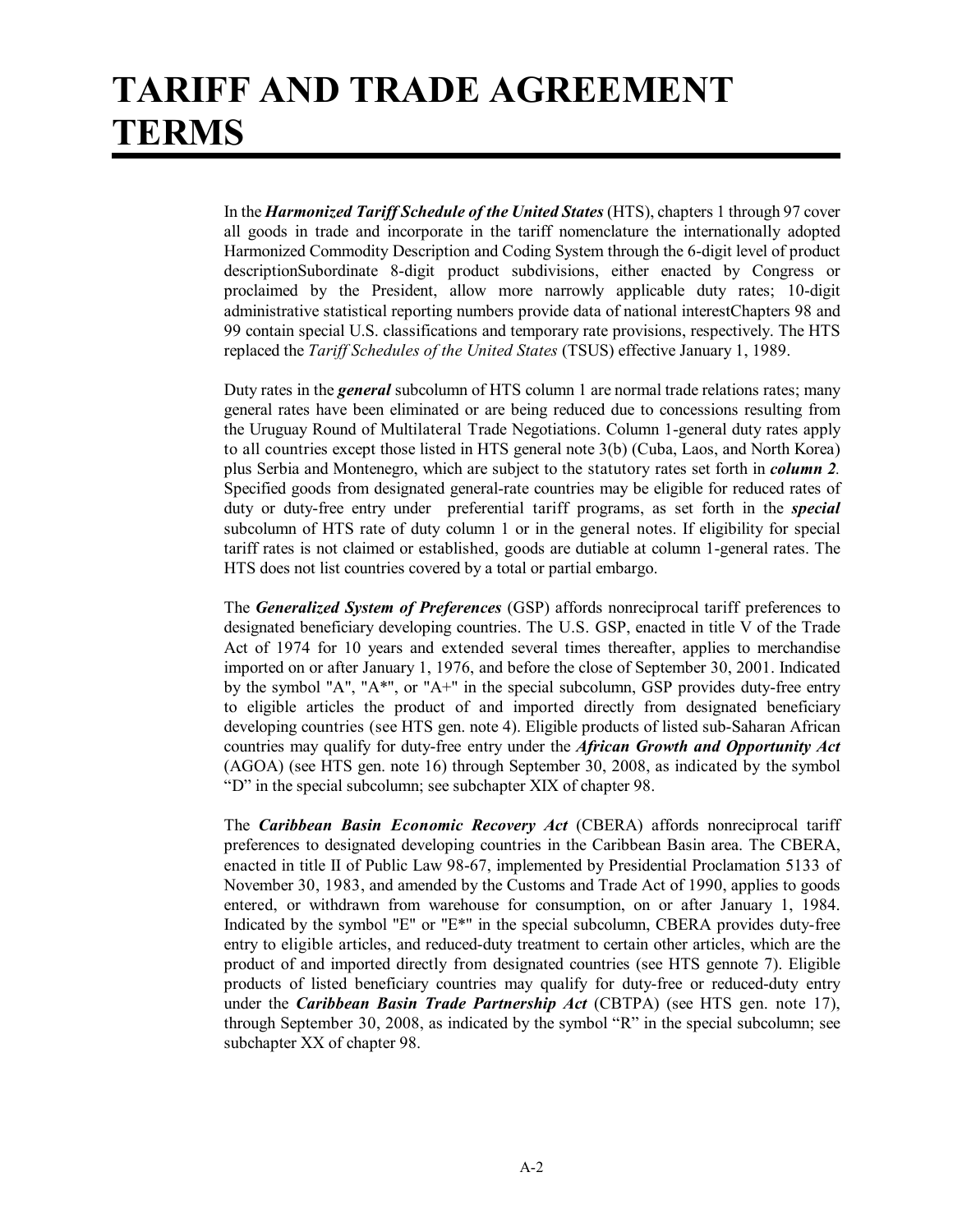# TARIFF AND TRADE AGREEMENT TERMS

In the ***Harmonized Tariff Schedule of the United States*** (HTS), chapters 1 through 97 cover all goods in trade and incorporate in the tariff nomenclature the internationally adopted Harmonized Commodity Description and Coding System through the 6-digit level of product descriptionSubordinate 8-digit product subdivisions, either enacted by Congress or proclaimed by the President, allow more narrowly applicable duty rates; 10-digit administrative statistical reporting numbers provide data of national interestChapters 98 and 99 contain special U.S. classifications and temporary rate provisions, respectively. The HTS replaced the *Tariff Schedules of the United States* (TSUS) effective January 1, 1989.

Duty rates in the ***general*** subcolumn of HTS column 1 are normal trade relations rates; many general rates have been eliminated or are being reduced due to concessions resulting from the Uruguay Round of Multilateral Trade Negotiations. Column 1-general duty rates apply to all countries except those listed in HTS general note 3(b) (Cuba, Laos, and North Korea) plus Serbia and Montenegro, which are subject to the statutory rates set forth in ***column 2***. Specified goods from designated general-rate countries may be eligible for reduced rates of duty or duty-free entry under preferential tariff programs, as set forth in the ***special*** subcolumn of HTS rate of duty column 1 or in the general notes. If eligibility for special tariff rates is not claimed or established, goods are dutiable at column 1-general rates. The HTS does not list countries covered by a total or partial embargo.

The ***Generalized System of Preferences*** (GSP) affords nonreciprocal tariff preferences to designated beneficiary developing countries. The U.S. GSP, enacted in title V of the Trade Act of 1974 for 10 years and extended several times thereafter, applies to merchandise imported on or after January 1, 1976, and before the close of September 30, 2001. Indicated by the symbol "A", "A*", or "A+" in the special subcolumn, GSP provides duty-free entry to eligible articles the product of and imported directly from designated beneficiary developing countries (see HTS gen. note 4). Eligible products of listed sub-Saharan African countries may qualify for duty-free entry under the ***African Growth and Opportunity Act*** (AGOA) (see HTS gen. note 16) through September 30, 2008, as indicated by the symbol "D" in the special subcolumn; see subchapter XIX of chapter 98.

The ***Caribbean Basin Economic Recovery Act*** (CBERA) affords nonreciprocal tariff preferences to designated developing countries in the Caribbean Basin area. The CBERA, enacted in title II of Public Law 98-67, implemented by Presidential Proclamation 5133 of November 30, 1983, and amended by the Customs and Trade Act of 1990, applies to goods entered, or withdrawn from warehouse for consumption, on or after January 1, 1984. Indicated by the symbol "E" or "E*" in the special subcolumn, CBERA provides duty-free entry to eligible articles, and reduced-duty treatment to certain other articles, which are the product of and imported directly from designated countries (see HTS gennote 7). Eligible products of listed beneficiary countries may qualify for duty-free or reduced-duty entry under the ***Caribbean Basin Trade Partnership Act*** (CBTPA) (see HTS gen. note 17), through September 30, 2008, as indicated by the symbol "R" in the special subcolumn; see subchapter XX of chapter 98.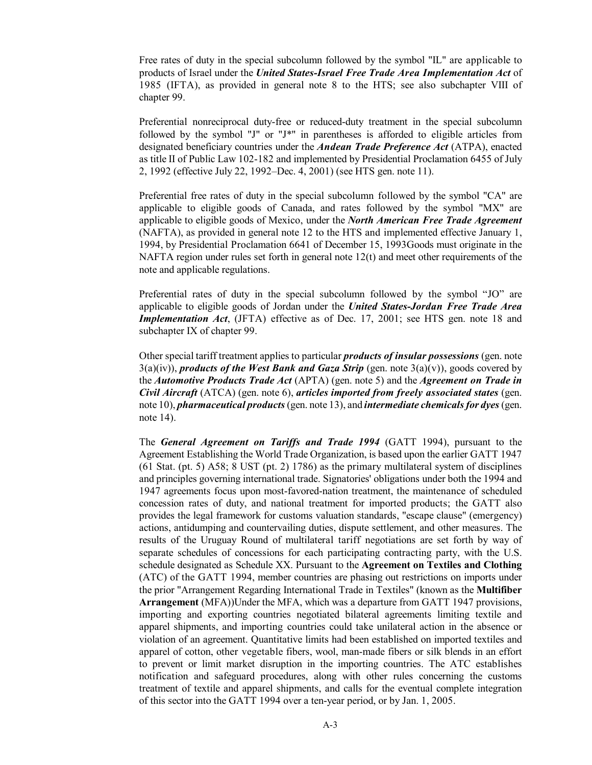Free rates of duty in the special subcolumn followed by the symbol "IL" are applicable to products of Israel under the ***United States-Israel Free Trade Area Implementation Act*** of 1985 (IFTA), as provided in general note 8 to the HTS; see also subchapter VIII of chapter 99.

Preferential nonreciprocal duty-free or reduced-duty treatment in the special subcolumn followed by the symbol "J" or "J*" in parentheses is afforded to eligible articles from designated beneficiary countries under the ***Andean Trade Preference Act*** (ATPA), enacted as title II of Public Law 102-182 and implemented by Presidential Proclamation 6455 of July 2, 1992 (effective July 22, 1992–Dec. 4, 2001) (see HTS gen. note 11).

Preferential free rates of duty in the special subcolumn followed by the symbol "CA" are applicable to eligible goods of Canada, and rates followed by the symbol "MX" are applicable to eligible goods of Mexico, under the ***North American Free Trade Agreement*** (NAFTA), as provided in general note 12 to the HTS and implemented effective January 1, 1994, by Presidential Proclamation 6641 of December 15, 1993Goods must originate in the NAFTA region under rules set forth in general note 12(t) and meet other requirements of the note and applicable regulations.

Preferential rates of duty in the special subcolumn followed by the symbol "JO" are applicable to eligible goods of Jordan under the ***United States-Jordan Free Trade Area Implementation Act***, (JFTA) effective as of Dec. 17, 2001; see HTS gen. note 18 and subchapter IX of chapter 99.

Other special tariff treatment applies to particular ***products of insular possessions*** (gen. note 3(a)(iv)), ***products of the West Bank and Gaza Strip*** (gen. note 3(a)(v)), goods covered by the ***Automotive Products Trade Act*** (APTA) (gen. note 5) and the ***Agreement on Trade in Civil Aircraft*** (ATCA) (gen. note 6), ***articles imported from freely associated states*** (gen. note 10), ***pharmaceutical products*** (gen. note 13), and ***intermediate chemicals for dyes*** (gen. note 14).

The ***General Agreement on Tariffs and Trade 1994*** (GATT 1994), pursuant to the Agreement Establishing the World Trade Organization, is based upon the earlier GATT 1947 (61 Stat. (pt. 5) A58; 8 UST (pt. 2) 1786) as the primary multilateral system of disciplines and principles governing international trade. Signatories' obligations under both the 1994 and 1947 agreements focus upon most-favored-nation treatment, the maintenance of scheduled concession rates of duty, and national treatment for imported products; the GATT also provides the legal framework for customs valuation standards, "escape clause" (emergency) actions, antidumping and countervailing duties, dispute settlement, and other measures. The results of the Uruguay Round of multilateral tariff negotiations are set forth by way of separate schedules of concessions for each participating contracting party, with the U.S. schedule designated as Schedule XX. Pursuant to the **Agreement on Textiles and Clothing** (ATC) of the GATT 1994, member countries are phasing out restrictions on imports under the prior "Arrangement Regarding International Trade in Textiles" (known as the **Multifiber Arrangement** (MFA))Under the MFA, which was a departure from GATT 1947 provisions, importing and exporting countries negotiated bilateral agreements limiting textile and apparel shipments, and importing countries could take unilateral action in the absence or violation of an agreement. Quantitative limits had been established on imported textiles and apparel of cotton, other vegetable fibers, wool, man-made fibers or silk blends in an effort to prevent or limit market disruption in the importing countries. The ATC establishes notification and safeguard procedures, along with other rules concerning the customs treatment of textile and apparel shipments, and calls for the eventual complete integration of this sector into the GATT 1994 over a ten-year period, or by Jan. 1, 2005.